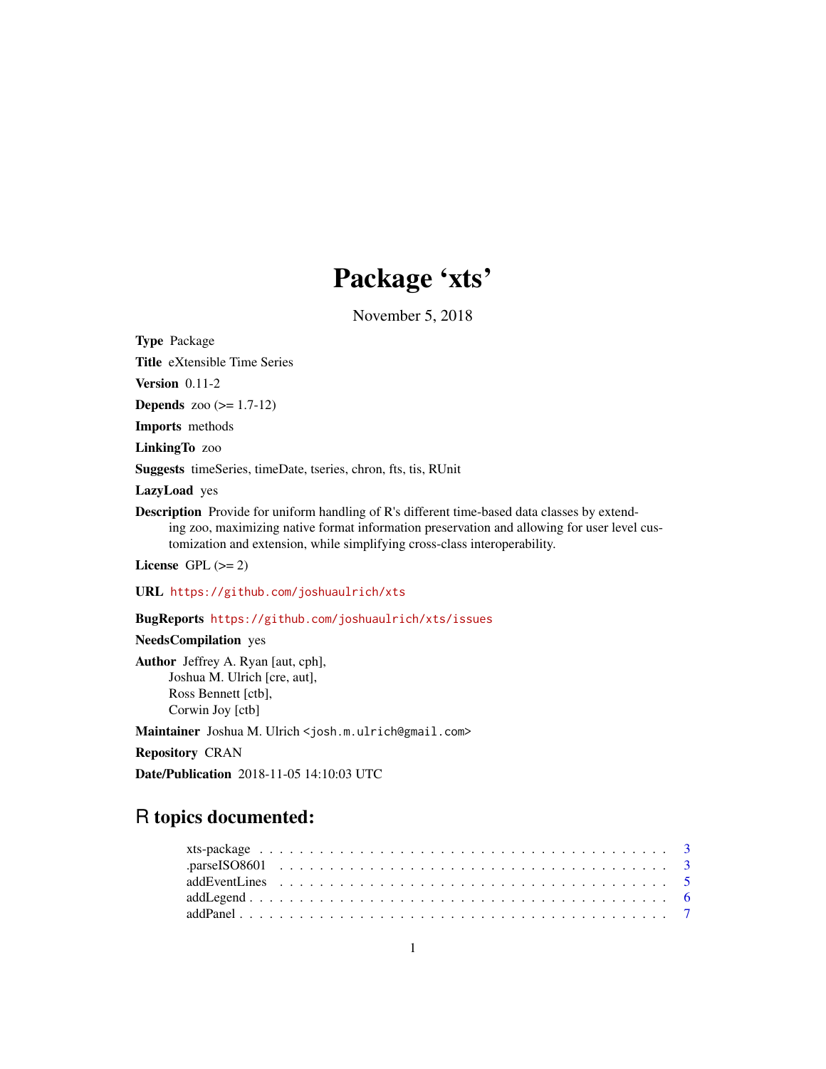# Package 'xts'

November 5, 2018

**Type** Package

**Title** eXtensible Time Series

**Version** 0.11-2

**Depends** zoo (>= 1.7-12)

**Imports** methods

**LinkingTo** zoo

**Suggests** timeSeries, timeDate, tseries, chron, fts, tis, RUnit

**LazyLoad** yes

**Description** Provide for uniform handling of R's different time-based data classes by extending zoo, maximizing native format information preservation and allowing for user level customization and extension, while simplifying cross-class interoperability.

**License** GPL (>= 2)

**URL** https://github.com/joshuaulrich/xts

**BugReports** https://github.com/joshuaulrich/xts/issues

**NeedsCompilation** yes

**Author** Jeffrey A. Ryan [aut, cph],
Joshua M. Ulrich [cre, aut],
Ross Bennett [ctb],
Corwin Joy [ctb]

**Maintainer** Joshua M. Ulrich <josh.m.ulrich@gmail.com>

**Repository** CRAN

**Date/Publication** 2018-11-05 14:10:03 UTC

## R topics documented:

xts-package . . . . . . . . . . . . . . . . . . . . . . . . . . . . . . . . . . . . . . . 3
.parseISO8601 . . . . . . . . . . . . . . . . . . . . . . . . . . . . . . . . . . . . . . 3
addEventLines . . . . . . . . . . . . . . . . . . . . . . . . . . . . . . . . . . . . . . 5
addLegend . . . . . . . . . . . . . . . . . . . . . . . . . . . . . . . . . . . . . . . . 6
addPanel . . . . . . . . . . . . . . . . . . . . . . . . . . . . . . . . . . . . . . . . . 7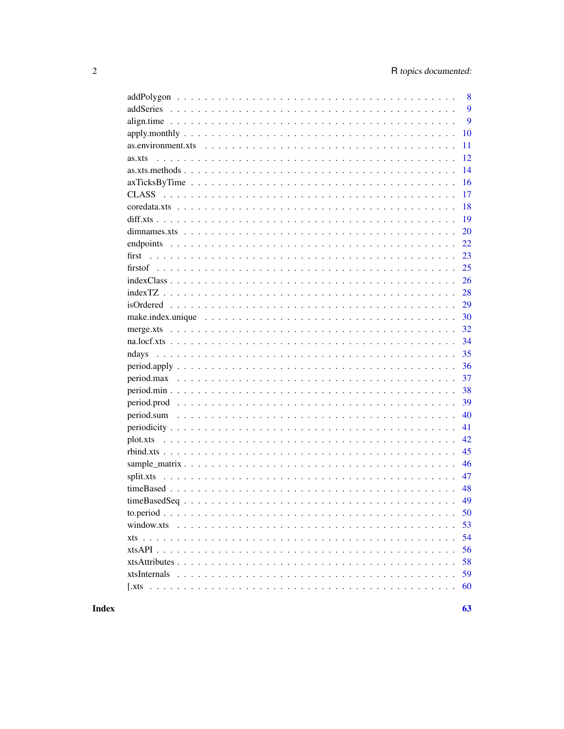| | |
|---|---|
| addPolygon | 8 |
| addSeries | 9 |
| align.time | 9 |
| apply.monthly | 10 |
| as.environment.xts | 11 |
| as.xts | 12 |
| as.xts.methods | 14 |
| axTicksByTime | 16 |
| CLASS | 17 |
| coredata.xts | 18 |
| diff.xts | 19 |
| dimnames.xts | 20 |
| endpoints | 22 |
| first | 23 |
| firstof | 25 |
| indexClass | 26 |
| indexTZ | 28 |
| isOrdered | 29 |
| make.index.unique | 30 |
| merge.xts | 32 |
| na.locf.xts | 34 |
| ndays | 35 |
| period.apply | 36 |
| period.max | 37 |
| period.min | 38 |
| period.prod | 39 |
| period.sum | 40 |
| periodicity | 41 |
| plot.xts | 42 |
| rbind.xts | 45 |
| sample_matrix | 46 |
| split.xts | 47 |
| timeBased | 48 |
| timeBasedSeq | 49 |
| to.period | 50 |
| window.xts | 53 |
| xts | 54 |
| xtsAPI | 56 |
| xtsAttributes | 58 |
| xtsInternals | 59 |
| [.xts | 60 |
| **Index** | **63** |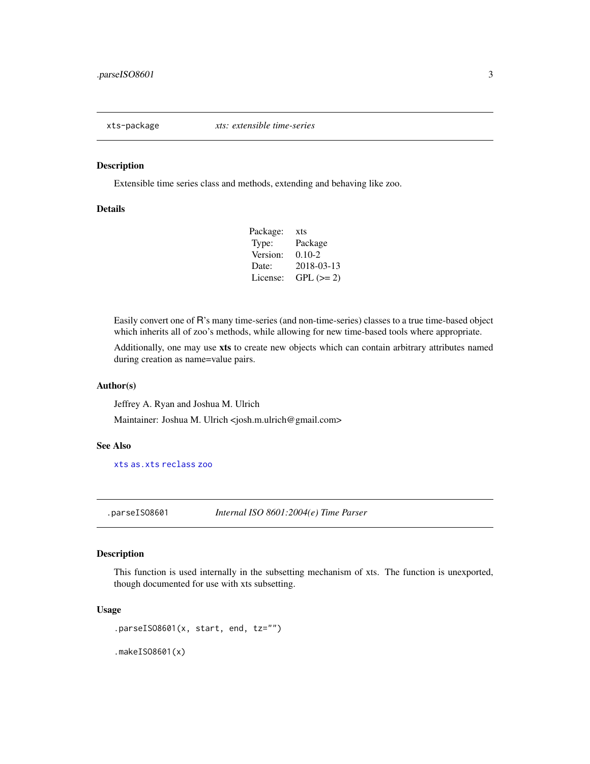## xts-package — *xts: extensible time-series*

### Description

Extensible time series class and methods, extending and behaving like zoo.

### Details

| | |
|---|---|
| Package: | xts |
| Type: | Package |
| Version: | 0.10-2 |
| Date: | 2018-03-13 |
| License: | GPL (>= 2) |

Easily convert one of R's many time-series (and non-time-series) classes to a true time-based object which inherits all of zoo's methods, while allowing for new time-based tools where appropriate.

Additionally, one may use **xts** to create new objects which can contain arbitrary attributes named during creation as name=value pairs.

### Author(s)

Jeffrey A. Ryan and Joshua M. Ulrich

Maintainer: Joshua M. Ulrich <josh.m.ulrich@gmail.com>

### See Also

`xts` `as.xts` `reclass` `zoo`

## .parseISO8601 — *Internal ISO 8601:2004(e) Time Parser*

### Description

This function is used internally in the subsetting mechanism of xts. The function is unexported, though documented for use with xts subsetting.

### Usage

```
.parseISO8601(x, start, end, tz="")

.makeISO8601(x)
```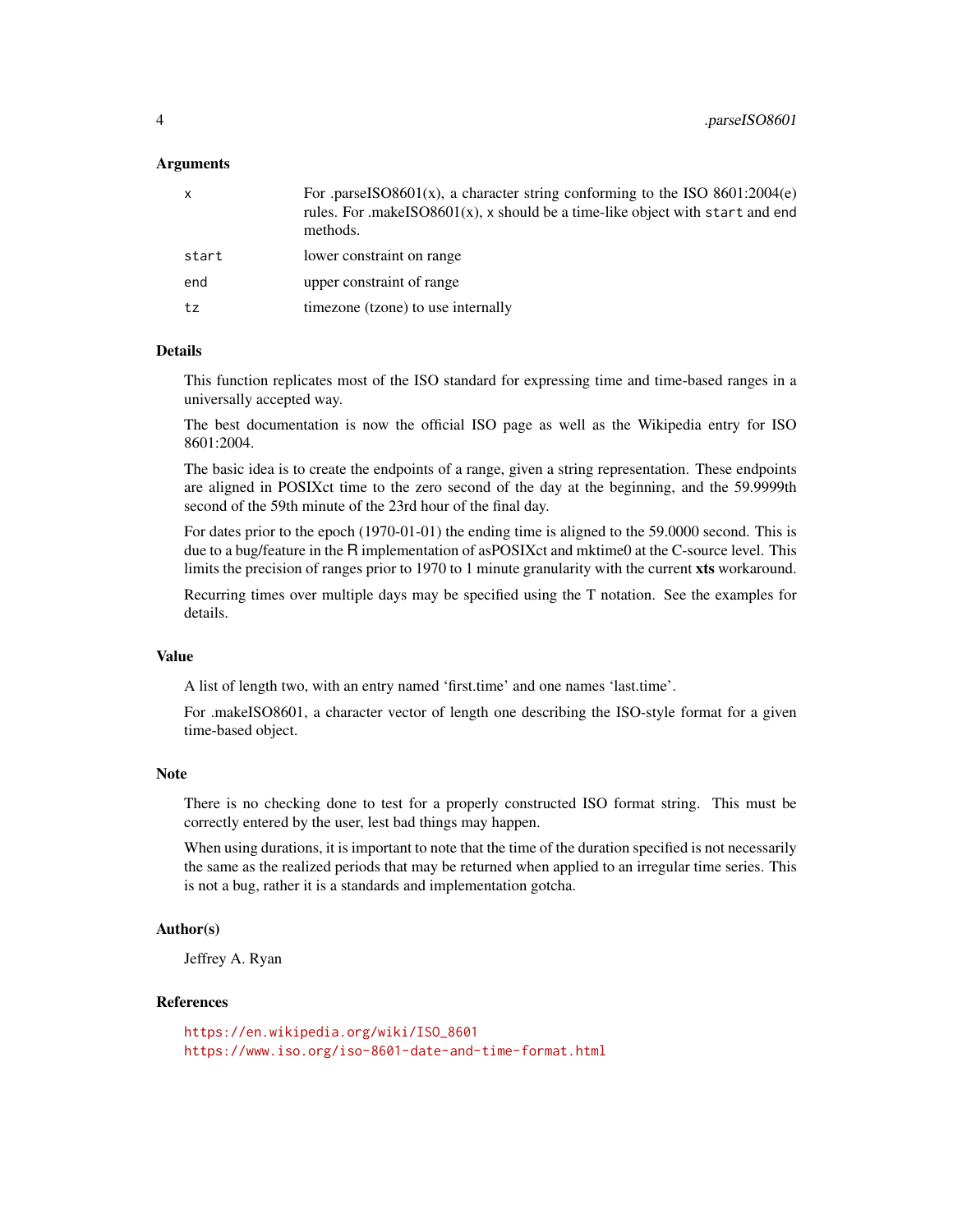### Arguments

| | |
|---|---|
| `x` | For .parseISO8601(x), a character string conforming to the ISO 8601:2004(e) rules. For .makeISO8601(x), `x` should be a time-like object with `start` and `end` methods. |
| `start` | lower constraint on range |
| `end` | upper constraint of range |
| `tz` | timezone (tzone) to use internally |

### Details

This function replicates most of the ISO standard for expressing time and time-based ranges in a universally accepted way.

The best documentation is now the official ISO page as well as the Wikipedia entry for ISO 8601:2004.

The basic idea is to create the endpoints of a range, given a string representation. These endpoints are aligned in POSIXct time to the zero second of the day at the beginning, and the 59.9999th second of the 59th minute of the 23rd hour of the final day.

For dates prior to the epoch (1970-01-01) the ending time is aligned to the 59.0000 second. This is due to a bug/feature in the R implementation of asPOSIXct and mktime0 at the C-source level. This limits the precision of ranges prior to 1970 to 1 minute granularity with the current **xts** workaround.

Recurring times over multiple days may be specified using the T notation. See the examples for details.

### Value

A list of length two, with an entry named 'first.time' and one names 'last.time'.

For .makeISO8601, a character vector of length one describing the ISO-style format for a given time-based object.

### Note

There is no checking done to test for a properly constructed ISO format string. This must be correctly entered by the user, lest bad things may happen.

When using durations, it is important to note that the time of the duration specified is not necessarily the same as the realized periods that may be returned when applied to an irregular time series. This is not a bug, rather it is a standards and implementation gotcha.

### Author(s)

Jeffrey A. Ryan

### References

https://en.wikipedia.org/wiki/ISO_8601
https://www.iso.org/iso-8601-date-and-time-format.html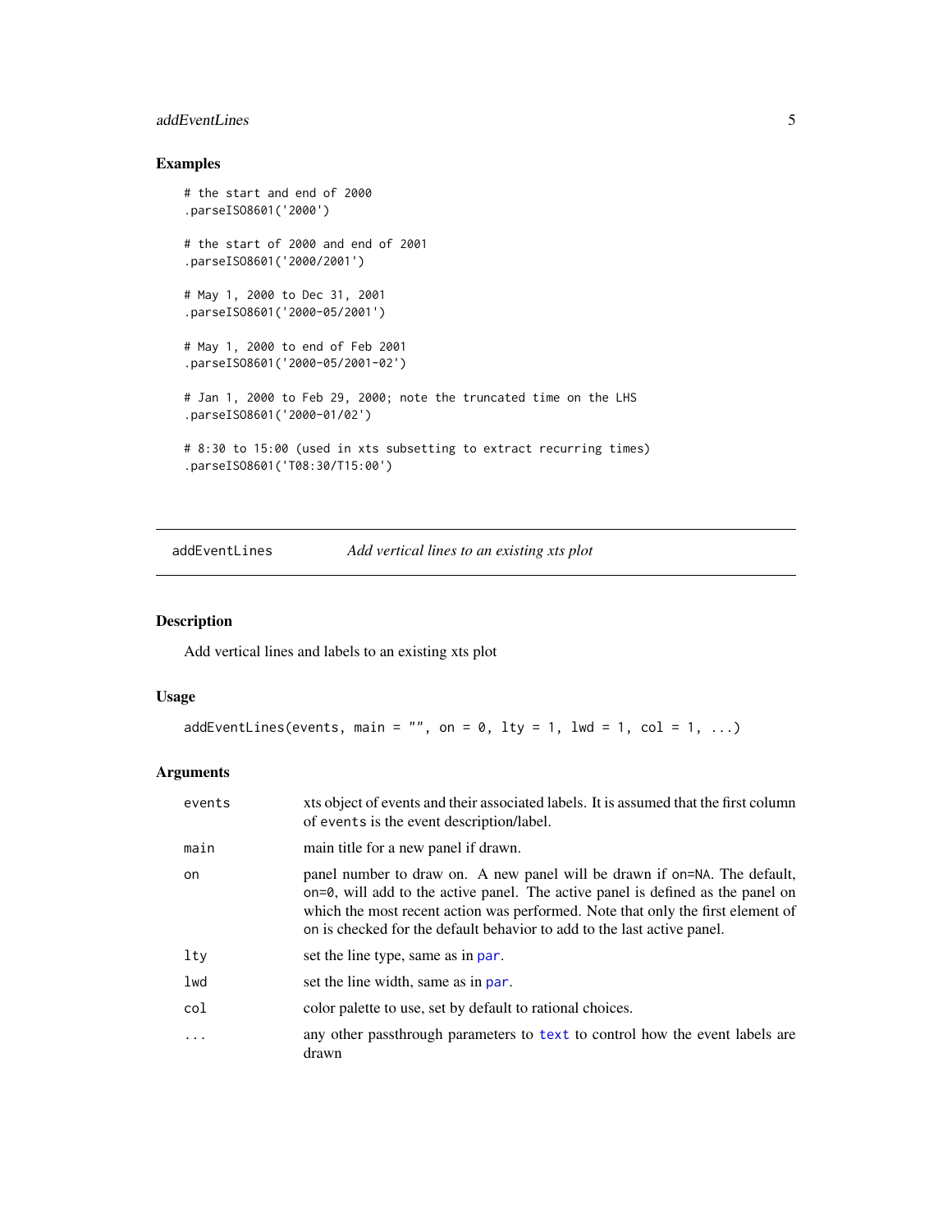## Examples

```
# the start and end of 2000
.parseISO8601('2000')

# the start of 2000 and end of 2001
.parseISO8601('2000/2001')

# May 1, 2000 to Dec 31, 2001
.parseISO8601('2000-05/2001')

# May 1, 2000 to end of Feb 2001
.parseISO8601('2000-05/2001-02')

# Jan 1, 2000 to Feb 29, 2000; note the truncated time on the LHS
.parseISO8601('2000-01/02')

# 8:30 to 15:00 (used in xts subsetting to extract recurring times)
.parseISO8601('T08:30/T15:00')
```

---

# addEventLines    *Add vertical lines to an existing xts plot*

---

## Description

Add vertical lines and labels to an existing xts plot

## Usage

```
addEventLines(events, main = "", on = 0, lty = 1, lwd = 1, col = 1, ...)
```

## Arguments

| | |
|---|---|
| `events` | xts object of events and their associated labels. It is assumed that the first column of `events` is the event description/label. |
| `main` | main title for a new panel if drawn. |
| `on` | panel number to draw on. A new panel will be drawn if `on=NA`. The default, `on=0`, will add to the active panel. The active panel is defined as the panel on which the most recent action was performed. Note that only the first element of `on` is checked for the default behavior to add to the last active panel. |
| `lty` | set the line type, same as in `par`. |
| `lwd` | set the line width, same as in `par`. |
| `col` | color palette to use, set by default to rational choices. |
| `...` | any other passthrough parameters to `text` to control how the event labels are drawn |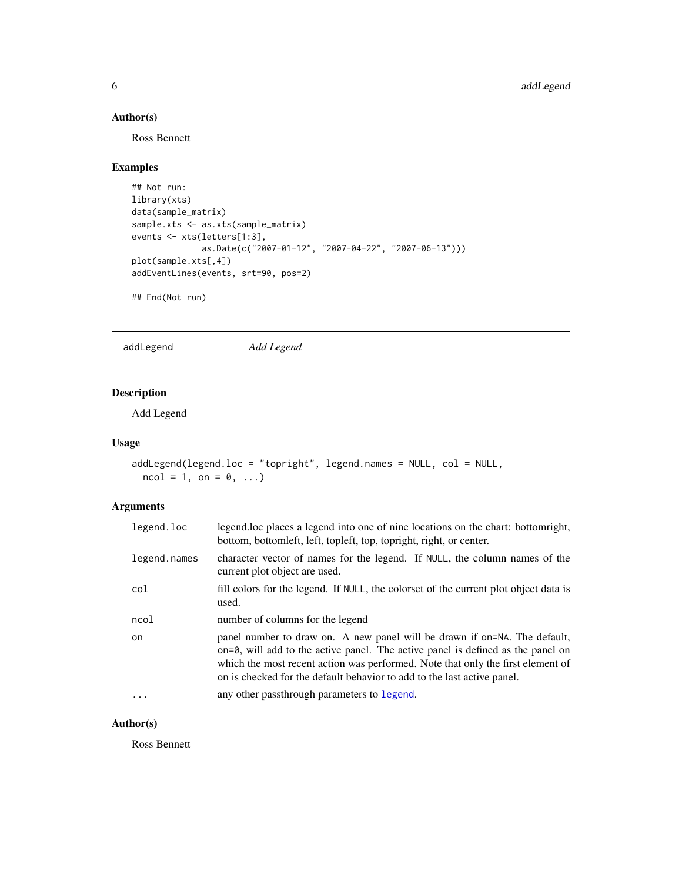### Author(s)

Ross Bennett

### Examples

```
## Not run:
library(xts)
data(sample_matrix)
sample.xts <- as.xts(sample_matrix)
events <- xts(letters[1:3],
              as.Date(c("2007-01-12", "2007-04-22", "2007-06-13")))
plot(sample.xts[,4])
addEventLines(events, srt=90, pos=2)

## End(Not run)
```

---

## addLegend *Add Legend*

---

### Description

Add Legend

### Usage

```
addLegend(legend.loc = "topright", legend.names = NULL, col = NULL,
  ncol = 1, on = 0, ...)
```

### Arguments

| | |
|---|---|
| `legend.loc` | legend.loc places a legend into one of nine locations on the chart: bottomright, bottom, bottomleft, left, topleft, top, topright, right, or center. |
| `legend.names` | character vector of names for the legend. If `NULL`, the column names of the current plot object are used. |
| `col` | fill colors for the legend. If `NULL`, the colorset of the current plot object data is used. |
| `ncol` | number of columns for the legend |
| `on` | panel number to draw on. A new panel will be drawn if `on=NA`. The default, `on=0`, will add to the active panel. The active panel is defined as the panel on which the most recent action was performed. Note that only the first element of `on` is checked for the default behavior to add to the last active panel. |
| `...` | any other passthrough parameters to `legend`. |

### Author(s)

Ross Bennett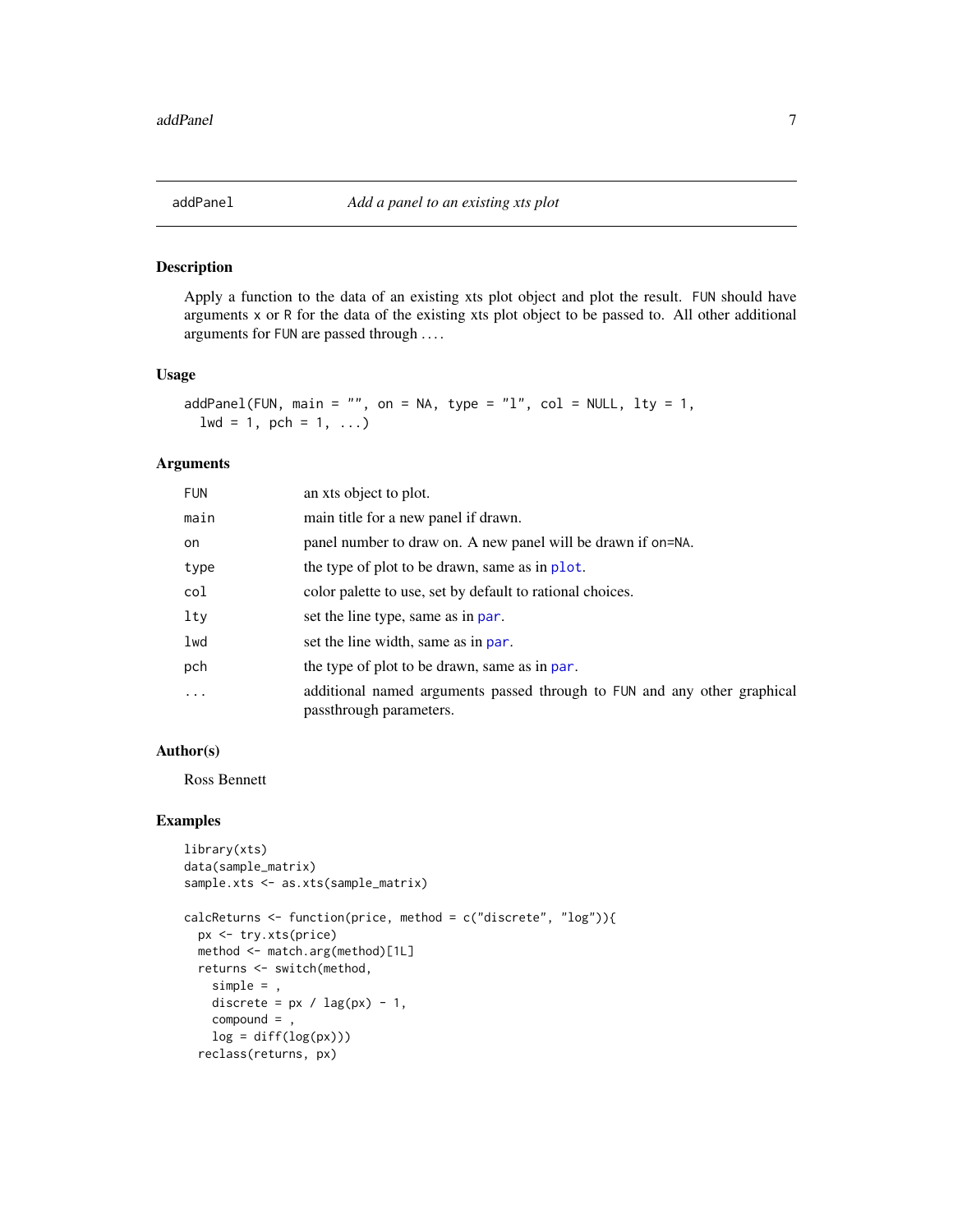## addPanel — *Add a panel to an existing xts plot*

### Description

Apply a function to the data of an existing xts plot object and plot the result. `FUN` should have arguments `x` or `R` for the data of the existing xts plot object to be passed to. All other additional arguments for `FUN` are passed through `...`.

### Usage

```
addPanel(FUN, main = "", on = NA, type = "l", col = NULL, lty = 1,
  lwd = 1, pch = 1, ...)
```

### Arguments

| | |
|---|---|
| `FUN` | an xts object to plot. |
| `main` | main title for a new panel if drawn. |
| `on` | panel number to draw on. A new panel will be drawn if `on=NA`. |
| `type` | the type of plot to be drawn, same as in `plot`. |
| `col` | color palette to use, set by default to rational choices. |
| `lty` | set the line type, same as in `par`. |
| `lwd` | set the line width, same as in `par`. |
| `pch` | the type of plot to be drawn, same as in `par`. |
| `...` | additional named arguments passed through to `FUN` and any other graphical passthrough parameters. |

### Author(s)

Ross Bennett

### Examples

```
library(xts)
data(sample_matrix)
sample.xts <- as.xts(sample_matrix)

calcReturns <- function(price, method = c("discrete", "log")){
  px <- try.xts(price)
  method <- match.arg(method)[1L]
  returns <- switch(method,
    simple = ,
    discrete = px / lag(px) - 1,
    compound = ,
    log = diff(log(px)))
  reclass(returns, px)
```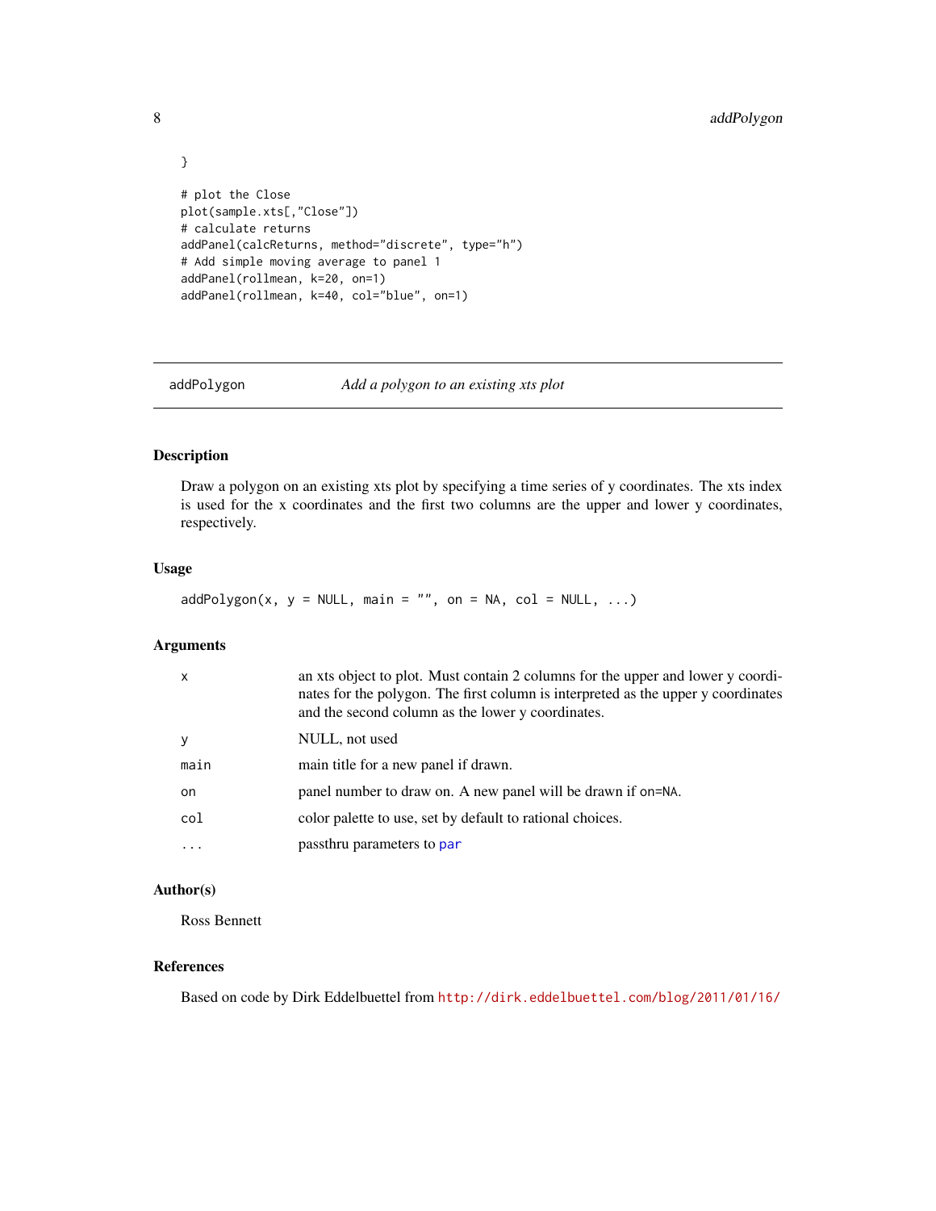```
}

# plot the Close
plot(sample.xts[,"Close"])
# calculate returns
addPanel(calcReturns, method="discrete", type="h")
# Add simple moving average to panel 1
addPanel(rollmean, k=20, on=1)
addPanel(rollmean, k=40, col="blue", on=1)
```

---

## addPolygon — *Add a polygon to an existing xts plot*

### Description

Draw a polygon on an existing xts plot by specifying a time series of y coordinates. The xts index is used for the x coordinates and the first two columns are the upper and lower y coordinates, respectively.

### Usage

```
addPolygon(x, y = NULL, main = "", on = NA, col = NULL, ...)
```

### Arguments

| Argument | Description |
|---|---|
| `x` | an xts object to plot. Must contain 2 columns for the upper and lower y coordinates for the polygon. The first column is interpreted as the upper y coordinates and the second column as the lower y coordinates. |
| `y` | NULL, not used |
| `main` | main title for a new panel if drawn. |
| `on` | panel number to draw on. A new panel will be drawn if `on=NA`. |
| `col` | color palette to use, set by default to rational choices. |
| `...` | passthru parameters to `par` |

### Author(s)

Ross Bennett

### References

Based on code by Dirk Eddelbuettel from http://dirk.eddelbuettel.com/blog/2011/01/16/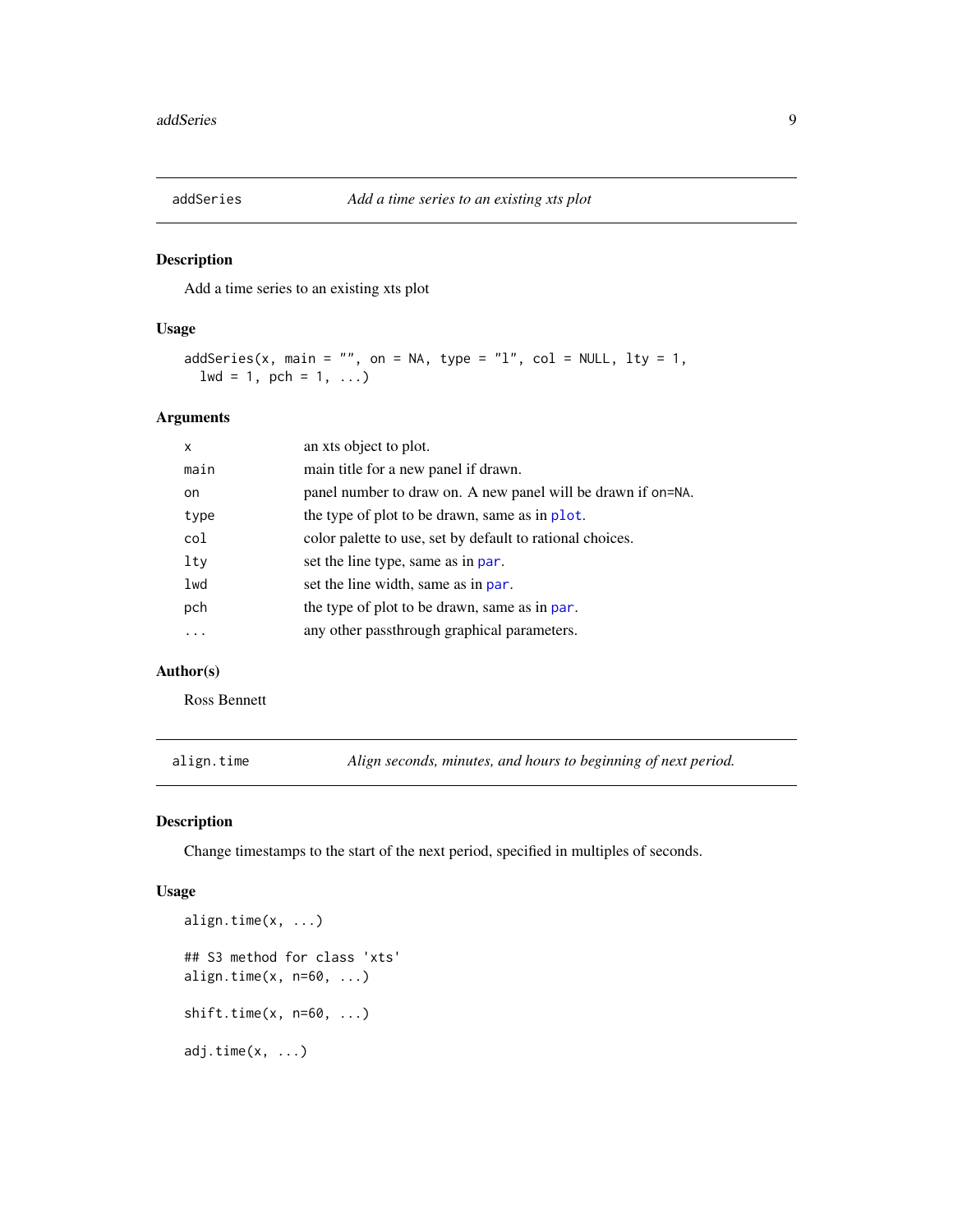## addSeries — *Add a time series to an existing xts plot*

### Description

Add a time series to an existing xts plot

### Usage

```
addSeries(x, main = "", on = NA, type = "l", col = NULL, lty = 1,
  lwd = 1, pch = 1, ...)
```

### Arguments

| | |
|---|---|
| `x` | an xts object to plot. |
| `main` | main title for a new panel if drawn. |
| `on` | panel number to draw on. A new panel will be drawn if `on=NA`. |
| `type` | the type of plot to be drawn, same as in `plot`. |
| `col` | color palette to use, set by default to rational choices. |
| `lty` | set the line type, same as in `par`. |
| `lwd` | set the line width, same as in `par`. |
| `pch` | the type of plot to be drawn, same as in `par`. |
| `...` | any other passthrough graphical parameters. |

### Author(s)

Ross Bennett

## align.time — *Align seconds, minutes, and hours to beginning of next period.*

### Description

Change timestamps to the start of the next period, specified in multiples of seconds.

### Usage

```
align.time(x, ...)

## S3 method for class 'xts'
align.time(x, n=60, ...)

shift.time(x, n=60, ...)

adj.time(x, ...)
```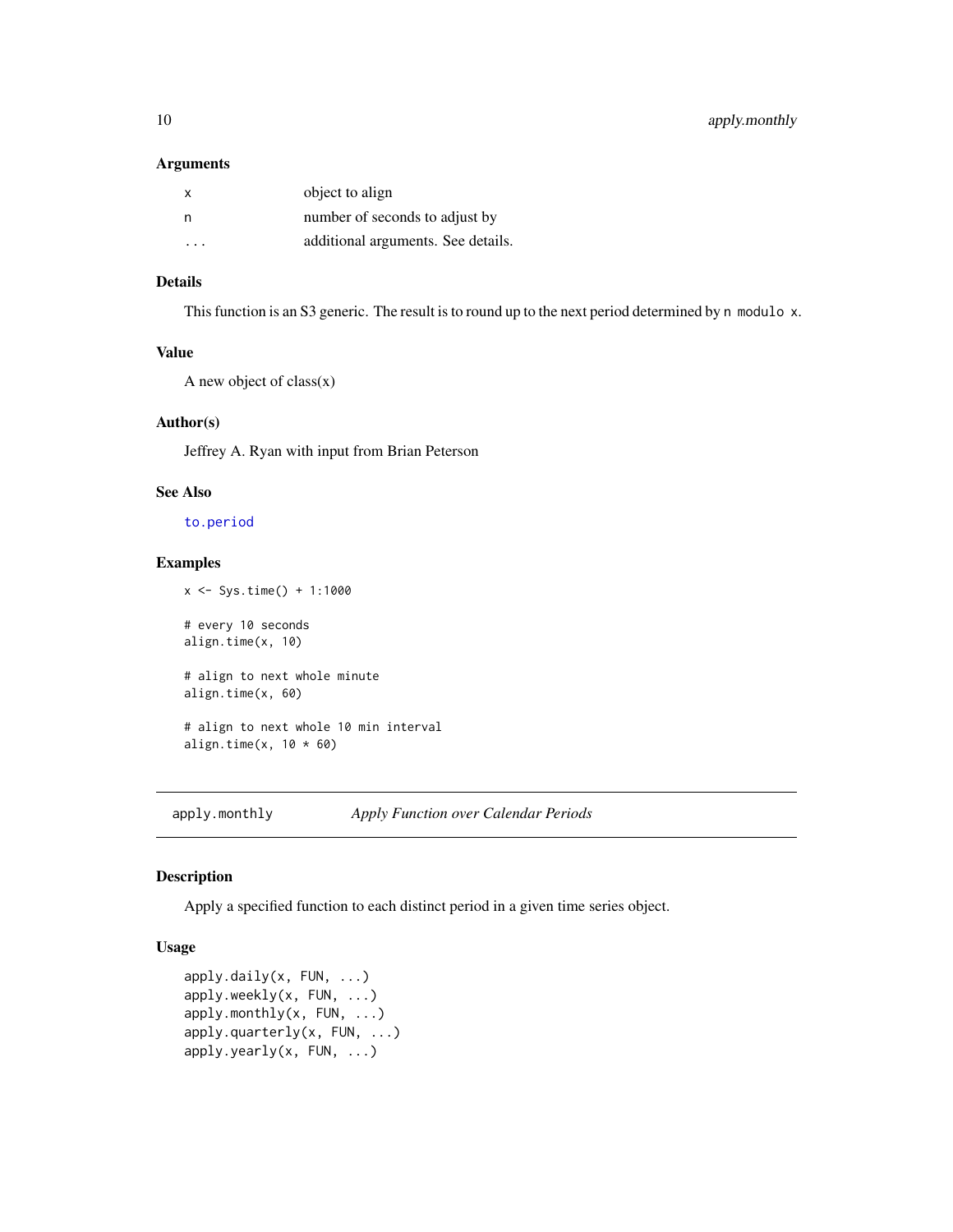### Arguments

| | |
|---|---|
| x | object to align |
| n | number of seconds to adjust by |
| ... | additional arguments. See details. |

### Details

This function is an S3 generic. The result is to round up to the next period determined by `n modulo x`.

### Value

A new object of class(x)

### Author(s)

Jeffrey A. Ryan with input from Brian Peterson

### See Also

to.period

### Examples

```
x <- Sys.time() + 1:1000

# every 10 seconds
align.time(x, 10)

# align to next whole minute
align.time(x, 60)

# align to next whole 10 min interval
align.time(x, 10 * 60)
```

---

## apply.monthly — *Apply Function over Calendar Periods*

### Description

Apply a specified function to each distinct period in a given time series object.

### Usage

```
apply.daily(x, FUN, ...)
apply.weekly(x, FUN, ...)
apply.monthly(x, FUN, ...)
apply.quarterly(x, FUN, ...)
apply.yearly(x, FUN, ...)
```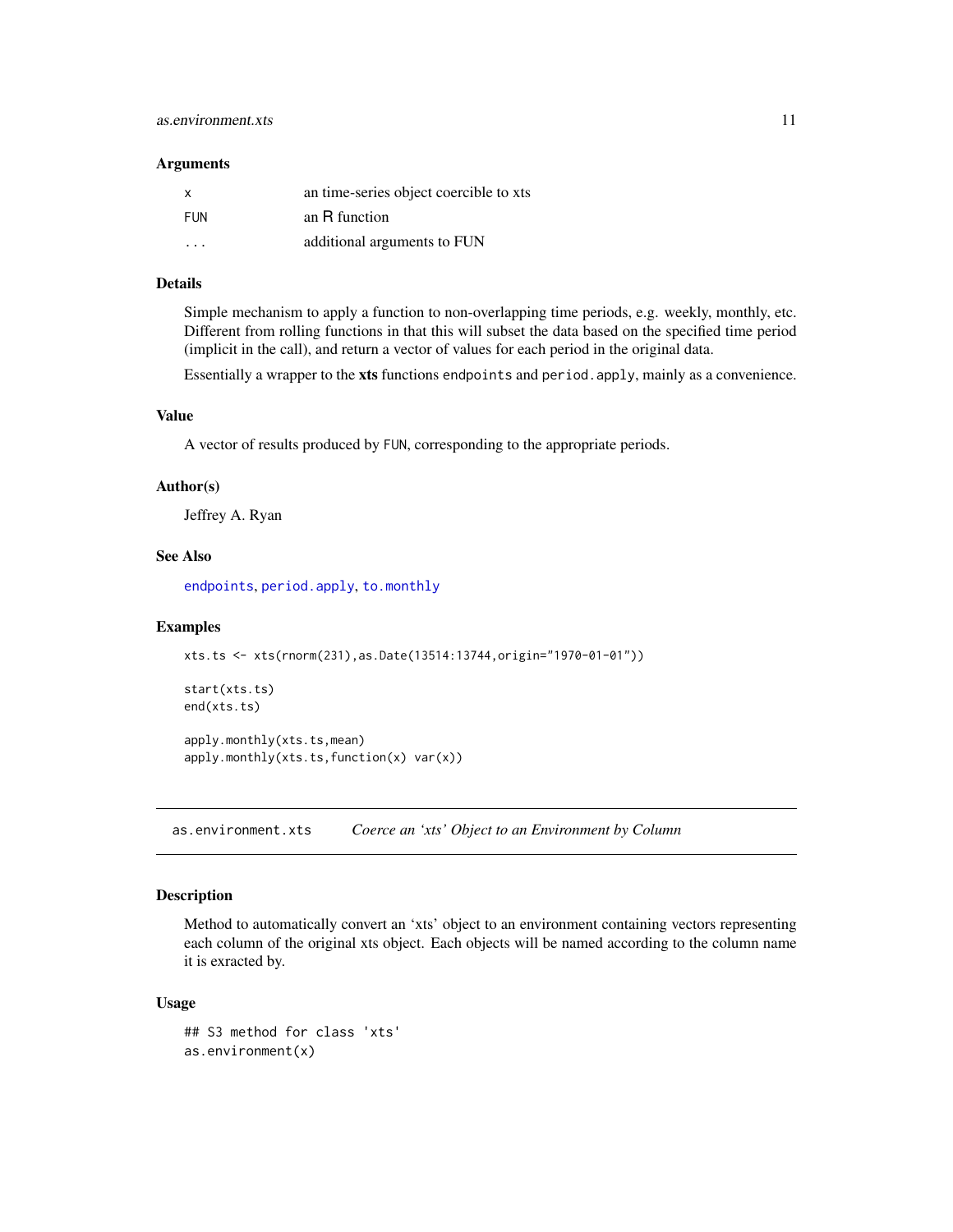### Arguments

| | |
|---|---|
| x | an time-series object coercible to xts |
| FUN | an R function |
| ... | additional arguments to FUN |

### Details

Simple mechanism to apply a function to non-overlapping time periods, e.g. weekly, monthly, etc. Different from rolling functions in that this will subset the data based on the specified time period (implicit in the call), and return a vector of values for each period in the original data.

Essentially a wrapper to the **xts** functions `endpoints` and `period.apply`, mainly as a convenience.

### Value

A vector of results produced by `FUN`, corresponding to the appropriate periods.

### Author(s)

Jeffrey A. Ryan

### See Also

`endpoints`, `period.apply`, `to.monthly`

### Examples

```
xts.ts <- xts(rnorm(231),as.Date(13514:13744,origin="1970-01-01"))

start(xts.ts)
end(xts.ts)

apply.monthly(xts.ts,mean)
apply.monthly(xts.ts,function(x) var(x))
```

---

## as.environment.xts — *Coerce an 'xts' Object to an Environment by Column*

### Description

Method to automatically convert an 'xts' object to an environment containing vectors representing each column of the original xts object. Each objects will be named according to the column name it is exracted by.

### Usage

```
## S3 method for class 'xts'
as.environment(x)
```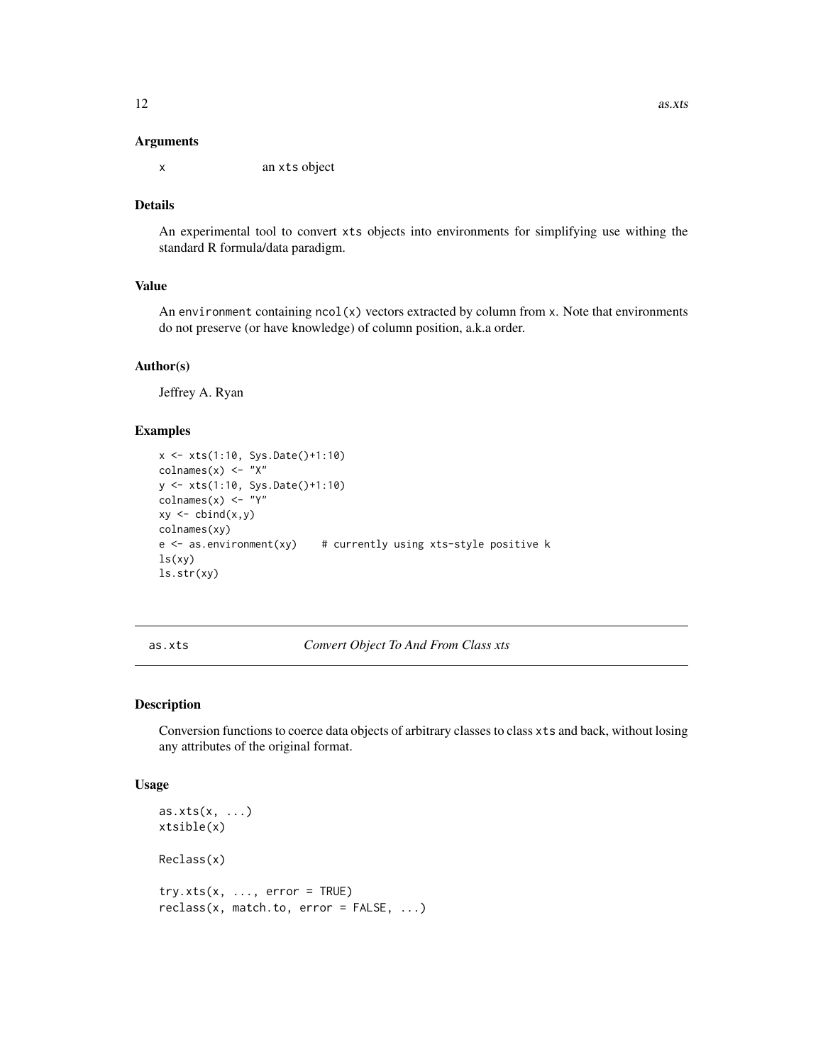### Arguments

x	an xts object

### Details

An experimental tool to convert xts objects into environments for simplifying use withing the standard R formula/data paradigm.

### Value

An environment containing ncol(x) vectors extracted by column from x. Note that environments do not preserve (or have knowledge) of column position, a.k.a order.

### Author(s)

Jeffrey A. Ryan

### Examples

```
x <- xts(1:10, Sys.Date()+1:10)
colnames(x) <- "X"
y <- xts(1:10, Sys.Date()+1:10)
colnames(x) <- "Y"
xy <- cbind(x,y)
colnames(xy)
e <- as.environment(xy)    # currently using xts-style positive k
ls(xy)
ls.str(xy)
```

---

## as.xts — *Convert Object To And From Class xts*

### Description

Conversion functions to coerce data objects of arbitrary classes to class xts and back, without losing any attributes of the original format.

### Usage

```
as.xts(x, ...)
xtsible(x)

Reclass(x)

try.xts(x, ..., error = TRUE)
reclass(x, match.to, error = FALSE, ...)
```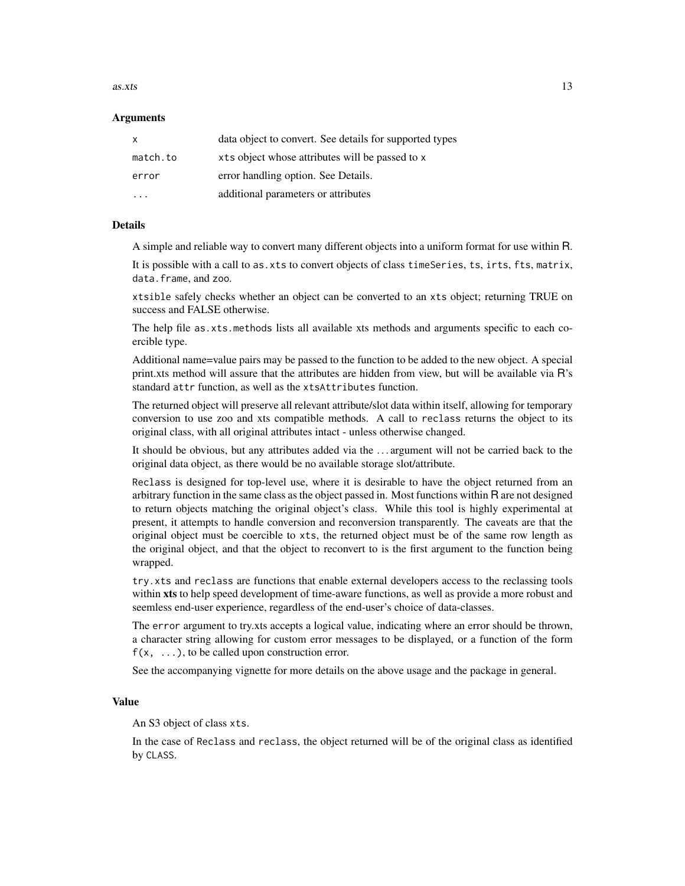### Arguments

| | |
|---|---|
| `x` | data object to convert. See details for supported types |
| `match.to` | `xts` object whose attributes will be passed to `x` |
| `error` | error handling option. See Details. |
| `...` | additional parameters or attributes |

### Details

A simple and reliable way to convert many different objects into a uniform format for use within R.

It is possible with a call to `as.xts` to convert objects of class `timeSeries`, `ts`, `irts`, `fts`, `matrix`, `data.frame`, and `zoo`.

`xtsible` safely checks whether an object can be converted to an `xts` object; returning TRUE on success and FALSE otherwise.

The help file `as.xts.methods` lists all available xts methods and arguments specific to each coercible type.

Additional name=value pairs may be passed to the function to be added to the new object. A special print.xts method will assure that the attributes are hidden from view, but will be available via R's standard `attr` function, as well as the `xtsAttributes` function.

The returned object will preserve all relevant attribute/slot data within itself, allowing for temporary conversion to use zoo and xts compatible methods. A call to `reclass` returns the object to its original class, with all original attributes intact - unless otherwise changed.

It should be obvious, but any attributes added via the ... argument will not be carried back to the original data object, as there would be no available storage slot/attribute.

`Reclass` is designed for top-level use, where it is desirable to have the object returned from an arbitrary function in the same class as the object passed in. Most functions within R are not designed to return objects matching the original object's class. While this tool is highly experimental at present, it attempts to handle conversion and reconversion transparently. The caveats are that the original object must be coercible to `xts`, the returned object must be of the same row length as the original object, and that the object to reconvert to is the first argument to the function being wrapped.

`try.xts` and `reclass` are functions that enable external developers access to the reclassing tools within **xts** to help speed development of time-aware functions, as well as provide a more robust and seemless end-user experience, regardless of the end-user's choice of data-classes.

The `error` argument to try.xts accepts a logical value, indicating where an error should be thrown, a character string allowing for custom error messages to be displayed, or a function of the form `f(x, ...)`, to be called upon construction error.

See the accompanying vignette for more details on the above usage and the package in general.

### Value

An S3 object of class `xts`.

In the case of `Reclass` and `reclass`, the object returned will be of the original class as identified by `CLASS`.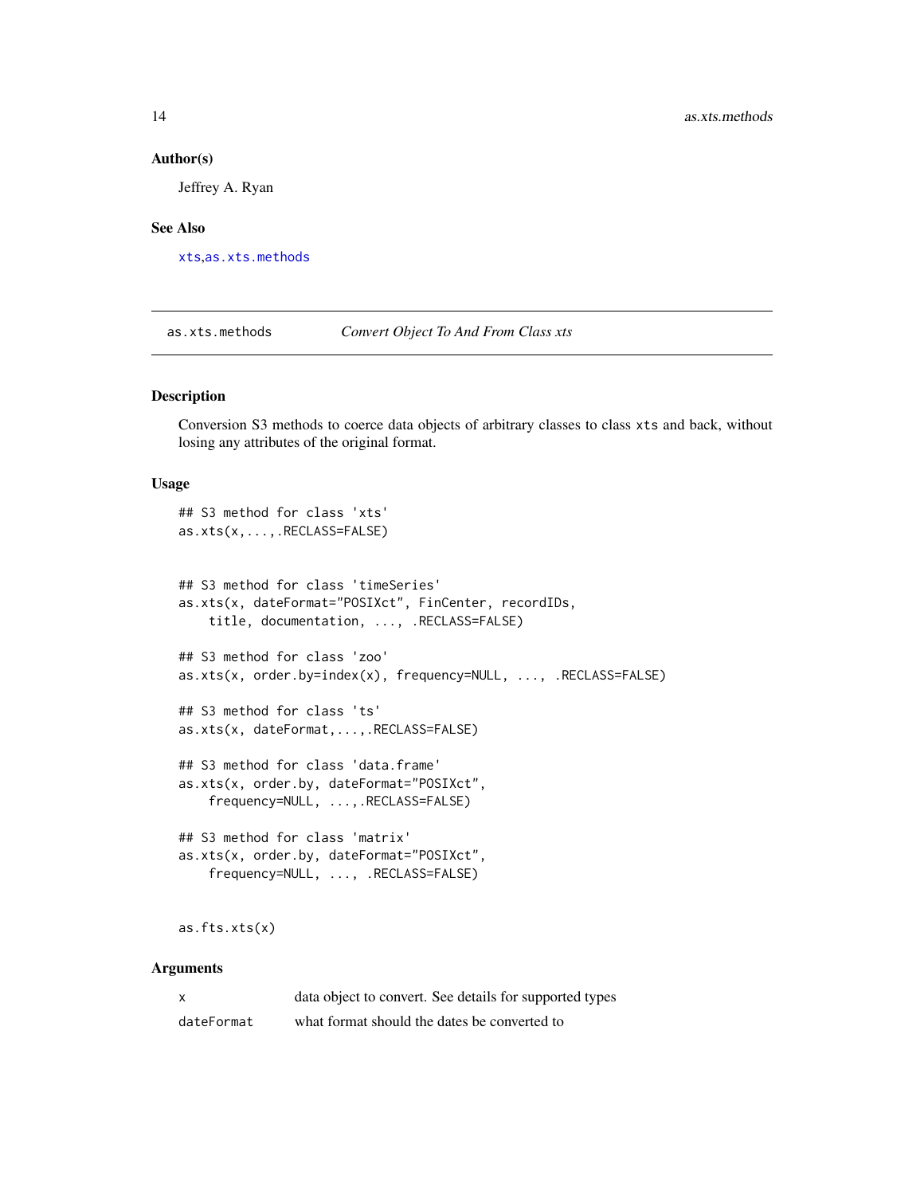### Author(s)

Jeffrey A. Ryan

### See Also

xts,as.xts.methods

---

as.xts.methods &nbsp;&nbsp;&nbsp;&nbsp; *Convert Object To And From Class xts*

---

### Description

Conversion S3 methods to coerce data objects of arbitrary classes to class xts and back, without losing any attributes of the original format.

### Usage

```
## S3 method for class 'xts'
as.xts(x,...,.RECLASS=FALSE)


## S3 method for class 'timeSeries'
as.xts(x, dateFormat="POSIXct", FinCenter, recordIDs,
    title, documentation, ..., .RECLASS=FALSE)

## S3 method for class 'zoo'
as.xts(x, order.by=index(x), frequency=NULL, ..., .RECLASS=FALSE)

## S3 method for class 'ts'
as.xts(x, dateFormat,...,.RECLASS=FALSE)

## S3 method for class 'data.frame'
as.xts(x, order.by, dateFormat="POSIXct",
    frequency=NULL, ...,.RECLASS=FALSE)

## S3 method for class 'matrix'
as.xts(x, order.by, dateFormat="POSIXct",
    frequency=NULL, ..., .RECLASS=FALSE)


as.fts.xts(x)
```

### Arguments

| | |
|---|---|
| x | data object to convert. See details for supported types |
| dateFormat | what format should the dates be converted to |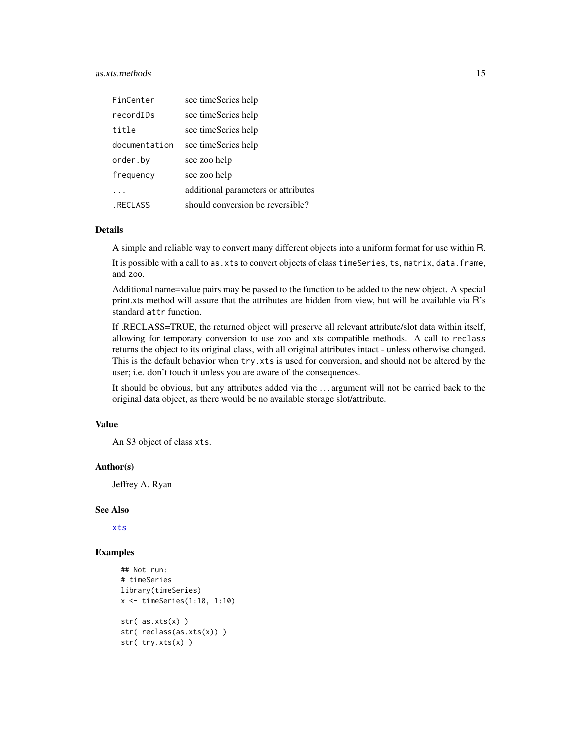| | |
|---|---|
| `FinCenter` | see timeSeries help |
| `recordIDs` | see timeSeries help |
| `title` | see timeSeries help |
| `documentation` | see timeSeries help |
| `order.by` | see zoo help |
| `frequency` | see zoo help |
| `...` | additional parameters or attributes |
| `.RECLASS` | should conversion be reversible? |

## Details

A simple and reliable way to convert many different objects into a uniform format for use within R.

It is possible with a call to `as.xts` to convert objects of class `timeSeries`, `ts`, `matrix`, `data.frame`, and `zoo`.

Additional name=value pairs may be passed to the function to be added to the new object. A special print.xts method will assure that the attributes are hidden from view, but will be available via R's standard `attr` function.

If .RECLASS=TRUE, the returned object will preserve all relevant attribute/slot data within itself, allowing for temporary conversion to use zoo and xts compatible methods. A call to `reclass` returns the object to its original class, with all original attributes intact - unless otherwise changed. This is the default behavior when `try.xts` is used for conversion, and should not be altered by the user; i.e. don't touch it unless you are aware of the consequences.

It should be obvious, but any attributes added via the ... argument will not be carried back to the original data object, as there would be no available storage slot/attribute.

## Value

An S3 object of class `xts`.

## Author(s)

Jeffrey A. Ryan

## See Also

`xts`

## Examples

```
## Not run:
# timeSeries
library(timeSeries)
x <- timeSeries(1:10, 1:10)

str( as.xts(x) )
str( reclass(as.xts(x)) )
str( try.xts(x) )
```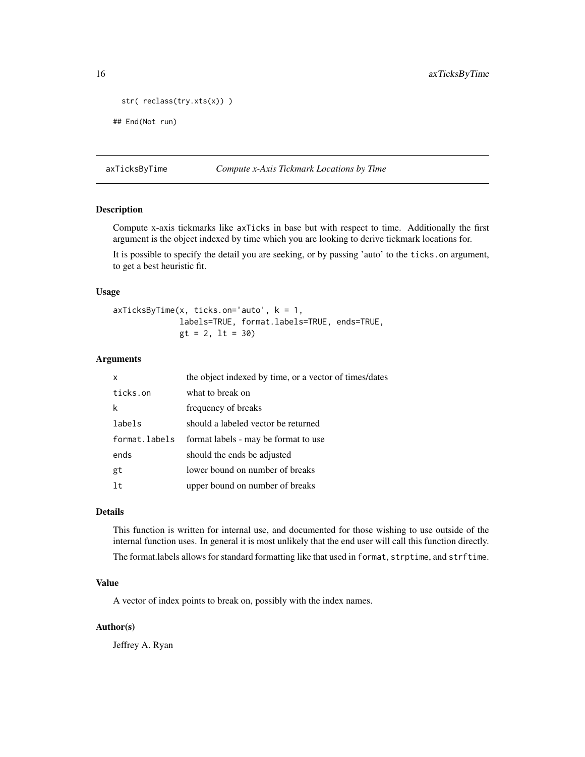```
str( reclass(try.xts(x)) )

## End(Not run)
```

---

## axTicksByTime — *Compute x-Axis Tickmark Locations by Time*

### Description

Compute x-axis tickmarks like `axTicks` in base but with respect to time. Additionally the first argument is the object indexed by time which you are looking to derive tickmark locations for.

It is possible to specify the detail you are seeking, or by passing 'auto' to the `ticks.on` argument, to get a best heuristic fit.

### Usage

```
axTicksByTime(x, ticks.on='auto', k = 1,
              labels=TRUE, format.labels=TRUE, ends=TRUE,
              gt = 2, lt = 30)
```

### Arguments

| | |
|---|---|
| `x` | the object indexed by time, or a vector of times/dates |
| `ticks.on` | what to break on |
| `k` | frequency of breaks |
| `labels` | should a labeled vector be returned |
| `format.labels` | format labels - may be format to use |
| `ends` | should the ends be adjusted |
| `gt` | lower bound on number of breaks |
| `lt` | upper bound on number of breaks |

### Details

This function is written for internal use, and documented for those wishing to use outside of the internal function uses. In general it is most unlikely that the end user will call this function directly.

The format.labels allows for standard formatting like that used in `format`, `strptime`, and `strftime`.

### Value

A vector of index points to break on, possibly with the index names.

### Author(s)

Jeffrey A. Ryan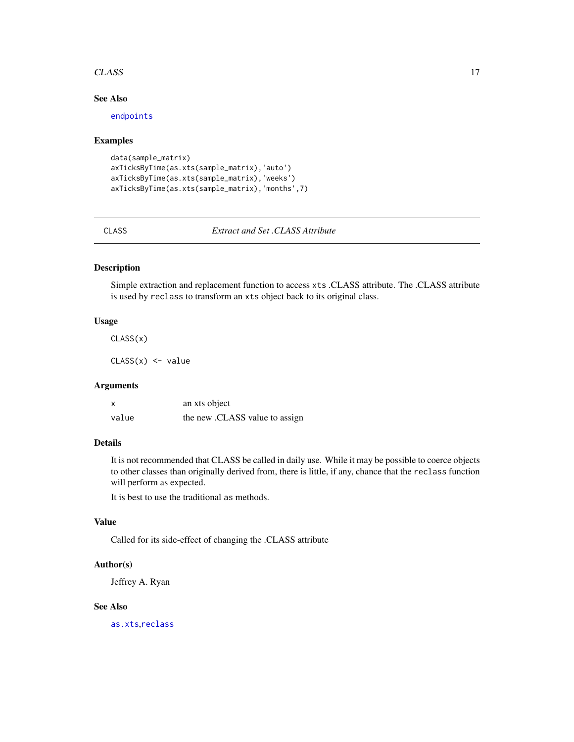### See Also

endpoints

### Examples

```
data(sample_matrix)
axTicksByTime(as.xts(sample_matrix),'auto')
axTicksByTime(as.xts(sample_matrix),'weeks')
axTicksByTime(as.xts(sample_matrix),'months',7)
```

---

## CLASS — *Extract and Set .CLASS Attribute*

---

### Description

Simple extraction and replacement function to access `xts` .CLASS attribute. The .CLASS attribute is used by `reclass` to transform an `xts` object back to its original class.

### Usage

```
CLASS(x)

CLASS(x) <- value
```

### Arguments

| | |
|---|---|
| `x` | an xts object |
| `value` | the new .CLASS value to assign |

### Details

It is not recommended that CLASS be called in daily use. While it may be possible to coerce objects to other classes than originally derived from, there is little, if any, chance that the `reclass` function will perform as expected.

It is best to use the traditional `as` methods.

### Value

Called for its side-effect of changing the .CLASS attribute

### Author(s)

Jeffrey A. Ryan

### See Also

as.xts,reclass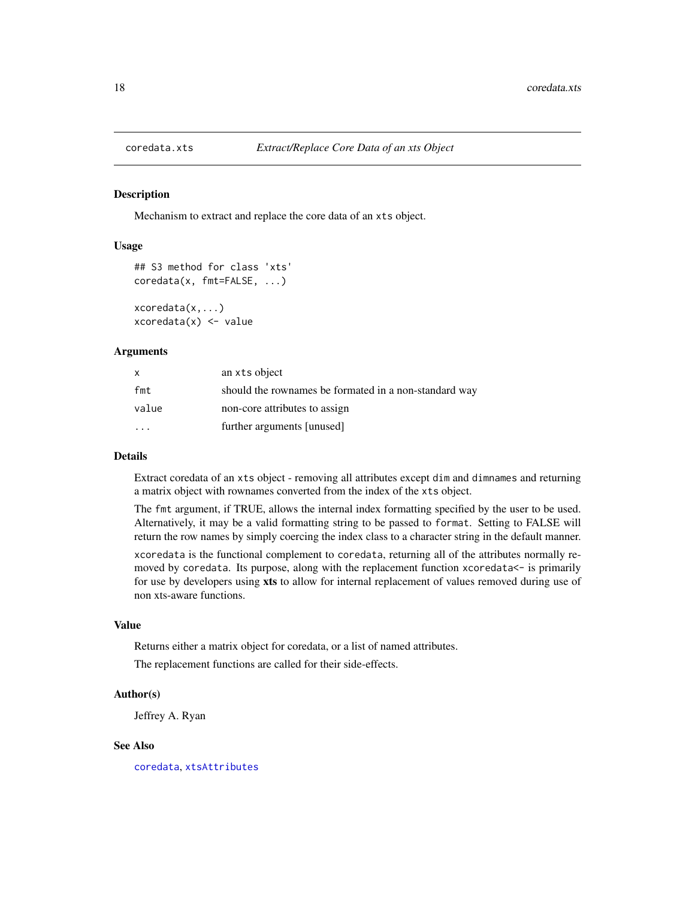# coredata.xts — *Extract/Replace Core Data of an xts Object*

## Description

Mechanism to extract and replace the core data of an `xts` object.

## Usage

```
## S3 method for class 'xts'
coredata(x, fmt=FALSE, ...)

xcoredata(x,...)
xcoredata(x) <- value
```

## Arguments

| | |
|---|---|
| `x` | an `xts` object |
| `fmt` | should the rownames be formated in a non-standard way |
| `value` | non-core attributes to assign |
| `...` | further arguments [unused] |

## Details

Extract coredata of an `xts` object - removing all attributes except `dim` and `dimnames` and returning a matrix object with rownames converted from the index of the `xts` object.

The `fmt` argument, if TRUE, allows the internal index formatting specified by the user to be used. Alternatively, it may be a valid formatting string to be passed to `format`. Setting to FALSE will return the row names by simply coercing the index class to a character string in the default manner.

`xcoredata` is the functional complement to `coredata`, returning all of the attributes normally removed by `coredata`. Its purpose, along with the replacement function `xcoredata<-` is primarily for use by developers using **xts** to allow for internal replacement of values removed during use of non xts-aware functions.

## Value

Returns either a matrix object for coredata, or a list of named attributes.

The replacement functions are called for their side-effects.

## Author(s)

Jeffrey A. Ryan

## See Also

`coredata`, `xtsAttributes`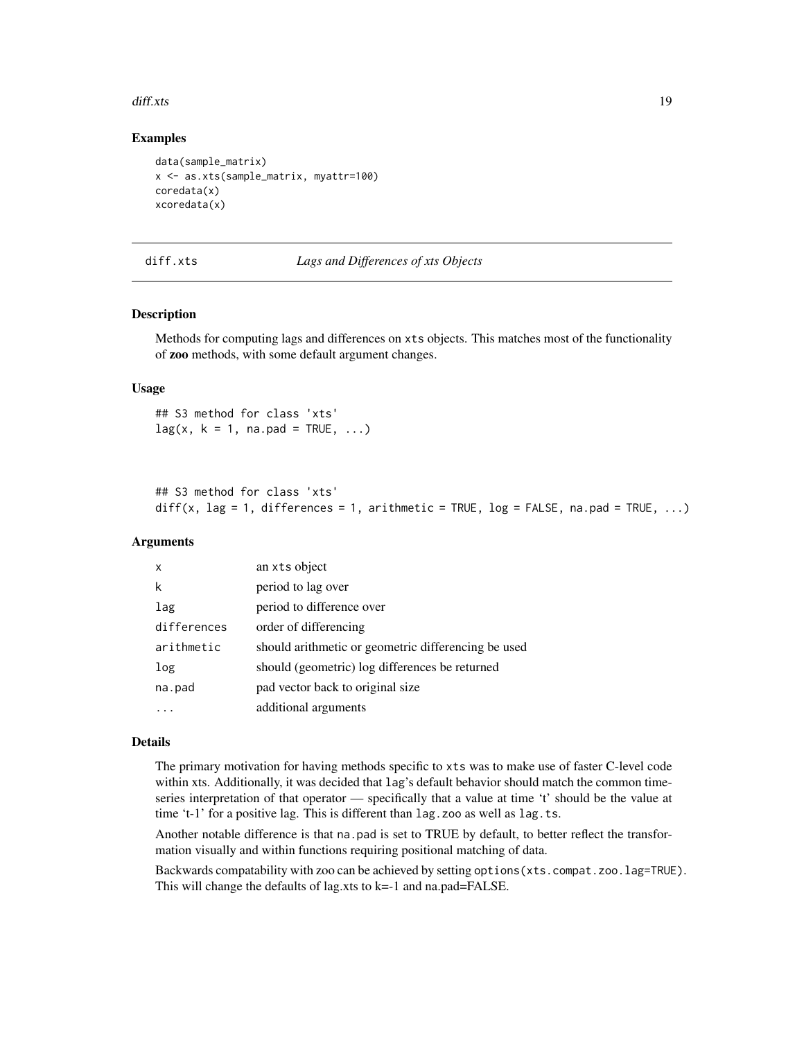## Examples

```
data(sample_matrix)
x <- as.xts(sample_matrix, myattr=100)
coredata(x)
xcoredata(x)
```

# diff.xts — *Lags and Differences of xts Objects*

## Description

Methods for computing lags and differences on `xts` objects. This matches most of the functionality of **zoo** methods, with some default argument changes.

## Usage

```
## S3 method for class 'xts'
lag(x, k = 1, na.pad = TRUE, ...)



## S3 method for class 'xts'
diff(x, lag = 1, differences = 1, arithmetic = TRUE, log = FALSE, na.pad = TRUE, ...)
```

## Arguments

| | |
|---|---|
| `x` | an `xts` object |
| `k` | period to lag over |
| `lag` | period to difference over |
| `differences` | order of differencing |
| `arithmetic` | should arithmetic or geometric differencing be used |
| `log` | should (geometric) log differences be returned |
| `na.pad` | pad vector back to original size |
| `...` | additional arguments |

## Details

The primary motivation for having methods specific to `xts` was to make use of faster C-level code within xts. Additionally, it was decided that `lag`'s default behavior should match the common time-series interpretation of that operator — specifically that a value at time 't' should be the value at time 't-1' for a positive lag. This is different than `lag.zoo` as well as `lag.ts`.

Another notable difference is that `na.pad` is set to TRUE by default, to better reflect the transformation visually and within functions requiring positional matching of data.

Backwards compatability with zoo can be achieved by setting `options(xts.compat.zoo.lag=TRUE)`. This will change the defaults of lag.xts to k=-1 and na.pad=FALSE.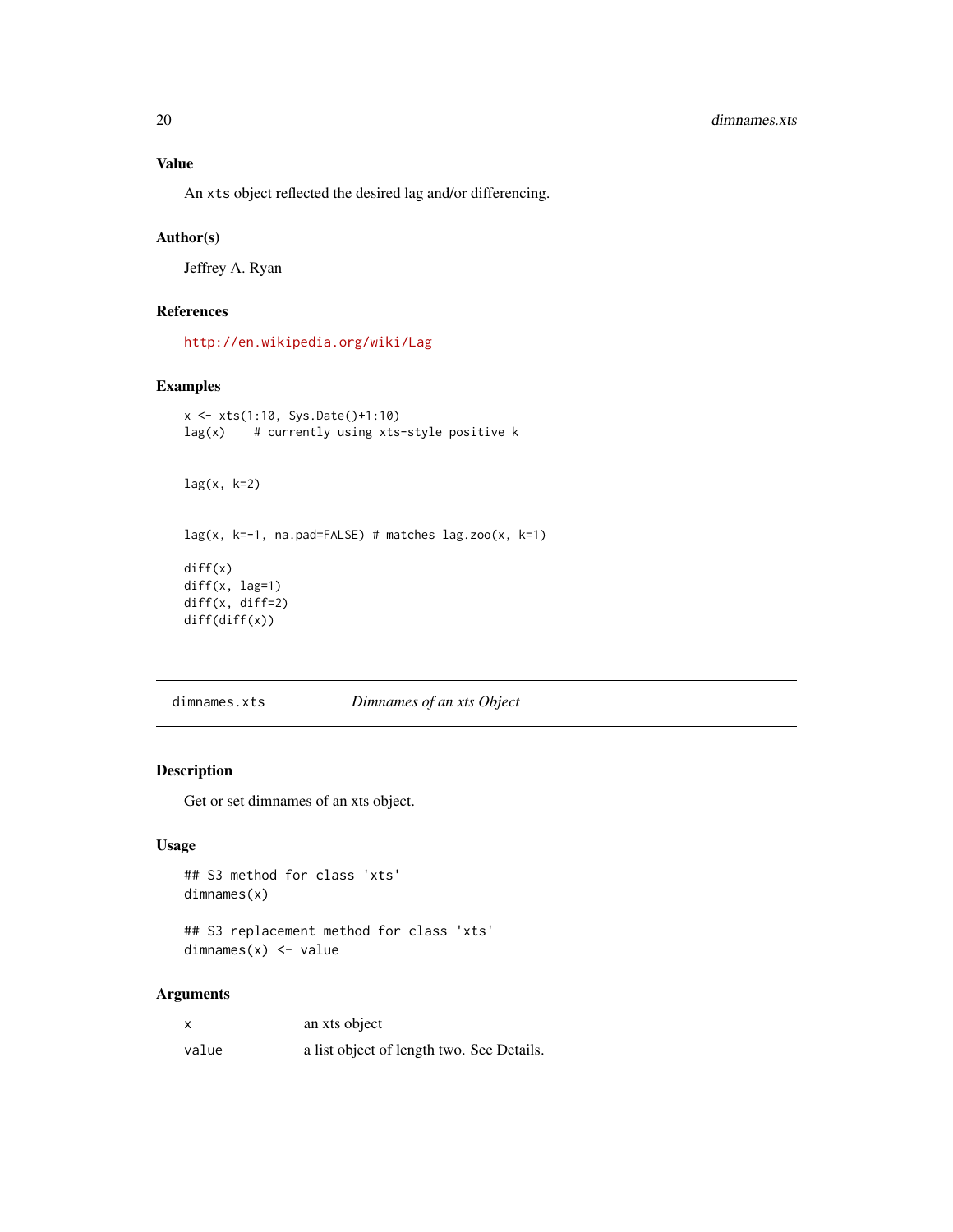### Value

An `xts` object reflected the desired lag and/or differencing.

### Author(s)

Jeffrey A. Ryan

### References

http://en.wikipedia.org/wiki/Lag

### Examples

```
x <- xts(1:10, Sys.Date()+1:10)
lag(x)    # currently using xts-style positive k


lag(x, k=2)


lag(x, k=-1, na.pad=FALSE) # matches lag.zoo(x, k=1)

diff(x)
diff(x, lag=1)
diff(x, diff=2)
diff(diff(x))
```

---

## dimnames.xts &nbsp;&nbsp;&nbsp;&nbsp; *Dimnames of an xts Object*

---

### Description

Get or set dimnames of an xts object.

### Usage

```
## S3 method for class 'xts'
dimnames(x)

## S3 replacement method for class 'xts'
dimnames(x) <- value
```

### Arguments

| | |
|---|---|
| `x` | an xts object |
| `value` | a list object of length two. See Details. |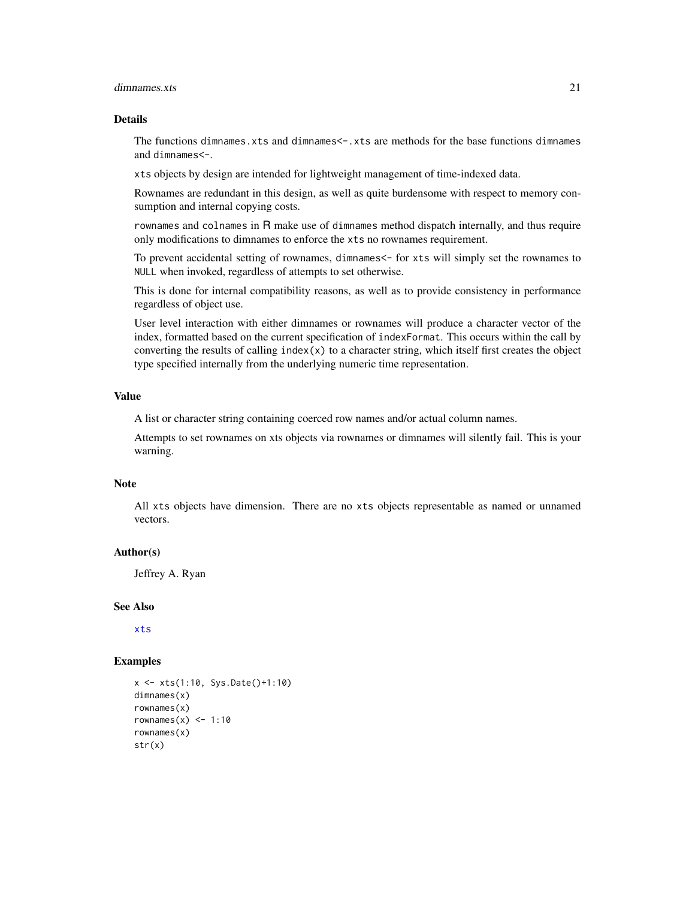## Details

The functions `dimnames.xts` and `dimnames<-.xts` are methods for the base functions `dimnames` and `dimnames<-`.

`xts` objects by design are intended for lightweight management of time-indexed data.

Rownames are redundant in this design, as well as quite burdensome with respect to memory consumption and internal copying costs.

`rownames` and `colnames` in R make use of `dimnames` method dispatch internally, and thus require only modifications to dimnames to enforce the `xts` no rownames requirement.

To prevent accidental setting of rownames, `dimnames<-` for `xts` will simply set the rownames to `NULL` when invoked, regardless of attempts to set otherwise.

This is done for internal compatibility reasons, as well as to provide consistency in performance regardless of object use.

User level interaction with either dimnames or rownames will produce a character vector of the index, formatted based on the current specification of `indexFormat`. This occurs within the call by converting the results of calling `index(x)` to a character string, which itself first creates the object type specified internally from the underlying numeric time representation.

## Value

A list or character string containing coerced row names and/or actual column names.

Attempts to set rownames on xts objects via rownames or dimnames will silently fail. This is your warning.

## Note

All `xts` objects have dimension. There are no `xts` objects representable as named or unnamed vectors.

## Author(s)

Jeffrey A. Ryan

## See Also

`xts`

## Examples

```
x <- xts(1:10, Sys.Date()+1:10)
dimnames(x)
rownames(x)
rownames(x) <- 1:10
rownames(x)
str(x)
```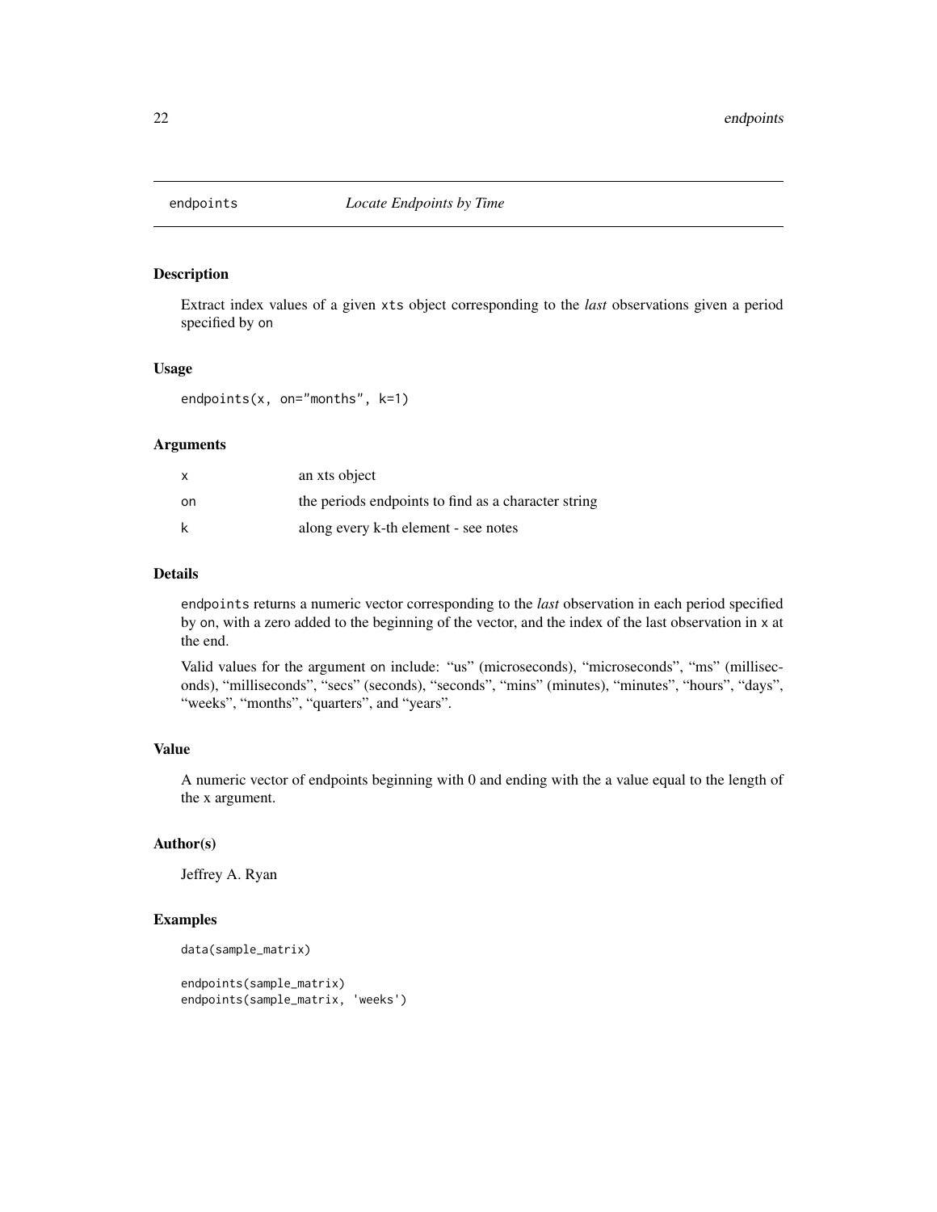# endpoints — *Locate Endpoints by Time*

## Description

Extract index values of a given xts object corresponding to the *last* observations given a period specified by on

## Usage

```
endpoints(x, on="months", k=1)
```

## Arguments

| | |
|---|---|
| x | an xts object |
| on | the periods endpoints to find as a character string |
| k | along every k-th element - see notes |

## Details

endpoints returns a numeric vector corresponding to the *last* observation in each period specified by on, with a zero added to the beginning of the vector, and the index of the last observation in x at the end.

Valid values for the argument on include: "us" (microseconds), "microseconds", "ms" (milliseconds), "milliseconds", "secs" (seconds), "seconds", "mins" (minutes), "minutes", "hours", "days", "weeks", "months", "quarters", and "years".

## Value

A numeric vector of endpoints beginning with 0 and ending with the a value equal to the length of the x argument.

## Author(s)

Jeffrey A. Ryan

## Examples

```
data(sample_matrix)

endpoints(sample_matrix)
endpoints(sample_matrix, 'weeks')
```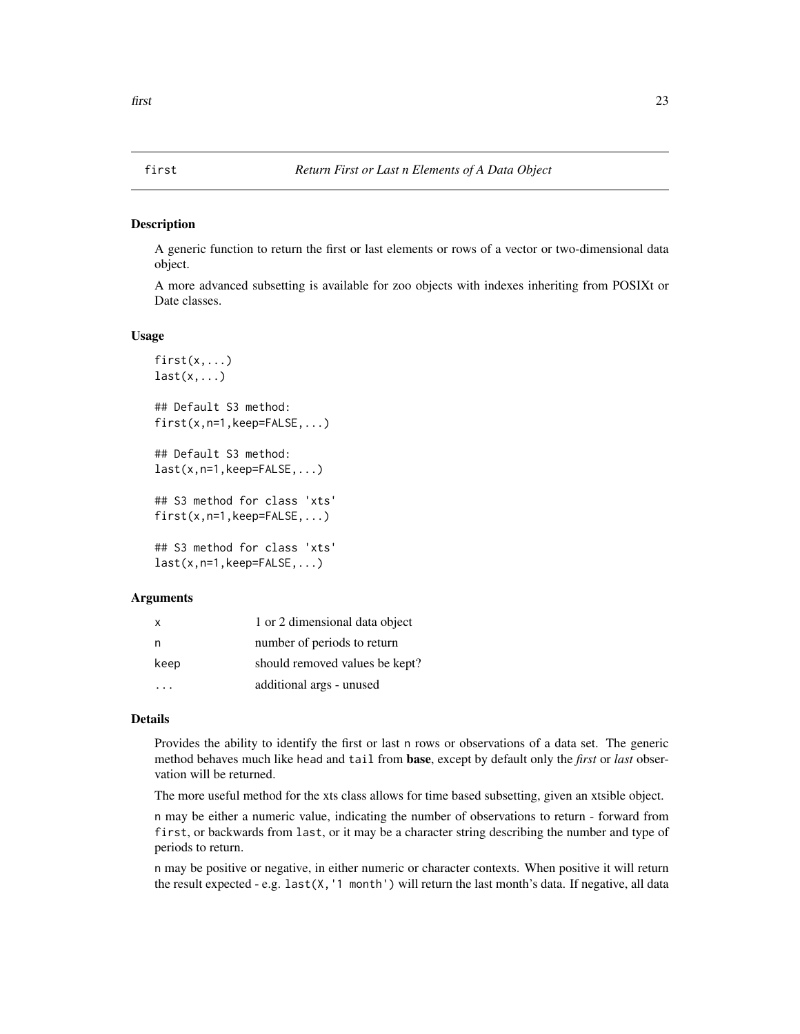# first — *Return First or Last n Elements of A Data Object*

## Description

A generic function to return the first or last elements or rows of a vector or two-dimensional data object.

A more advanced subsetting is available for zoo objects with indexes inheriting from POSIXt or Date classes.

## Usage

```
first(x,...)
last(x,...)

## Default S3 method:
first(x,n=1,keep=FALSE,...)

## Default S3 method:
last(x,n=1,keep=FALSE,...)

## S3 method for class 'xts'
first(x,n=1,keep=FALSE,...)

## S3 method for class 'xts'
last(x,n=1,keep=FALSE,...)
```

## Arguments

| | |
|---|---|
| x | 1 or 2 dimensional data object |
| n | number of periods to return |
| keep | should removed values be kept? |
| ... | additional args - unused |

## Details

Provides the ability to identify the first or last `n` rows or observations of a data set. The generic method behaves much like `head` and `tail` from **base**, except by default only the *first* or *last* observation will be returned.

The more useful method for the xts class allows for time based subsetting, given an xtsible object.

`n` may be either a numeric value, indicating the number of observations to return - forward from `first`, or backwards from `last`, or it may be a character string describing the number and type of periods to return.

`n` may be positive or negative, in either numeric or character contexts. When positive it will return the result expected - e.g. `last(X,'1 month')` will return the last month's data. If negative, all data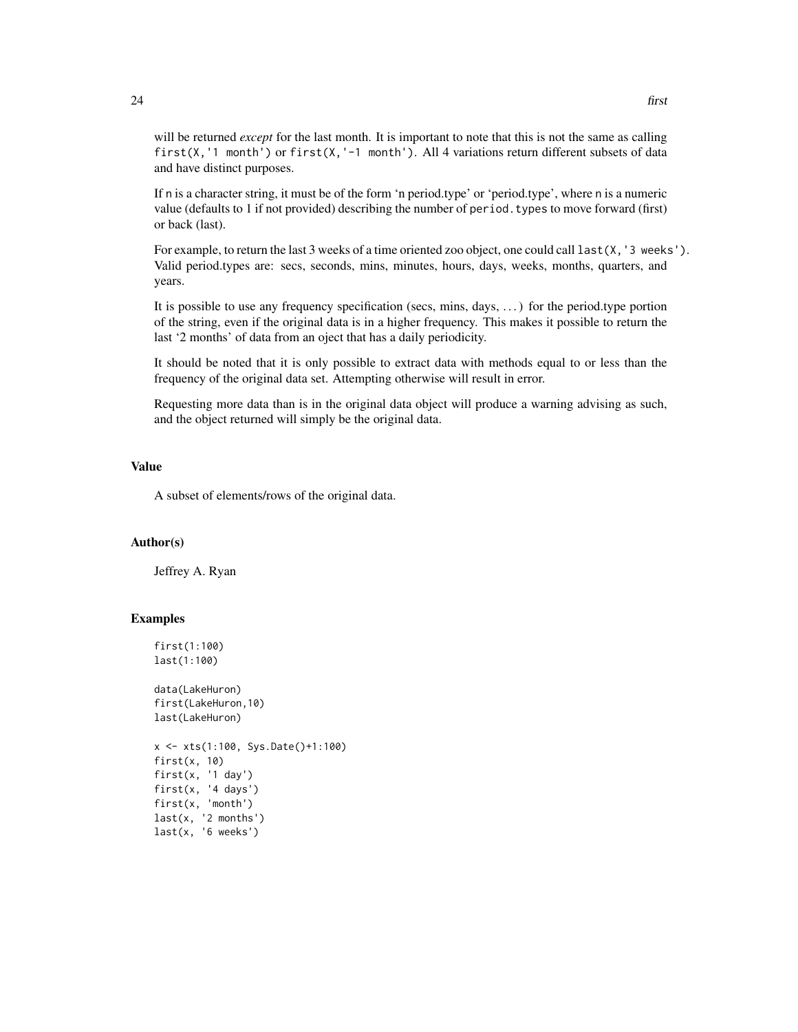will be returned *except* for the last month. It is important to note that this is not the same as calling `first(X,'1 month')` or `first(X,'-1 month')`. All 4 variations return different subsets of data and have distinct purposes.

If `n` is a character string, it must be of the form 'n period.type' or 'period.type', where `n` is a numeric value (defaults to 1 if not provided) describing the number of `period.types` to move forward (first) or back (last).

For example, to return the last 3 weeks of a time oriented zoo object, one could call `last(X,'3 weeks')`. Valid period.types are: secs, seconds, mins, minutes, hours, days, weeks, months, quarters, and years.

It is possible to use any frequency specification (secs, mins, days, ...) for the period.type portion of the string, even if the original data is in a higher frequency. This makes it possible to return the last '2 months' of data from an oject that has a daily periodicity.

It should be noted that it is only possible to extract data with methods equal to or less than the frequency of the original data set. Attempting otherwise will result in error.

Requesting more data than is in the original data object will produce a warning advising as such, and the object returned will simply be the original data.

## Value

A subset of elements/rows of the original data.

## Author(s)

Jeffrey A. Ryan

## Examples

```
first(1:100)
last(1:100)

data(LakeHuron)
first(LakeHuron,10)
last(LakeHuron)

x <- xts(1:100, Sys.Date()+1:100)
first(x, 10)
first(x, '1 day')
first(x, '4 days')
first(x, 'month')
last(x, '2 months')
last(x, '6 weeks')
```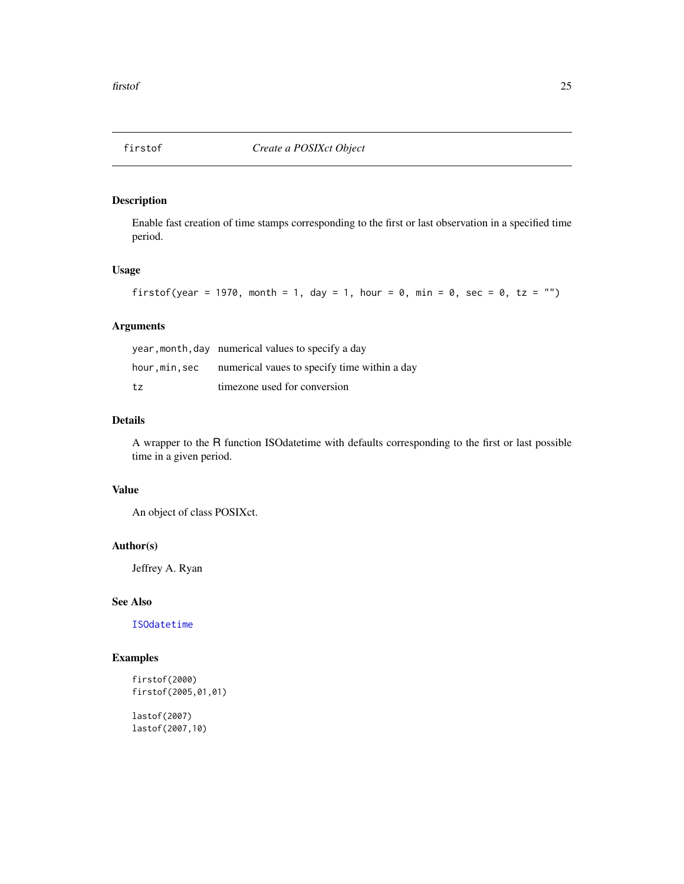# firstof — *Create a POSIXct Object*

## Description

Enable fast creation of time stamps corresponding to the first or last observation in a specified time period.

## Usage

```
firstof(year = 1970, month = 1, day = 1, hour = 0, min = 0, sec = 0, tz = "")
```

## Arguments

| | |
|---|---|
| `year,month,day` | numerical values to specify a day |
| `hour,min,sec` | numerical vaues to specify time within a day |
| `tz` | timezone used for conversion |

## Details

A wrapper to the R function ISOdatetime with defaults corresponding to the first or last possible time in a given period.

## Value

An object of class POSIXct.

## Author(s)

Jeffrey A. Ryan

## See Also

`ISOdatetime`

## Examples

```
firstof(2000)
firstof(2005,01,01)

lastof(2007)
lastof(2007,10)
```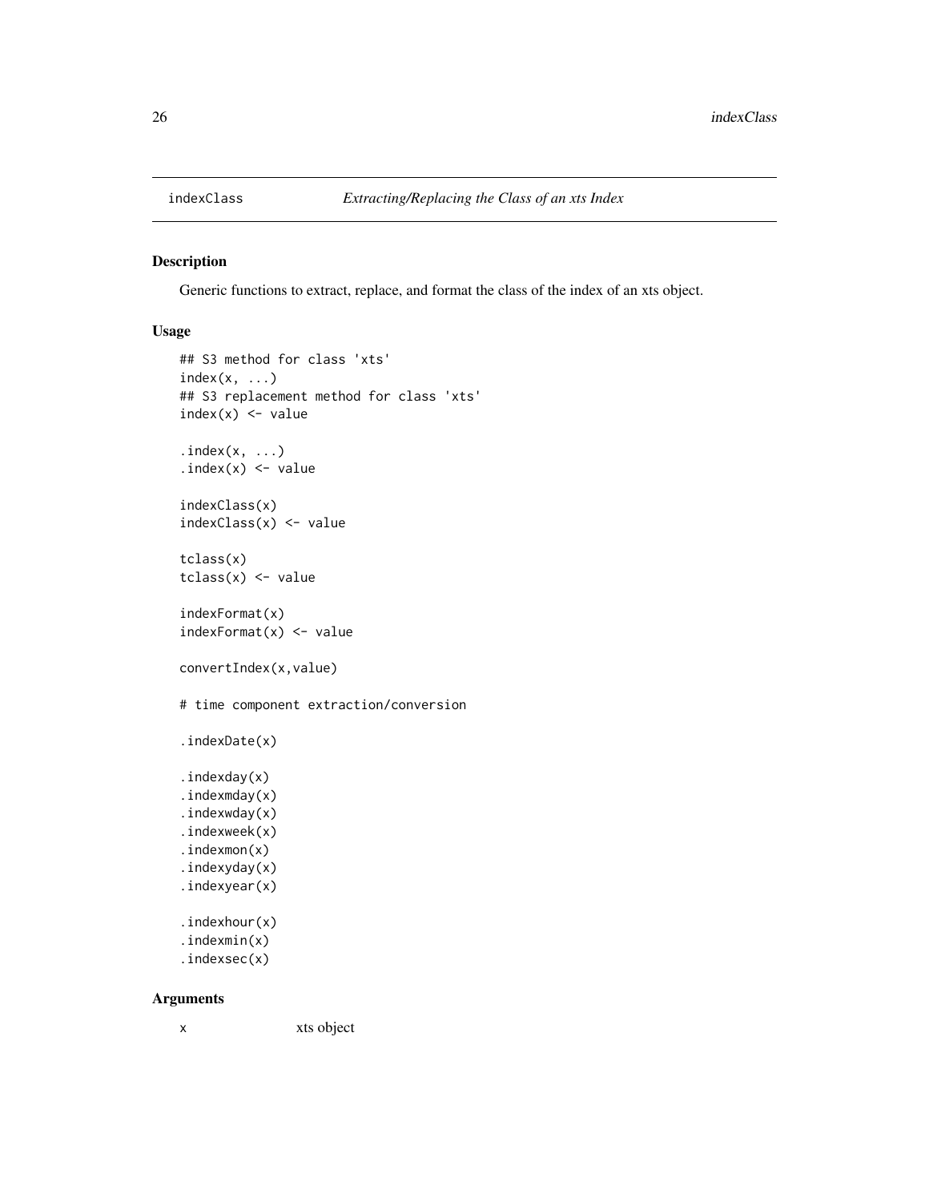indexClass *Extracting/Replacing the Class of an xts Index*

## Description

Generic functions to extract, replace, and format the class of the index of an xts object.

## Usage

```
## S3 method for class 'xts'
index(x, ...)
## S3 replacement method for class 'xts'
index(x) <- value

.index(x, ...)
.index(x) <- value

indexClass(x)
indexClass(x) <- value

tclass(x)
tclass(x) <- value

indexFormat(x)
indexFormat(x) <- value

convertIndex(x,value)

# time component extraction/conversion

.indexDate(x)

.indexday(x)
.indexmday(x)
.indexwday(x)
.indexweek(x)
.indexmon(x)
.indexyday(x)
.indexyear(x)

.indexhour(x)
.indexmin(x)
.indexsec(x)
```

## Arguments

x xts object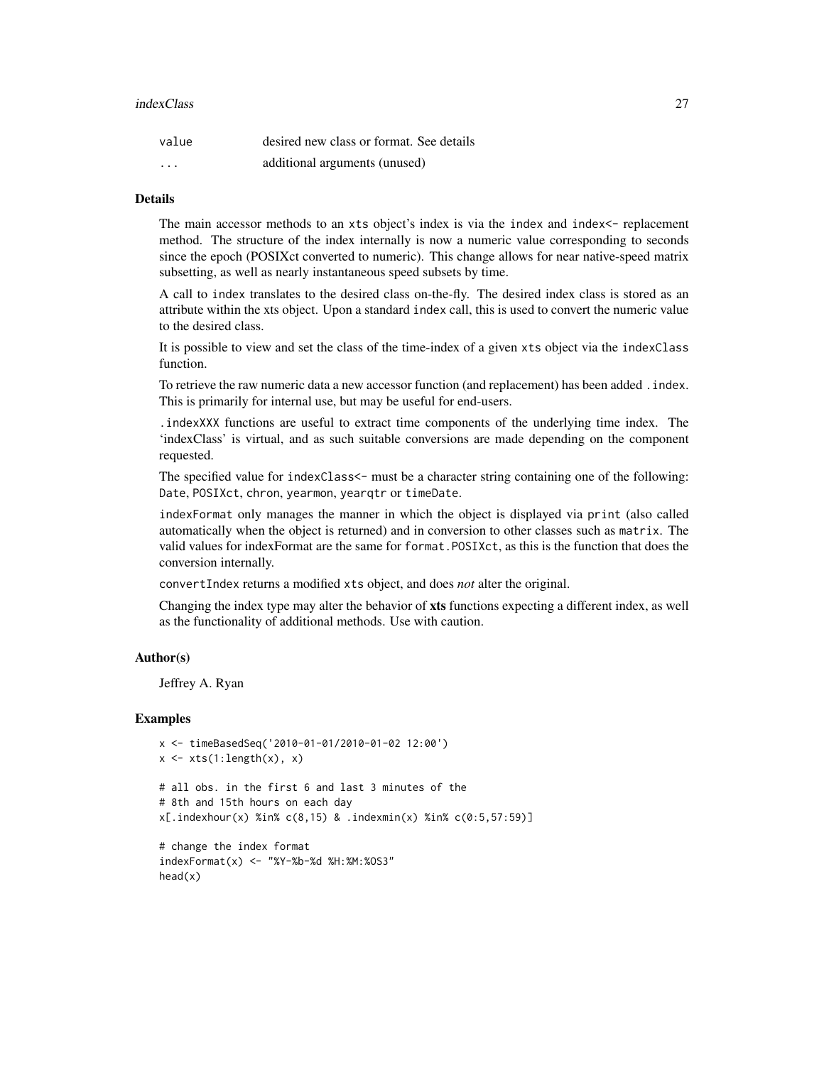| | |
|---|---|
| value | desired new class or format. See details |
| ... | additional arguments (unused) |

### Details

The main accessor methods to an xts object's index is via the index and index<- replacement method. The structure of the index internally is now a numeric value corresponding to seconds since the epoch (POSIXct converted to numeric). This change allows for near native-speed matrix subsetting, as well as nearly instantaneous speed subsets by time.

A call to index translates to the desired class on-the-fly. The desired index class is stored as an attribute within the xts object. Upon a standard index call, this is used to convert the numeric value to the desired class.

It is possible to view and set the class of the time-index of a given xts object via the indexClass function.

To retrieve the raw numeric data a new accessor function (and replacement) has been added .index. This is primarily for internal use, but may be useful for end-users.

.indexXXX functions are useful to extract time components of the underlying time index. The 'indexClass' is virtual, and as such suitable conversions are made depending on the component requested.

The specified value for indexClass<- must be a character string containing one of the following: Date, POSIXct, chron, yearmon, yearqtr or timeDate.

indexFormat only manages the manner in which the object is displayed via print (also called automatically when the object is returned) and in conversion to other classes such as matrix. The valid values for indexFormat are the same for format.POSIXct, as this is the function that does the conversion internally.

convertIndex returns a modified xts object, and does *not* alter the original.

Changing the index type may alter the behavior of **xts** functions expecting a different index, as well as the functionality of additional methods. Use with caution.

### Author(s)

Jeffrey A. Ryan

### Examples

```
x <- timeBasedSeq('2010-01-01/2010-01-02 12:00')
x <- xts(1:length(x), x)

# all obs. in the first 6 and last 3 minutes of the
# 8th and 15th hours on each day
x[.indexhour(x) %in% c(8,15) & .indexmin(x) %in% c(0:5,57:59)]

# change the index format
indexFormat(x) <- "%Y-%b-%d %H:%M:%OS3"
head(x)
```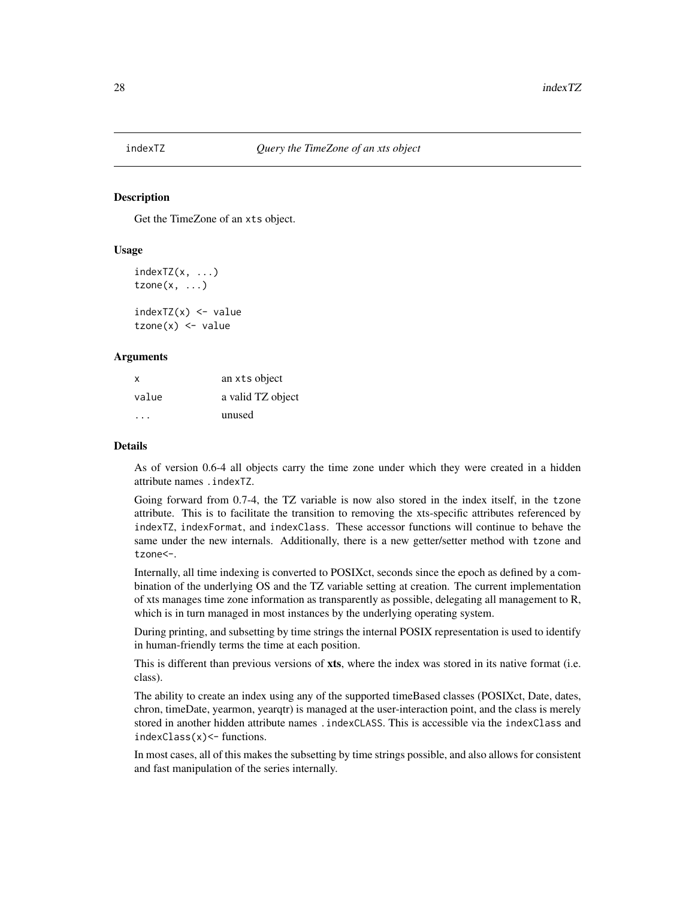# indexTZ *Query the TimeZone of an xts object*

## Description

Get the TimeZone of an xts object.

## Usage

```
indexTZ(x, ...)
tzone(x, ...)

indexTZ(x) <- value
tzone(x) <- value
```

## Arguments

| | |
|---|---|
| x | an xts object |
| value | a valid TZ object |
| ... | unused |

## Details

As of version 0.6-4 all objects carry the time zone under which they were created in a hidden attribute names .indexTZ.

Going forward from 0.7-4, the TZ variable is now also stored in the index itself, in the tzone attribute. This is to facilitate the transition to removing the xts-specific attributes referenced by indexTZ, indexFormat, and indexClass. These accessor functions will continue to behave the same under the new internals. Additionally, there is a new getter/setter method with tzone and tzone<-.

Internally, all time indexing is converted to POSIXct, seconds since the epoch as defined by a combination of the underlying OS and the TZ variable setting at creation. The current implementation of xts manages time zone information as transparently as possible, delegating all management to R, which is in turn managed in most instances by the underlying operating system.

During printing, and subsetting by time strings the internal POSIX representation is used to identify in human-friendly terms the time at each position.

This is different than previous versions of **xts**, where the index was stored in its native format (i.e. class).

The ability to create an index using any of the supported timeBased classes (POSIXct, Date, dates, chron, timeDate, yearmon, yearqtr) is managed at the user-interaction point, and the class is merely stored in another hidden attribute names .indexCLASS. This is accessible via the indexClass and indexClass(x)<- functions.

In most cases, all of this makes the subsetting by time strings possible, and also allows for consistent and fast manipulation of the series internally.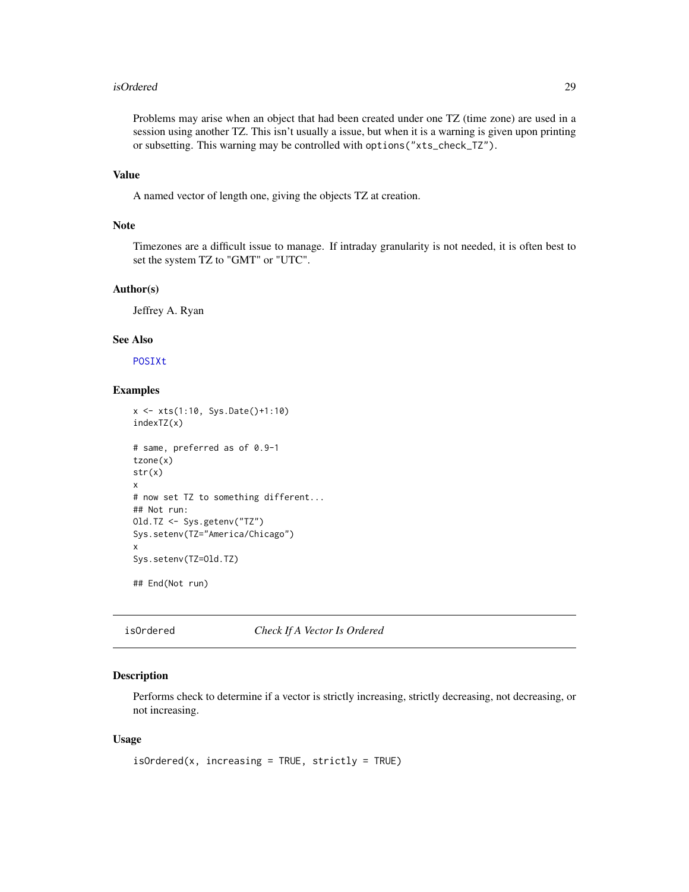Problems may arise when an object that had been created under one TZ (time zone) are used in a session using another TZ. This isn't usually a issue, but when it is a warning is given upon printing or subsetting. This warning may be controlled with `options("xts_check_TZ")`.

### Value

A named vector of length one, giving the objects TZ at creation.

### Note

Timezones are a difficult issue to manage. If intraday granularity is not needed, it is often best to set the system TZ to "GMT" or "UTC".

### Author(s)

Jeffrey A. Ryan

### See Also

POSIXt

### Examples

```
x <- xts(1:10, Sys.Date()+1:10)
indexTZ(x)

# same, preferred as of 0.9-1
tzone(x)
str(x)
x
# now set TZ to something different...
## Not run:
Old.TZ <- Sys.getenv("TZ")
Sys.setenv(TZ="America/Chicago")
x
Sys.setenv(TZ=Old.TZ)

## End(Not run)
```

---

## isOrdered — *Check If A Vector Is Ordered*

### Description

Performs check to determine if a vector is strictly increasing, strictly decreasing, not decreasing, or not increasing.

### Usage

```
isOrdered(x, increasing = TRUE, strictly = TRUE)
```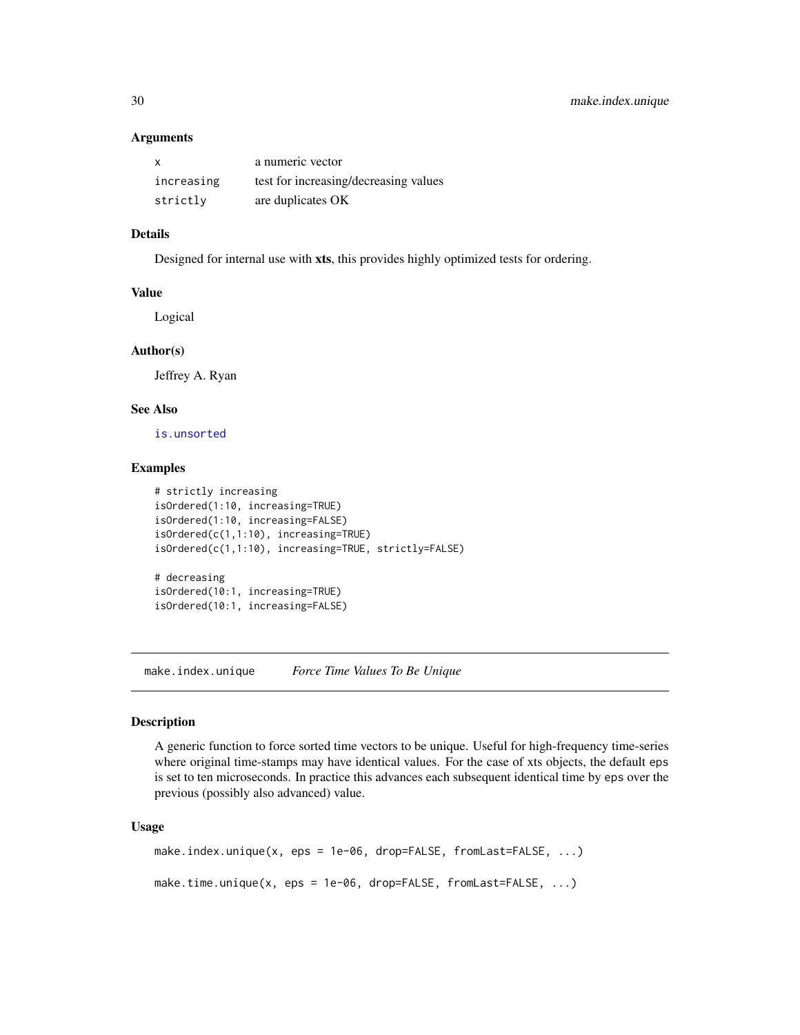### Arguments

| | |
|---|---|
| `x` | a numeric vector |
| `increasing` | test for increasing/decreasing values |
| `strictly` | are duplicates OK |

### Details

Designed for internal use with **xts**, this provides highly optimized tests for ordering.

### Value

Logical

### Author(s)

Jeffrey A. Ryan

### See Also

`is.unsorted`

### Examples

```
# strictly increasing
isOrdered(1:10, increasing=TRUE)
isOrdered(1:10, increasing=FALSE)
isOrdered(c(1,1:10), increasing=TRUE)
isOrdered(c(1,1:10), increasing=TRUE, strictly=FALSE)

# decreasing
isOrdered(10:1, increasing=TRUE)
isOrdered(10:1, increasing=FALSE)
```

---

## make.index.unique — *Force Time Values To Be Unique*

### Description

A generic function to force sorted time vectors to be unique. Useful for high-frequency time-series where original time-stamps may have identical values. For the case of xts objects, the default `eps` is set to ten microseconds. In practice this advances each subsequent identical time by `eps` over the previous (possibly also advanced) value.

### Usage

```
make.index.unique(x, eps = 1e-06, drop=FALSE, fromLast=FALSE, ...)

make.time.unique(x, eps = 1e-06, drop=FALSE, fromLast=FALSE, ...)
```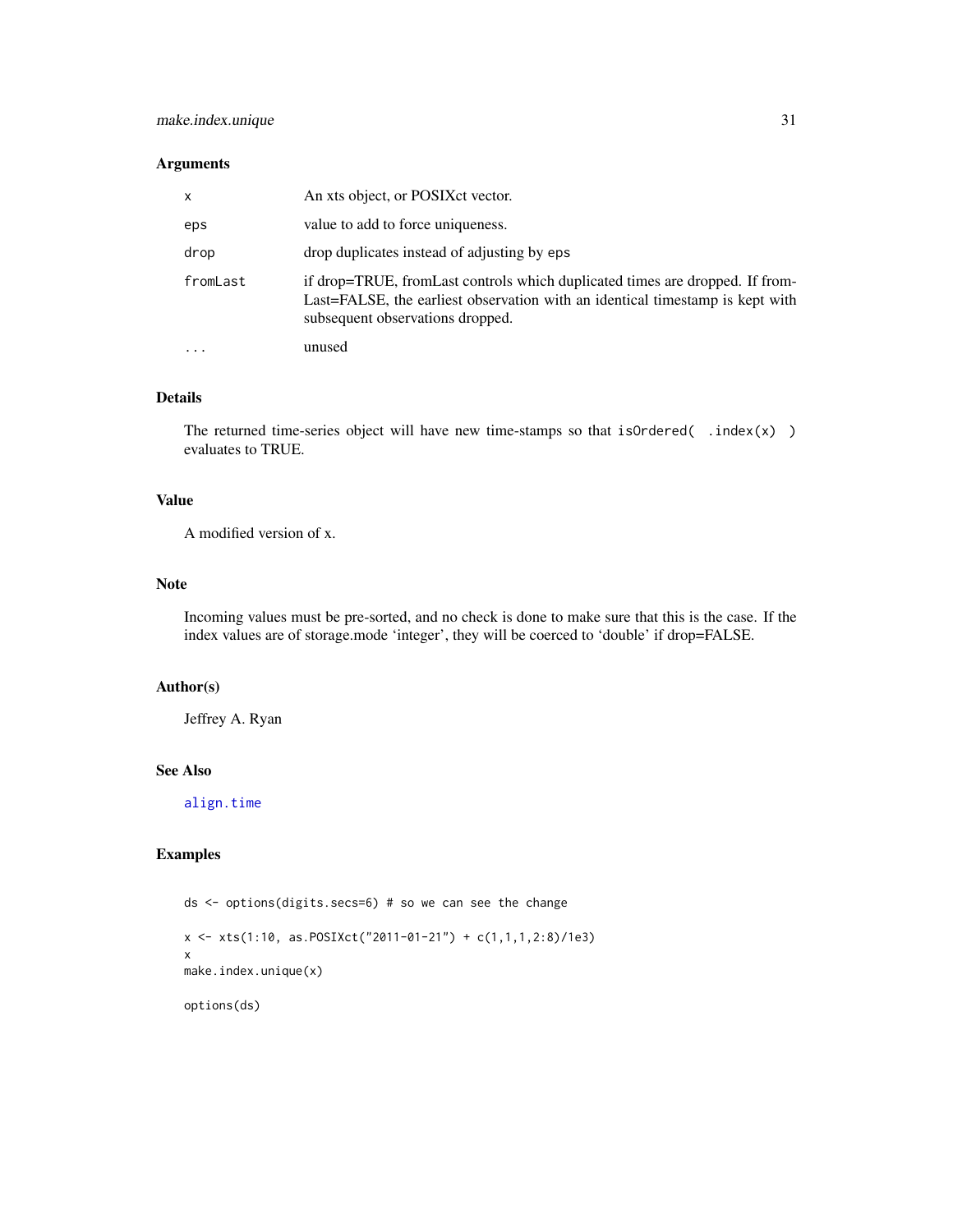## Arguments

| | |
|---|---|
| `x` | An xts object, or POSIXct vector. |
| `eps` | value to add to force uniqueness. |
| `drop` | drop duplicates instead of adjusting by `eps` |
| `fromLast` | if drop=TRUE, fromLast controls which duplicated times are dropped. If fromLast=FALSE, the earliest observation with an identical timestamp is kept with subsequent observations dropped. |
| `...` | unused |

## Details

The returned time-series object will have new time-stamps so that `isOrdered( .index(x) )` evaluates to TRUE.

## Value

A modified version of x.

## Note

Incoming values must be pre-sorted, and no check is done to make sure that this is the case. If the index values are of storage.mode 'integer', they will be coerced to 'double' if drop=FALSE.

## Author(s)

Jeffrey A. Ryan

## See Also

`align.time`

## Examples

```
ds <- options(digits.secs=6) # so we can see the change

x <- xts(1:10, as.POSIXct("2011-01-21") + c(1,1,1,2:8)/1e3)
x
make.index.unique(x)

options(ds)
```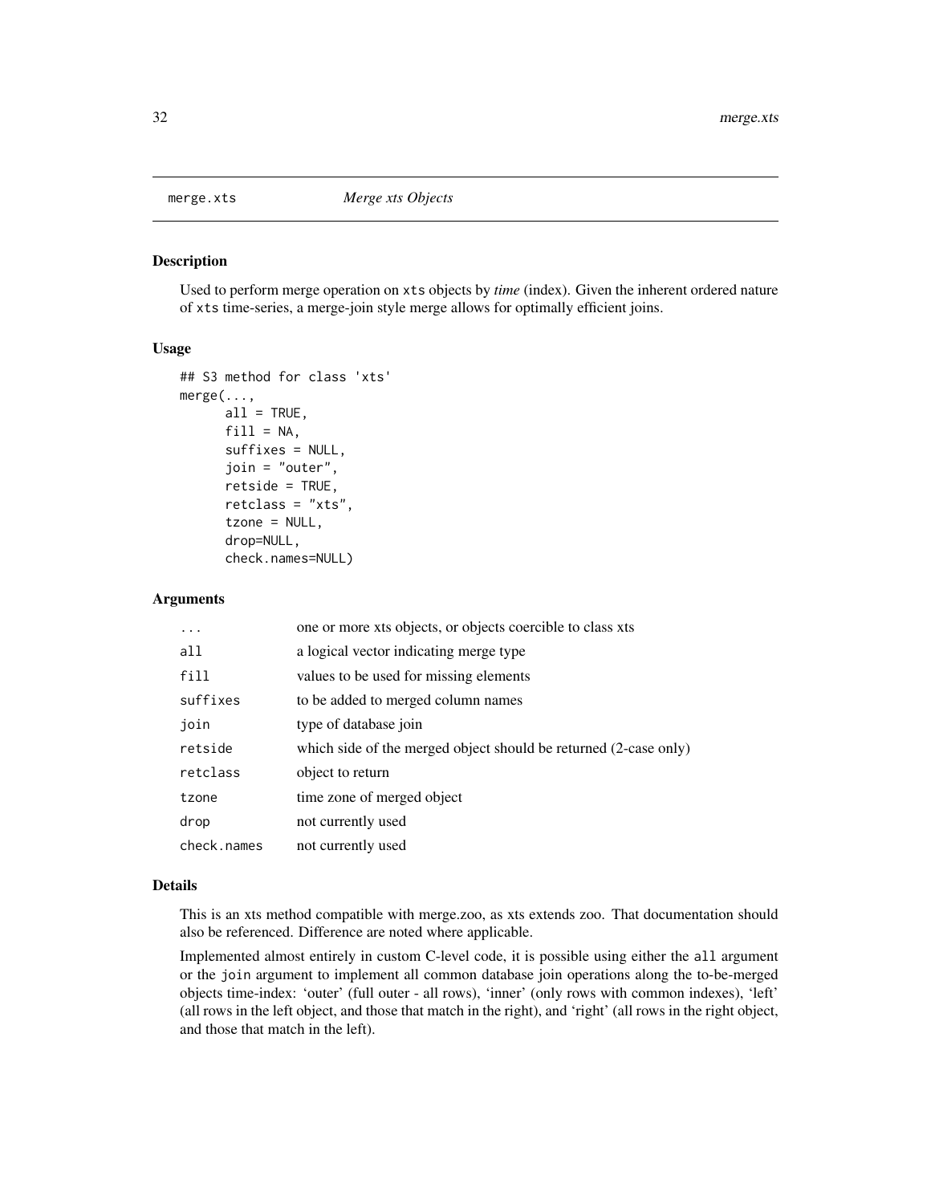## merge.xts *Merge xts Objects*

### Description

Used to perform merge operation on xts objects by *time* (index). Given the inherent ordered nature of xts time-series, a merge-join style merge allows for optimally efficient joins.

### Usage

```
## S3 method for class 'xts'
merge(...,
      all = TRUE,
      fill = NA,
      suffixes = NULL,
      join = "outer",
      retside = TRUE,
      retclass = "xts",
      tzone = NULL,
      drop=NULL,
      check.names=NULL)
```

### Arguments

| | |
|---|---|
| ... | one or more xts objects, or objects coercible to class xts |
| all | a logical vector indicating merge type |
| fill | values to be used for missing elements |
| suffixes | to be added to merged column names |
| join | type of database join |
| retside | which side of the merged object should be returned (2-case only) |
| retclass | object to return |
| tzone | time zone of merged object |
| drop | not currently used |
| check.names | not currently used |

### Details

This is an xts method compatible with merge.zoo, as xts extends zoo. That documentation should also be referenced. Difference are noted where applicable.

Implemented almost entirely in custom C-level code, it is possible using either the all argument or the join argument to implement all common database join operations along the to-be-merged objects time-index: 'outer' (full outer - all rows), 'inner' (only rows with common indexes), 'left' (all rows in the left object, and those that match in the right), and 'right' (all rows in the right object, and those that match in the left).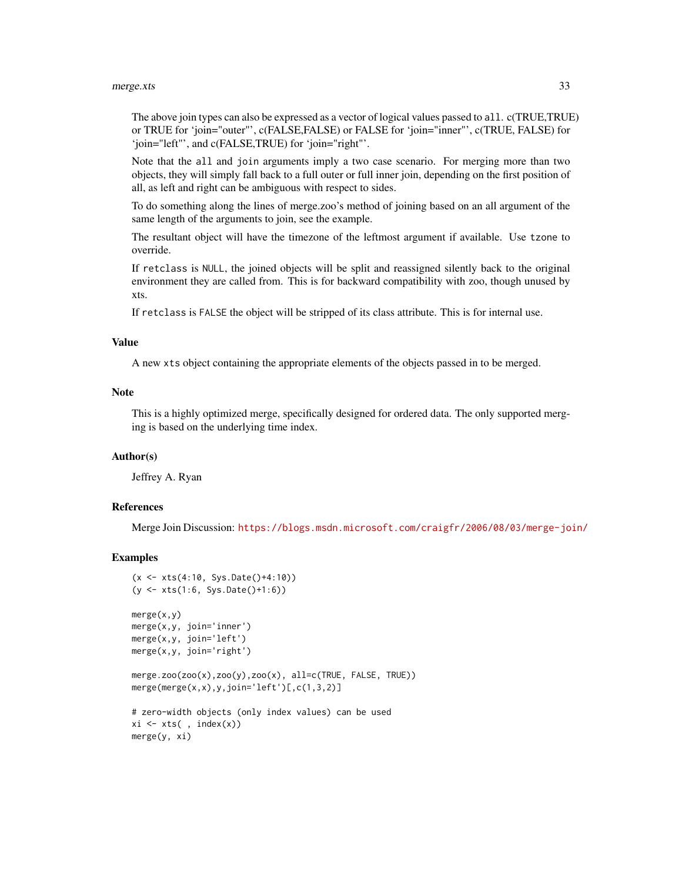The above join types can also be expressed as a vector of logical values passed to `all`. c(TRUE,TRUE) or TRUE for 'join="outer"', c(FALSE,FALSE) or FALSE for 'join="inner"', c(TRUE, FALSE) for 'join="left"', and c(FALSE,TRUE) for 'join="right"'.

Note that the `all` and `join` arguments imply a two case scenario. For merging more than two objects, they will simply fall back to a full outer or full inner join, depending on the first position of all, as left and right can be ambiguous with respect to sides.

To do something along the lines of merge.zoo's method of joining based on an all argument of the same length of the arguments to join, see the example.

The resultant object will have the timezone of the leftmost argument if available. Use `tzone` to override.

If `retclass` is `NULL`, the joined objects will be split and reassigned silently back to the original environment they are called from. This is for backward compatibility with zoo, though unused by xts.

If `retclass` is `FALSE` the object will be stripped of its class attribute. This is for internal use.

### Value

A new `xts` object containing the appropriate elements of the objects passed in to be merged.

### Note

This is a highly optimized merge, specifically designed for ordered data. The only supported merging is based on the underlying time index.

### Author(s)

Jeffrey A. Ryan

### References

Merge Join Discussion: https://blogs.msdn.microsoft.com/craigfr/2006/08/03/merge-join/

### Examples

```
(x <- xts(4:10, Sys.Date()+4:10))
(y <- xts(1:6, Sys.Date()+1:6))

merge(x,y)
merge(x,y, join='inner')
merge(x,y, join='left')
merge(x,y, join='right')

merge.zoo(zoo(x),zoo(y),zoo(x), all=c(TRUE, FALSE, TRUE))
merge(merge(x,x),y,join='left')[,c(1,3,2)]

# zero-width objects (only index values) can be used
xi <- xts( , index(x))
merge(y, xi)
```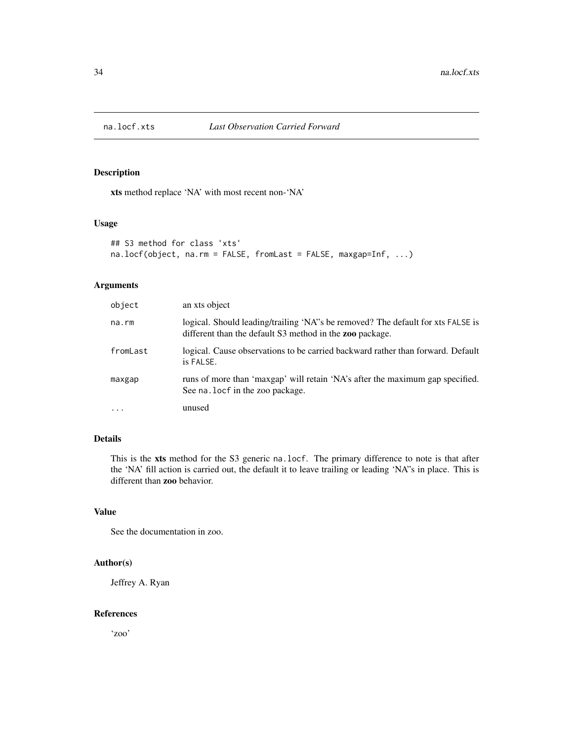# na.locf.xts — *Last Observation Carried Forward*

## Description

**xts** method replace 'NA' with most recent non-'NA'

## Usage

```
## S3 method for class 'xts'
na.locf(object, na.rm = FALSE, fromLast = FALSE, maxgap=Inf, ...)
```

## Arguments

| | |
|---|---|
| `object` | an xts object |
| `na.rm` | logical. Should leading/trailing 'NA''s be removed? The default for xts `FALSE` is different than the default S3 method in the **zoo** package. |
| `fromLast` | logical. Cause observations to be carried backward rather than forward. Default is `FALSE`. |
| `maxgap` | runs of more than 'maxgap' will retain 'NA's after the maximum gap specified. See `na.locf` in the zoo package. |
| `...` | unused |

## Details

This is the **xts** method for the S3 generic `na.locf`. The primary difference to note is that after the 'NA' fill action is carried out, the default it to leave trailing or leading 'NA''s in place. This is different than **zoo** behavior.

## Value

See the documentation in zoo.

## Author(s)

Jeffrey A. Ryan

## References

'zoo'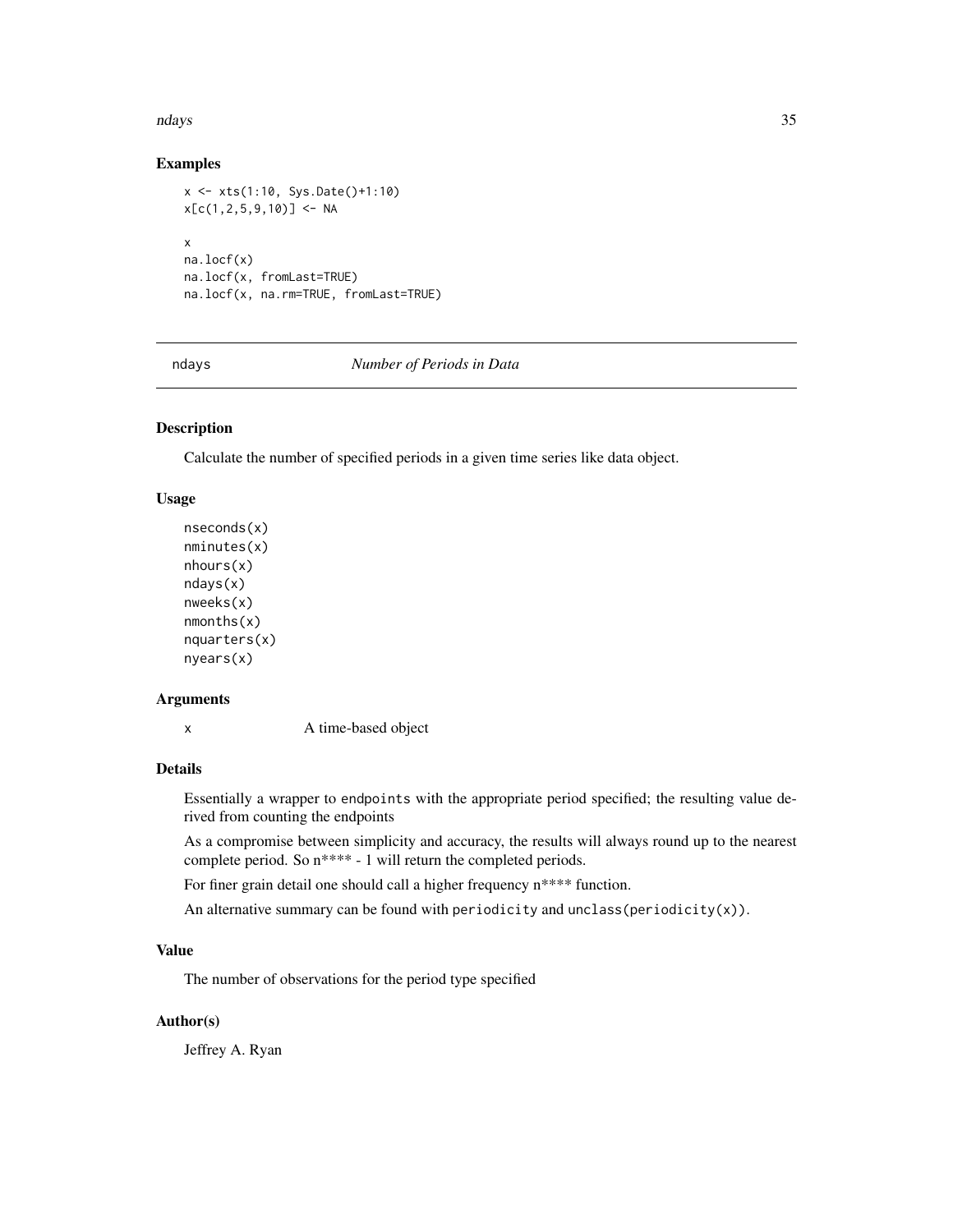## Examples

```
x <- xts(1:10, Sys.Date()+1:10)
x[c(1,2,5,9,10)] <- NA

x
na.locf(x)
na.locf(x, fromLast=TRUE)
na.locf(x, na.rm=TRUE, fromLast=TRUE)
```

---

# ndays *Number of Periods in Data*

---

## Description

Calculate the number of specified periods in a given time series like data object.

## Usage

```
nseconds(x)
nminutes(x)
nhours(x)
ndays(x)
nweeks(x)
nmonths(x)
nquarters(x)
nyears(x)
```

## Arguments

| | |
|---|---|
| x | A time-based object |

## Details

Essentially a wrapper to `endpoints` with the appropriate period specified; the resulting value derived from counting the endpoints

As a compromise between simplicity and accuracy, the results will always round up to the nearest complete period. So n**** - 1 will return the completed periods.

For finer grain detail one should call a higher frequency n**** function.

An alternative summary can be found with `periodicity` and `unclass(periodicity(x))`.

## Value

The number of observations for the period type specified

## Author(s)

Jeffrey A. Ryan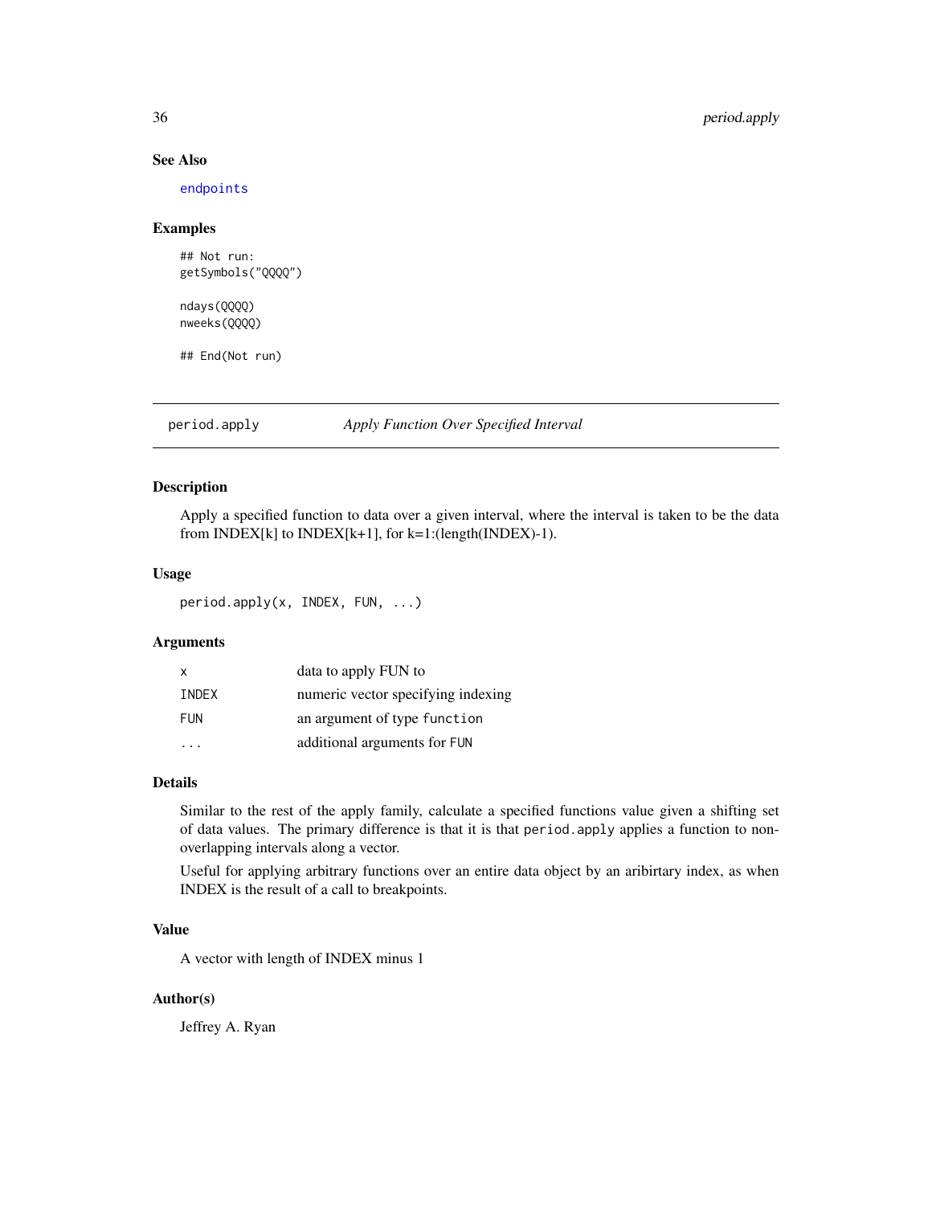### See Also

endpoints

### Examples

```
## Not run:
getSymbols("QQQQ")

ndays(QQQQ)
nweeks(QQQQ)

## End(Not run)
```

---

## period.apply *Apply Function Over Specified Interval*

---

### Description

Apply a specified function to data over a given interval, where the interval is taken to be the data from INDEX[k] to INDEX[k+1], for k=1:(length(INDEX)-1).

### Usage

```
period.apply(x, INDEX, FUN, ...)
```

### Arguments

| | |
|---|---|
| `x` | data to apply FUN to |
| `INDEX` | numeric vector specifying indexing |
| `FUN` | an argument of type `function` |
| `...` | additional arguments for `FUN` |

### Details

Similar to the rest of the apply family, calculate a specified functions value given a shifting set of data values. The primary difference is that it is that `period.apply` applies a function to non-overlapping intervals along a vector.

Useful for applying arbitrary functions over an entire data object by an aribirtary index, as when INDEX is the result of a call to breakpoints.

### Value

A vector with length of INDEX minus 1

### Author(s)

Jeffrey A. Ryan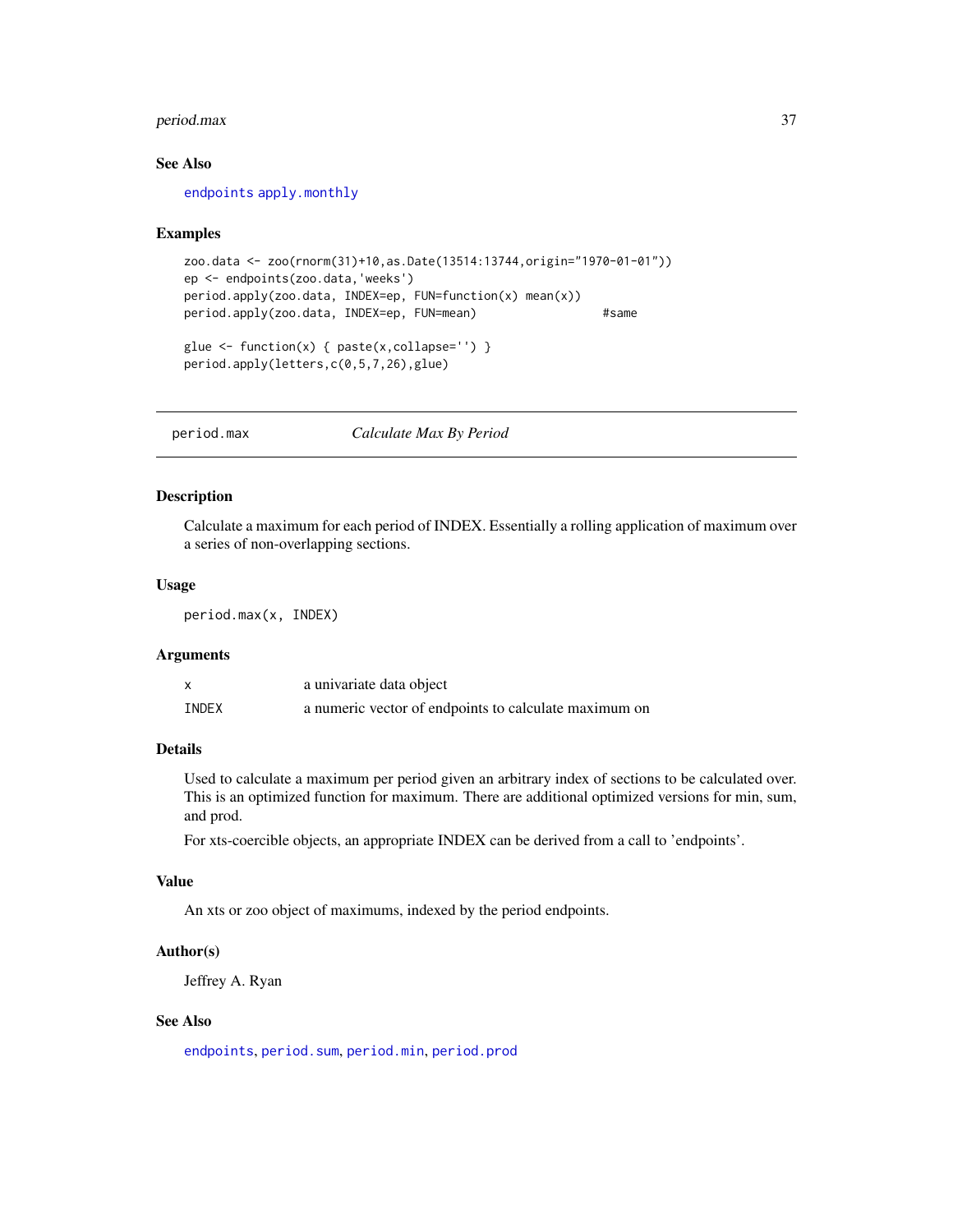### See Also

endpoints apply.monthly

### Examples

```
zoo.data <- zoo(rnorm(31)+10,as.Date(13514:13744,origin="1970-01-01"))
ep <- endpoints(zoo.data,'weeks')
period.apply(zoo.data, INDEX=ep, FUN=function(x) mean(x))
period.apply(zoo.data, INDEX=ep, FUN=mean)                    #same

glue <- function(x) { paste(x,collapse='') }
period.apply(letters,c(0,5,7,26),glue)
```

---

## period.max *Calculate Max By Period*

---

### Description

Calculate a maximum for each period of INDEX. Essentially a rolling application of maximum over a series of non-overlapping sections.

### Usage

```
period.max(x, INDEX)
```

### Arguments

| | |
|---|---|
| x | a univariate data object |
| INDEX | a numeric vector of endpoints to calculate maximum on |

### Details

Used to calculate a maximum per period given an arbitrary index of sections to be calculated over. This is an optimized function for maximum. There are additional optimized versions for min, sum, and prod.

For xts-coercible objects, an appropriate INDEX can be derived from a call to 'endpoints'.

### Value

An xts or zoo object of maximums, indexed by the period endpoints.

### Author(s)

Jeffrey A. Ryan

### See Also

endpoints, period.sum, period.min, period.prod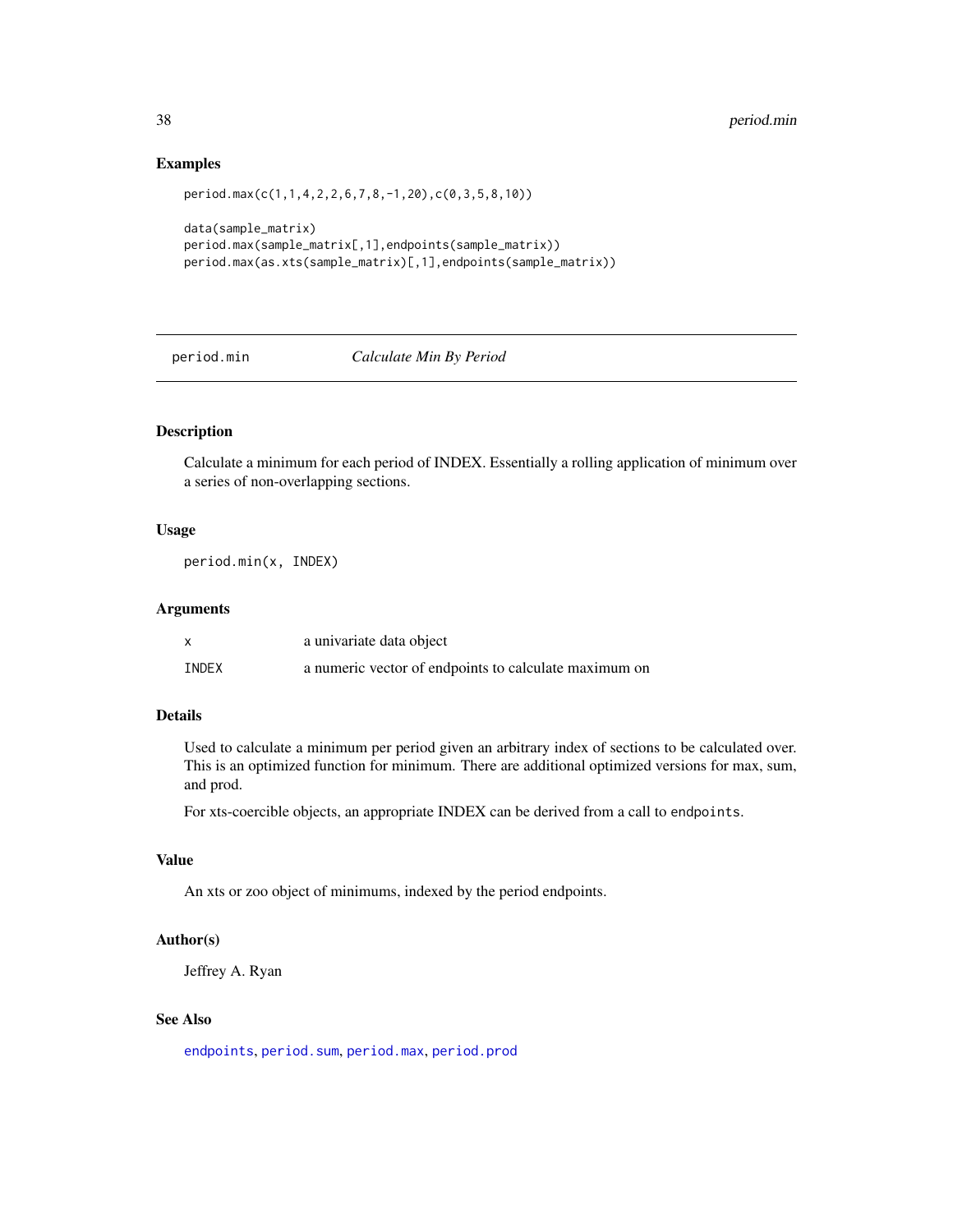## Examples

```
period.max(c(1,1,4,2,2,6,7,8,-1,20),c(0,3,5,8,10))

data(sample_matrix)
period.max(sample_matrix[,1],endpoints(sample_matrix))
period.max(as.xts(sample_matrix)[,1],endpoints(sample_matrix))
```

---

# period.min — *Calculate Min By Period*

---

## Description

Calculate a minimum for each period of INDEX. Essentially a rolling application of minimum over a series of non-overlapping sections.

## Usage

```
period.min(x, INDEX)
```

## Arguments

| | |
|---|---|
| x | a univariate data object |
| INDEX | a numeric vector of endpoints to calculate maximum on |

## Details

Used to calculate a minimum per period given an arbitrary index of sections to be calculated over. This is an optimized function for minimum. There are additional optimized versions for max, sum, and prod.

For xts-coercible objects, an appropriate INDEX can be derived from a call to `endpoints`.

## Value

An xts or zoo object of minimums, indexed by the period endpoints.

## Author(s)

Jeffrey A. Ryan

## See Also

`endpoints`, `period.sum`, `period.max`, `period.prod`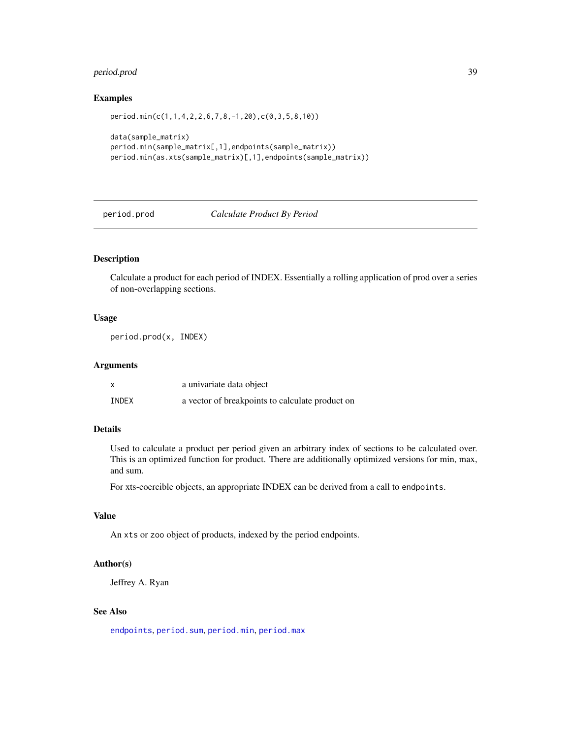## Examples

```
period.min(c(1,1,4,2,2,6,7,8,-1,20),c(0,3,5,8,10))

data(sample_matrix)
period.min(sample_matrix[,1],endpoints(sample_matrix))
period.min(as.xts(sample_matrix)[,1],endpoints(sample_matrix))
```

---

# period.prod *Calculate Product By Period*

---

## Description

Calculate a product for each period of INDEX. Essentially a rolling application of prod over a series of non-overlapping sections.

## Usage

```
period.prod(x, INDEX)
```

## Arguments

| | |
|---|---|
| x | a univariate data object |
| INDEX | a vector of breakpoints to calculate product on |

## Details

Used to calculate a product per period given an arbitrary index of sections to be calculated over. This is an optimized function for product. There are additionally optimized versions for min, max, and sum.

For xts-coercible objects, an appropriate INDEX can be derived from a call to `endpoints`.

## Value

An `xts` or `zoo` object of products, indexed by the period endpoints.

## Author(s)

Jeffrey A. Ryan

## See Also

`endpoints`, `period.sum`, `period.min`, `period.max`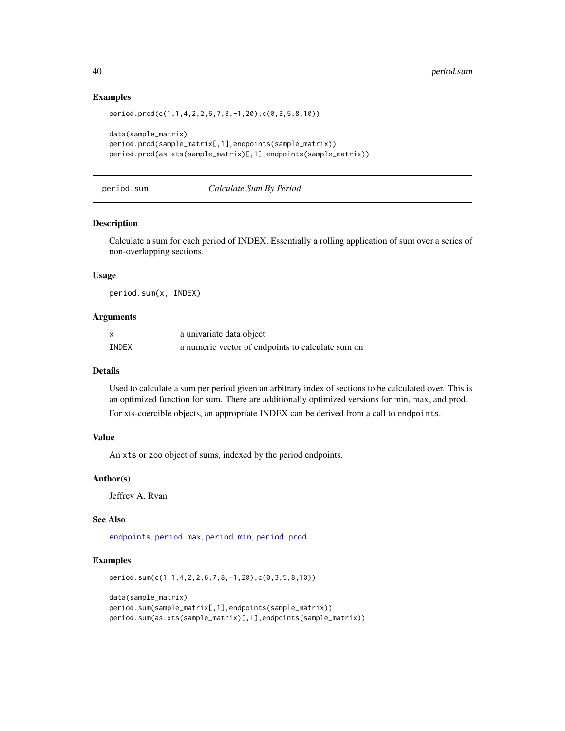## Examples

```
period.prod(c(1,1,4,2,2,6,7,8,-1,20),c(0,3,5,8,10))

data(sample_matrix)
period.prod(sample_matrix[,1],endpoints(sample_matrix))
period.prod(as.xts(sample_matrix)[,1],endpoints(sample_matrix))
```

---

# period.sum *Calculate Sum By Period*

---

## Description

Calculate a sum for each period of INDEX. Essentially a rolling application of sum over a series of non-overlapping sections.

## Usage

```
period.sum(x, INDEX)
```

## Arguments

| | |
|---|---|
| x | a univariate data object |
| INDEX | a numeric vector of endpoints to calculate sum on |

## Details

Used to calculate a sum per period given an arbitrary index of sections to be calculated over. This is an optimized function for sum. There are additionally optimized versions for min, max, and prod.

For xts-coercible objects, an appropriate INDEX can be derived from a call to `endpoints`.

## Value

An `xts` or `zoo` object of sums, indexed by the period endpoints.

## Author(s)

Jeffrey A. Ryan

## See Also

`endpoints`, `period.max`, `period.min`, `period.prod`

## Examples

```
period.sum(c(1,1,4,2,2,6,7,8,-1,20),c(0,3,5,8,10))

data(sample_matrix)
period.sum(sample_matrix[,1],endpoints(sample_matrix))
period.sum(as.xts(sample_matrix)[,1],endpoints(sample_matrix))
```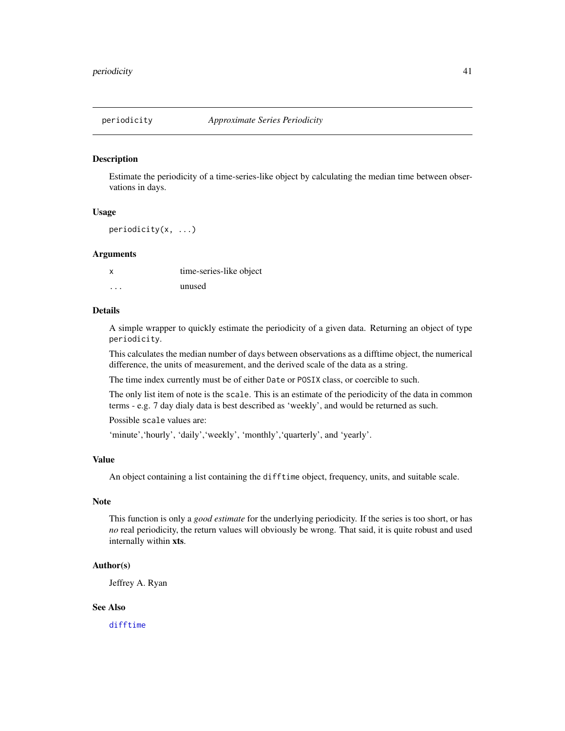## periodicity *Approximate Series Periodicity*

### Description

Estimate the periodicity of a time-series-like object by calculating the median time between observations in days.

### Usage

```
periodicity(x, ...)
```

### Arguments

| | |
|---|---|
| x | time-series-like object |
| ... | unused |

### Details

A simple wrapper to quickly estimate the periodicity of a given data. Returning an object of type `periodicity`.

This calculates the median number of days between observations as a difftime object, the numerical difference, the units of measurement, and the derived scale of the data as a string.

The time index currently must be of either `Date` or `POSIX` class, or coercible to such.

The only list item of note is the `scale`. This is an estimate of the periodicity of the data in common terms - e.g. 7 day dialy data is best described as 'weekly', and would be returned as such.

Possible `scale` values are:

'minute','hourly', 'daily','weekly', 'monthly','quarterly', and 'yearly'.

### Value

An object containing a list containing the `difftime` object, frequency, units, and suitable scale.

### Note

This function is only a *good estimate* for the underlying periodicity. If the series is too short, or has *no* real periodicity, the return values will obviously be wrong. That said, it is quite robust and used internally within **xts**.

### Author(s)

Jeffrey A. Ryan

### See Also

`difftime`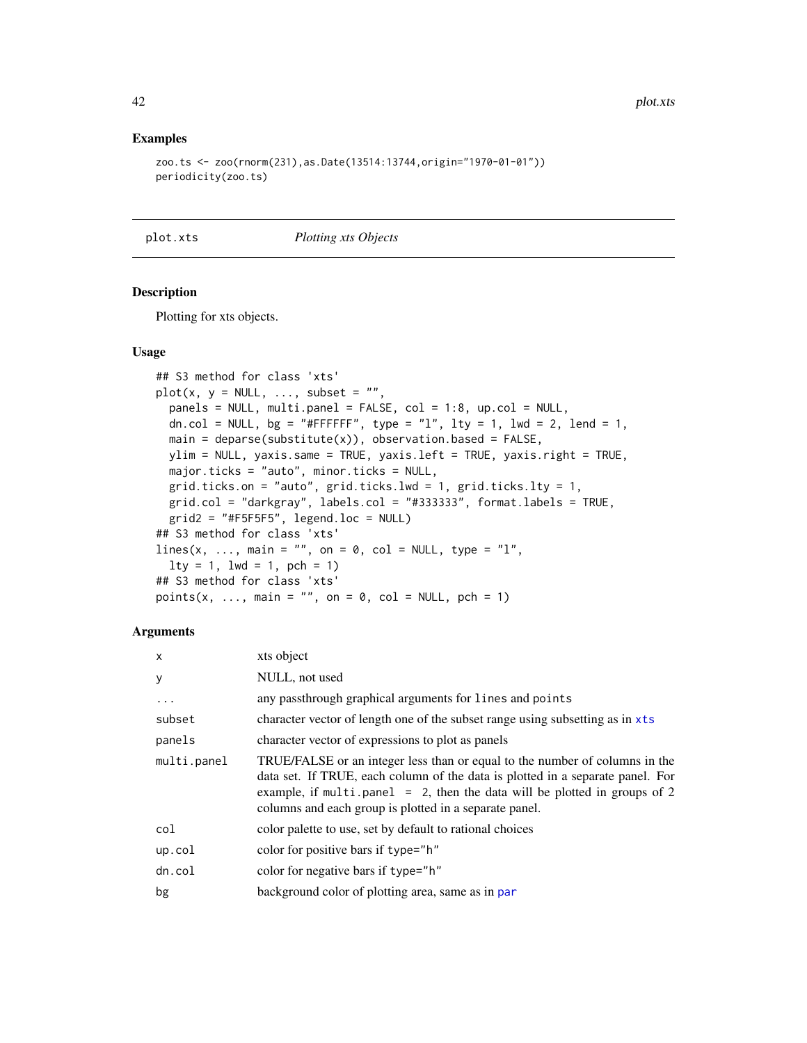## Examples

```
zoo.ts <- zoo(rnorm(231),as.Date(13514:13744,origin="1970-01-01"))
periodicity(zoo.ts)
```

---

# plot.xts — *Plotting xts Objects*

---

## Description

Plotting for xts objects.

## Usage

```
## S3 method for class 'xts'
plot(x, y = NULL, ..., subset = "",
  panels = NULL, multi.panel = FALSE, col = 1:8, up.col = NULL,
  dn.col = NULL, bg = "#FFFFFF", type = "l", lty = 1, lwd = 2, lend = 1,
  main = deparse(substitute(x)), observation.based = FALSE,
  ylim = NULL, yaxis.same = TRUE, yaxis.left = TRUE, yaxis.right = TRUE,
  major.ticks = "auto", minor.ticks = NULL,
  grid.ticks.on = "auto", grid.ticks.lwd = 1, grid.ticks.lty = 1,
  grid.col = "darkgray", labels.col = "#333333", format.labels = TRUE,
  grid2 = "#F5F5F5", legend.loc = NULL)
## S3 method for class 'xts'
lines(x, ..., main = "", on = 0, col = NULL, type = "l",
  lty = 1, lwd = 1, pch = 1)
## S3 method for class 'xts'
points(x, ..., main = "", on = 0, col = NULL, pch = 1)
```

## Arguments

| | |
|---|---|
| `x` | xts object |
| `y` | NULL, not used |
| `...` | any passthrough graphical arguments for `lines` and `points` |
| `subset` | character vector of length one of the subset range using subsetting as in `xts` |
| `panels` | character vector of expressions to plot as panels |
| `multi.panel` | TRUE/FALSE or an integer less than or equal to the number of columns in the data set. If TRUE, each column of the data is plotted in a separate panel. For example, if `multi.panel = 2`, then the data will be plotted in groups of 2 columns and each group is plotted in a separate panel. |
| `col` | color palette to use, set by default to rational choices |
| `up.col` | color for positive bars if `type="h"` |
| `dn.col` | color for negative bars if `type="h"` |
| `bg` | background color of plotting area, same as in `par` |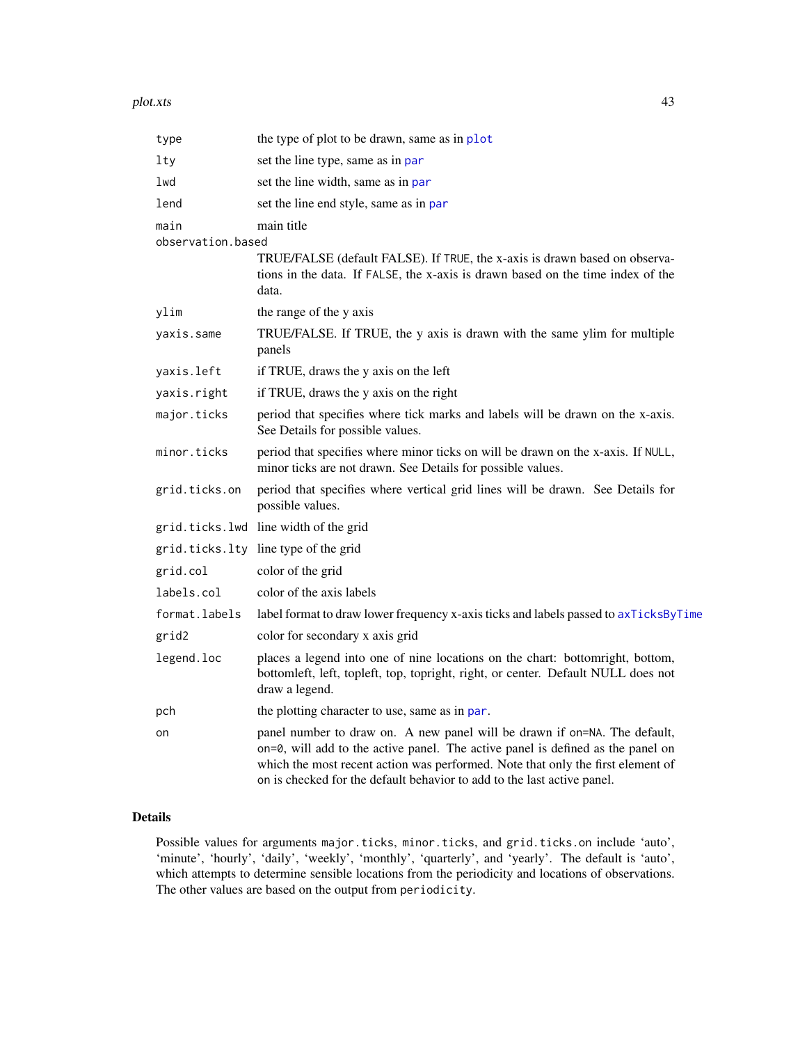| Argument | Description |
|---|---|
| `type` | the type of plot to be drawn, same as in `plot` |
| `lty` | set the line type, same as in `par` |
| `lwd` | set the line width, same as in `par` |
| `lend` | set the line end style, same as in `par` |
| `main` | main title |
| `observation.based` | TRUE/FALSE (default FALSE). If `TRUE`, the x-axis is drawn based on observations in the data. If `FALSE`, the x-axis is drawn based on the time index of the data. |
| `ylim` | the range of the y axis |
| `yaxis.same` | TRUE/FALSE. If TRUE, the y axis is drawn with the same ylim for multiple panels |
| `yaxis.left` | if TRUE, draws the y axis on the left |
| `yaxis.right` | if TRUE, draws the y axis on the right |
| `major.ticks` | period that specifies where tick marks and labels will be drawn on the x-axis. See Details for possible values. |
| `minor.ticks` | period that specifies where minor ticks on will be drawn on the x-axis. If `NULL`, minor ticks are not drawn. See Details for possible values. |
| `grid.ticks.on` | period that specifies where vertical grid lines will be drawn. See Details for possible values. |
| `grid.ticks.lwd` | line width of the grid |
| `grid.ticks.lty` | line type of the grid |
| `grid.col` | color of the grid |
| `labels.col` | color of the axis labels |
| `format.labels` | label format to draw lower frequency x-axis ticks and labels passed to `axTicksByTime` |
| `grid2` | color for secondary x axis grid |
| `legend.loc` | places a legend into one of nine locations on the chart: bottomright, bottom, bottomleft, left, topleft, top, topright, right, or center. Default NULL does not draw a legend. |
| `pch` | the plotting character to use, same as in `par`. |
| `on` | panel number to draw on. A new panel will be drawn if `on=NA`. The default, `on=0`, will add to the active panel. The active panel is defined as the panel on which the most recent action was performed. Note that only the first element of `on` is checked for the default behavior to add to the last active panel. |

## Details

Possible values for arguments `major.ticks`, `minor.ticks`, and `grid.ticks.on` include 'auto', 'minute', 'hourly', 'daily', 'weekly', 'monthly', 'quarterly', and 'yearly'. The default is 'auto', which attempts to determine sensible locations from the periodicity and locations of observations. The other values are based on the output from `periodicity`.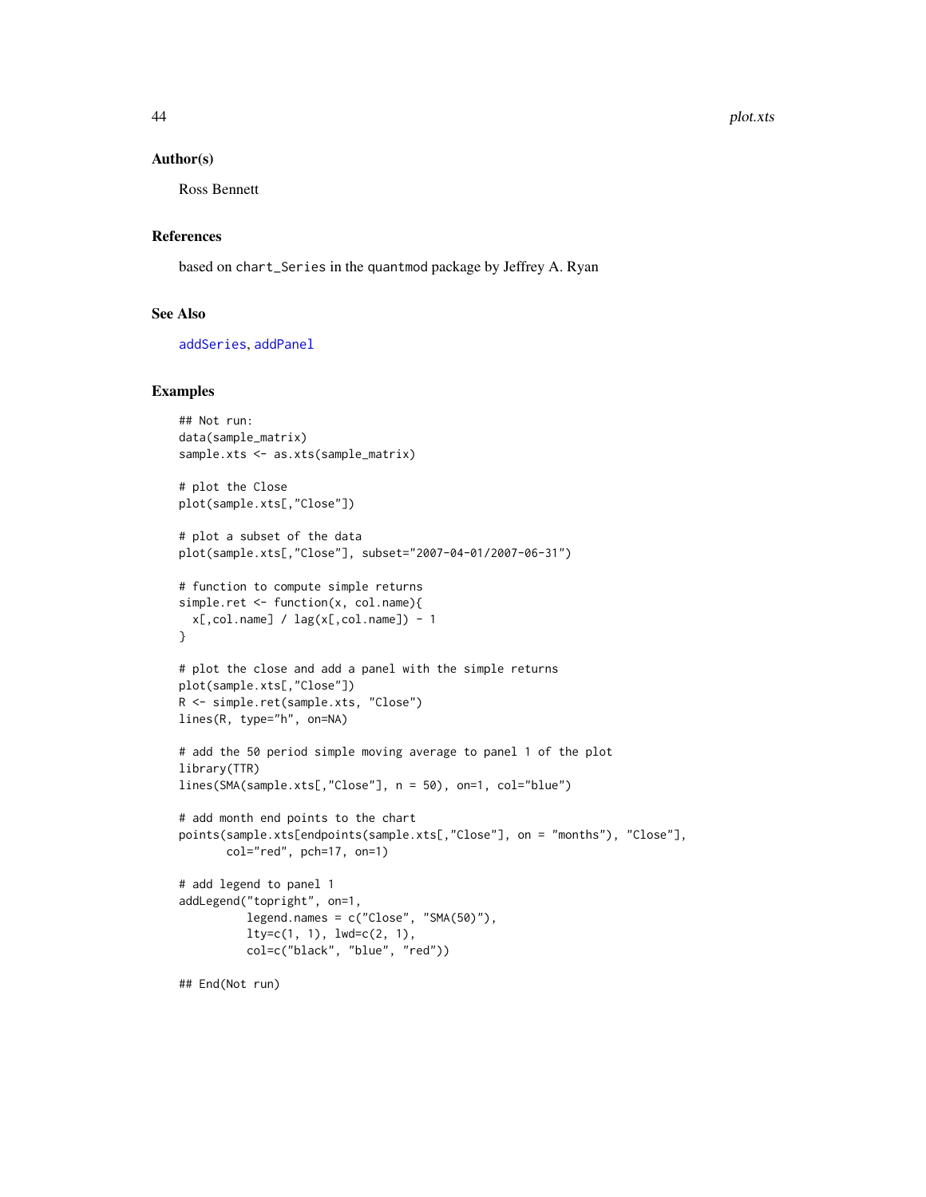### Author(s)

Ross Bennett

### References

based on `chart_Series` in the `quantmod` package by Jeffrey A. Ryan

### See Also

`addSeries`, `addPanel`

### Examples

```
## Not run:
data(sample_matrix)
sample.xts <- as.xts(sample_matrix)

# plot the Close
plot(sample.xts[,"Close"])

# plot a subset of the data
plot(sample.xts[,"Close"], subset="2007-04-01/2007-06-31")

# function to compute simple returns
simple.ret <- function(x, col.name){
  x[,col.name] / lag(x[,col.name]) - 1
}

# plot the close and add a panel with the simple returns
plot(sample.xts[,"Close"])
R <- simple.ret(sample.xts, "Close")
lines(R, type="h", on=NA)

# add the 50 period simple moving average to panel 1 of the plot
library(TTR)
lines(SMA(sample.xts[,"Close"], n = 50), on=1, col="blue")

# add month end points to the chart
points(sample.xts[endpoints(sample.xts[,"Close"], on = "months"), "Close"],
       col="red", pch=17, on=1)

# add legend to panel 1
addLegend("topright", on=1,
          legend.names = c("Close", "SMA(50)"),
          lty=c(1, 1), lwd=c(2, 1),
          col=c("black", "blue", "red"))

## End(Not run)
```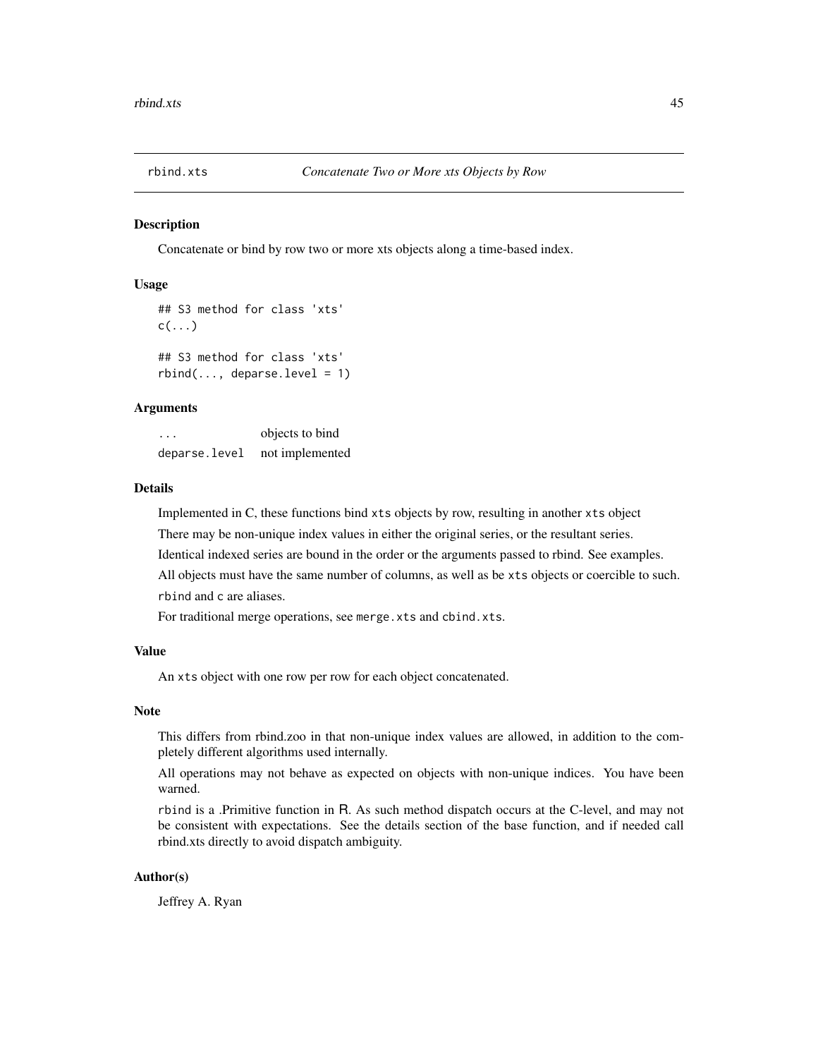# rbind.xts *Concatenate Two or More xts Objects by Row*

## Description

Concatenate or bind by row two or more xts objects along a time-based index.

## Usage

```
## S3 method for class 'xts'
c(...)

## S3 method for class 'xts'
rbind(..., deparse.level = 1)
```

## Arguments

| | |
|---|---|
| ... | objects to bind |
| deparse.level | not implemented |

## Details

Implemented in C, these functions bind `xts` objects by row, resulting in another `xts` object

There may be non-unique index values in either the original series, or the resultant series.

Identical indexed series are bound in the order or the arguments passed to rbind. See examples.

All objects must have the same number of columns, as well as be `xts` objects or coercible to such.

`rbind` and `c` are aliases.

For traditional merge operations, see `merge.xts` and `cbind.xts`.

## Value

An `xts` object with one row per row for each object concatenated.

## Note

This differs from rbind.zoo in that non-unique index values are allowed, in addition to the completely different algorithms used internally.

All operations may not behave as expected on objects with non-unique indices. You have been warned.

`rbind` is a .Primitive function in R. As such method dispatch occurs at the C-level, and may not be consistent with expectations. See the details section of the base function, and if needed call rbind.xts directly to avoid dispatch ambiguity.

## Author(s)

Jeffrey A. Ryan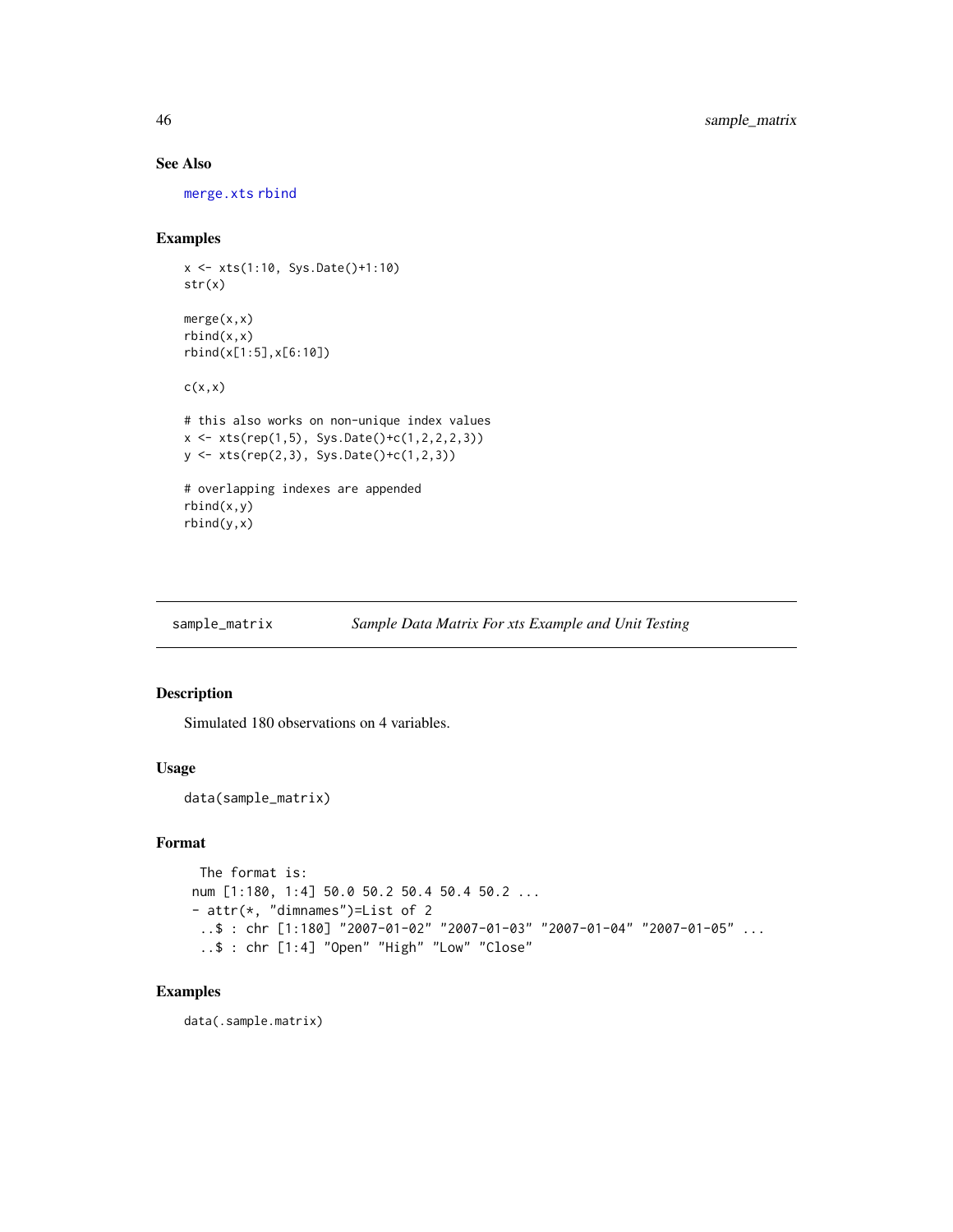### See Also

merge.xts rbind

### Examples

```
x <- xts(1:10, Sys.Date()+1:10)
str(x)

merge(x,x)
rbind(x,x)
rbind(x[1:5],x[6:10])

c(x,x)

# this also works on non-unique index values
x <- xts(rep(1,5), Sys.Date()+c(1,2,2,2,3))
y <- xts(rep(2,3), Sys.Date()+c(1,2,3))

# overlapping indexes are appended
rbind(x,y)
rbind(y,x)
```

---

## sample_matrix — *Sample Data Matrix For xts Example and Unit Testing*

### Description

Simulated 180 observations on 4 variables.

### Usage

```
data(sample_matrix)
```

### Format

```
 The format is:
num [1:180, 1:4] 50.0 50.2 50.4 50.4 50.2 ...
- attr(*, "dimnames")=List of 2
 ..$ : chr [1:180] "2007-01-02" "2007-01-03" "2007-01-04" "2007-01-05" ...
 ..$ : chr [1:4] "Open" "High" "Low" "Close"
```

### Examples

```
data(.sample.matrix)
```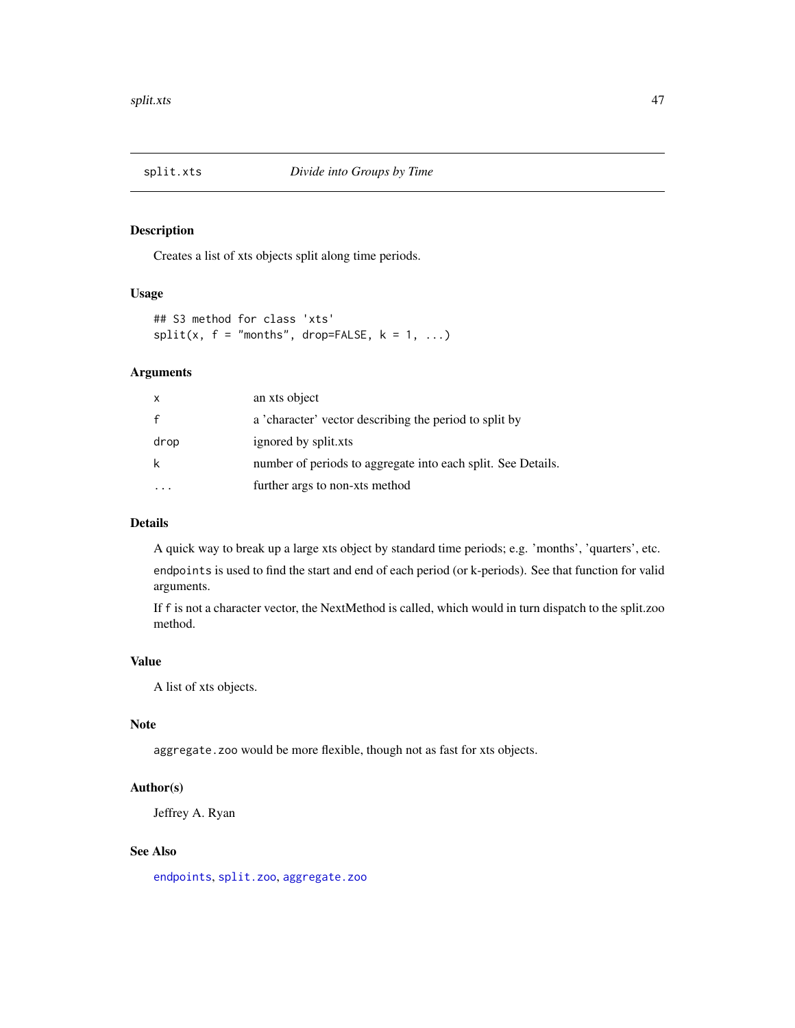## split.xts — *Divide into Groups by Time*

### Description

Creates a list of xts objects split along time periods.

### Usage

```
## S3 method for class 'xts'
split(x, f = "months", drop=FALSE, k = 1, ...)
```

### Arguments

| | |
|---|---|
| `x` | an xts object |
| `f` | a 'character' vector describing the period to split by |
| `drop` | ignored by split.xts |
| `k` | number of periods to aggregate into each split. See Details. |
| `...` | further args to non-xts method |

### Details

A quick way to break up a large xts object by standard time periods; e.g. 'months', 'quarters', etc.

`endpoints` is used to find the start and end of each period (or k-periods). See that function for valid arguments.

If `f` is not a character vector, the NextMethod is called, which would in turn dispatch to the split.zoo method.

### Value

A list of xts objects.

### Note

`aggregate.zoo` would be more flexible, though not as fast for xts objects.

### Author(s)

Jeffrey A. Ryan

### See Also

`endpoints`, `split.zoo`, `aggregate.zoo`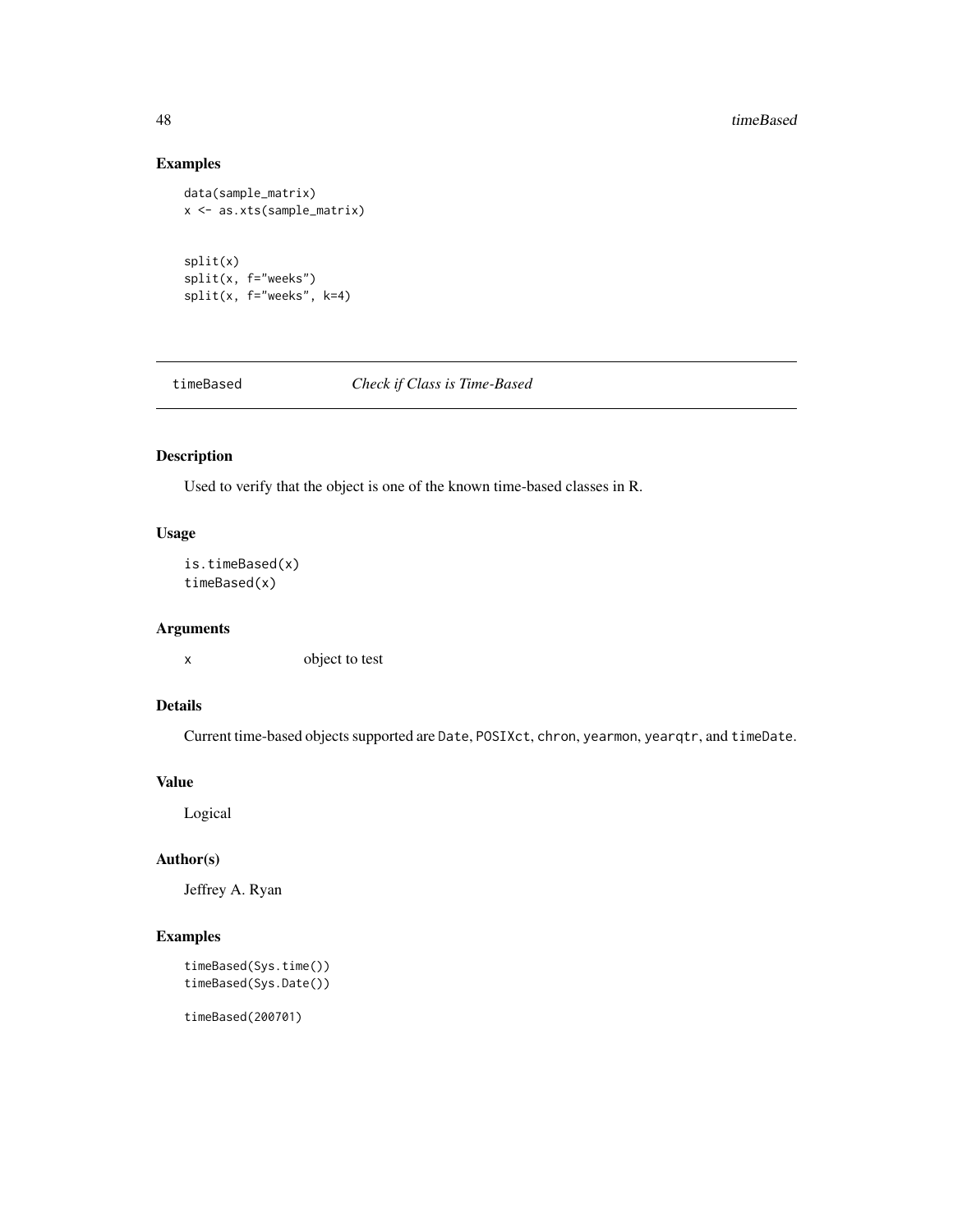## Examples

```
data(sample_matrix)
x <- as.xts(sample_matrix)


split(x)
split(x, f="weeks")
split(x, f="weeks", k=4)
```

---

## timeBased *Check if Class is Time-Based*

---

### Description

Used to verify that the object is one of the known time-based classes in R.

### Usage

```
is.timeBased(x)
timeBased(x)
```

### Arguments

x    object to test

### Details

Current time-based objects supported are `Date`, `POSIXct`, `chron`, `yearmon`, `yearqtr`, and `timeDate`.

### Value

Logical

### Author(s)

Jeffrey A. Ryan

### Examples

```
timeBased(Sys.time())
timeBased(Sys.Date())

timeBased(200701)
```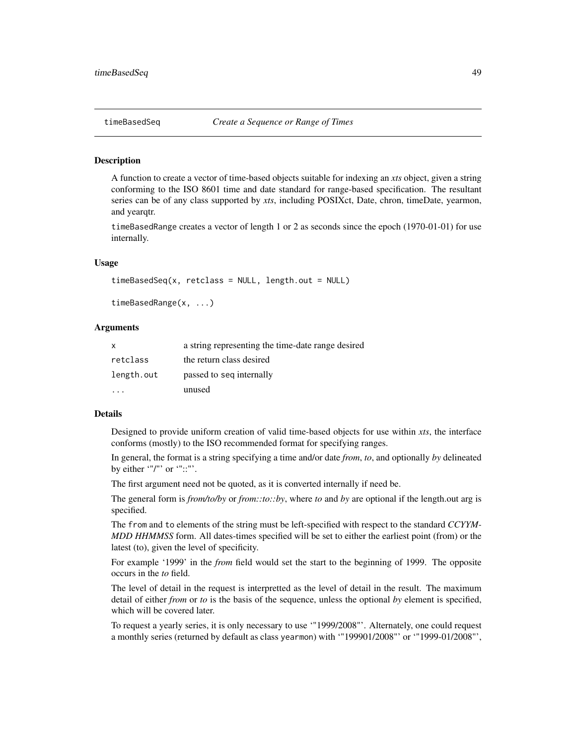timeBasedSeq *Create a Sequence or Range of Times*

## Description

A function to create a vector of time-based objects suitable for indexing an *xts* object, given a string conforming to the ISO 8601 time and date standard for range-based specification. The resultant series can be of any class supported by *xts*, including POSIXct, Date, chron, timeDate, yearmon, and yearqtr.

timeBasedRange creates a vector of length 1 or 2 as seconds since the epoch (1970-01-01) for use internally.

## Usage

```
timeBasedSeq(x, retclass = NULL, length.out = NULL)

timeBasedRange(x, ...)
```

## Arguments

| | |
|---|---|
| x | a string representing the time-date range desired |
| retclass | the return class desired |
| length.out | passed to seq internally |
| ... | unused |

## Details

Designed to provide uniform creation of valid time-based objects for use within *xts*, the interface conforms (mostly) to the ISO recommended format for specifying ranges.

In general, the format is a string specifying a time and/or date *from*, *to*, and optionally *by* delineated by either '"/"' or '"::"'.

The first argument need not be quoted, as it is converted internally if need be.

The general form is *from/to/by* or *from::to::by*, where *to* and *by* are optional if the length.out arg is specified.

The from and to elements of the string must be left-specified with respect to the standard *CCYYMMDD HHMMSS* form. All dates-times specified will be set to either the earliest point (from) or the latest (to), given the level of specificity.

For example '1999' in the *from* field would set the start to the beginning of 1999. The opposite occurs in the *to* field.

The level of detail in the request is interpretted as the level of detail in the result. The maximum detail of either *from* or *to* is the basis of the sequence, unless the optional *by* element is specified, which will be covered later.

To request a yearly series, it is only necessary to use '"1999/2008"'. Alternately, one could request a monthly series (returned by default as class yearmon) with '"199901/2008"' or '"1999-01/2008"',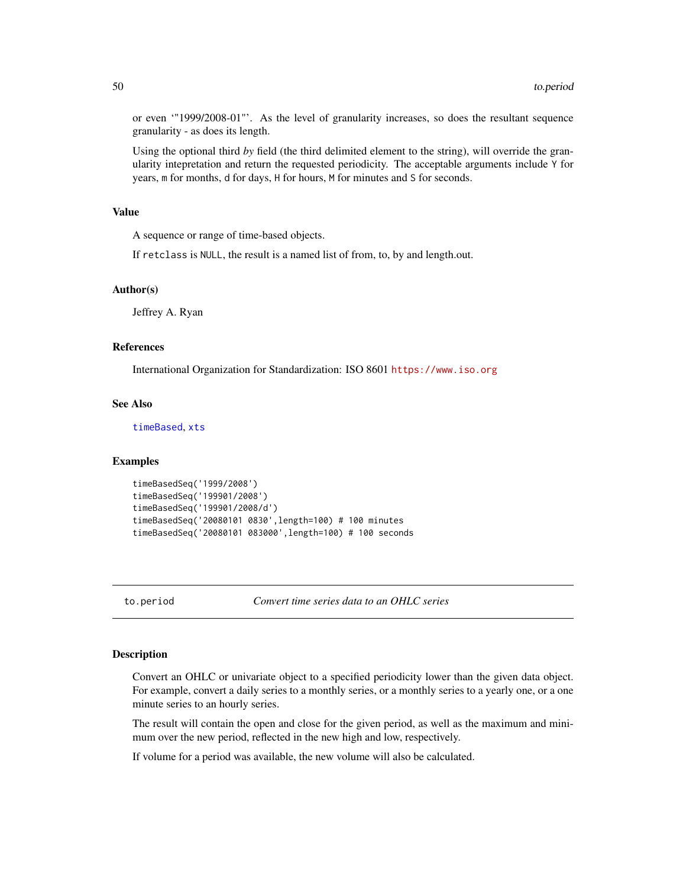or even ‘"1999/2008-01"’. As the level of granularity increases, so does the resultant sequence granularity - as does its length.

Using the optional third *by* field (the third delimited element to the string), will override the granularity intepretation and return the requested periodicity. The acceptable arguments include `Y` for years, `m` for months, `d` for days, `H` for hours, `M` for minutes and `S` for seconds.

### Value

A sequence or range of time-based objects.

If `retclass` is `NULL`, the result is a named list of from, to, by and length.out.

### Author(s)

Jeffrey A. Ryan

### References

International Organization for Standardization: ISO 8601 https://www.iso.org

### See Also

timeBased, xts

### Examples

```
timeBasedSeq('1999/2008')
timeBasedSeq('199901/2008')
timeBasedSeq('199901/2008/d')
timeBasedSeq('20080101 0830',length=100) # 100 minutes
timeBasedSeq('20080101 083000',length=100) # 100 seconds
```

---

## to.period — *Convert time series data to an OHLC series*

### Description

Convert an OHLC or univariate object to a specified periodicity lower than the given data object. For example, convert a daily series to a monthly series, or a monthly series to a yearly one, or a one minute series to an hourly series.

The result will contain the open and close for the given period, as well as the maximum and minimum over the new period, reflected in the new high and low, respectively.

If volume for a period was available, the new volume will also be calculated.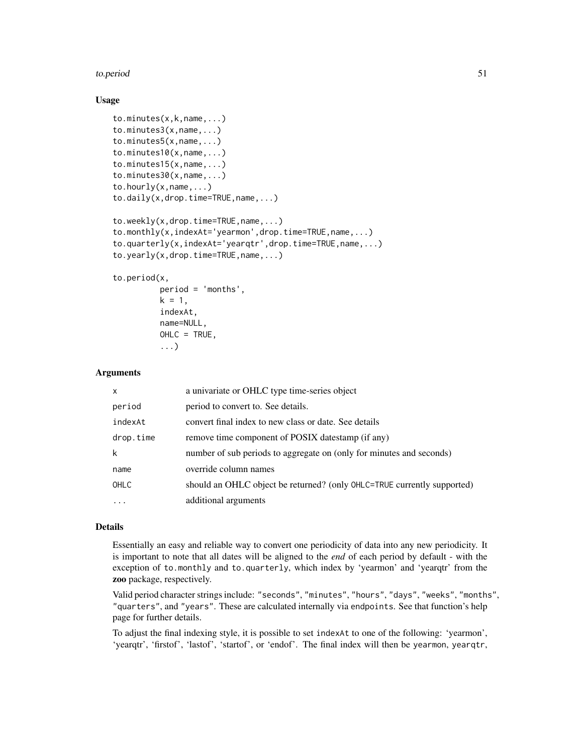### Usage

```
to.minutes(x,k,name,...)
to.minutes3(x,name,...)
to.minutes5(x,name,...)
to.minutes10(x,name,...)
to.minutes15(x,name,...)
to.minutes30(x,name,...)
to.hourly(x,name,...)
to.daily(x,drop.time=TRUE,name,...)

to.weekly(x,drop.time=TRUE,name,...)
to.monthly(x,indexAt='yearmon',drop.time=TRUE,name,...)
to.quarterly(x,indexAt='yearqtr',drop.time=TRUE,name,...)
to.yearly(x,drop.time=TRUE,name,...)

to.period(x,
          period = 'months',
          k = 1,
          indexAt,
          name=NULL,
          OHLC = TRUE,
          ...)
```

### Arguments

| | |
|---|---|
| `x` | a univariate or OHLC type time-series object |
| `period` | period to convert to. See details. |
| `indexAt` | convert final index to new class or date. See details |
| `drop.time` | remove time component of POSIX datestamp (if any) |
| `k` | number of sub periods to aggregate on (only for minutes and seconds) |
| `name` | override column names |
| `OHLC` | should an OHLC object be returned? (only `OHLC=TRUE` currently supported) |
| `...` | additional arguments |

### Details

Essentially an easy and reliable way to convert one periodicity of data into any new periodicity. It is important to note that all dates will be aligned to the *end* of each period by default - with the exception of `to.monthly` and `to.quarterly`, which index by 'yearmon' and 'yearqtr' from the **zoo** package, respectively.

Valid period character strings include: `"seconds"`, `"minutes"`, `"hours"`, `"days"`, `"weeks"`, `"months"`, `"quarters"`, and `"years"`. These are calculated internally via `endpoints`. See that function's help page for further details.

To adjust the final indexing style, it is possible to set `indexAt` to one of the following: 'yearmon', 'yearqtr', 'firstof', 'lastof', 'startof', or 'endof'. The final index will then be `yearmon`, `yearqtr`,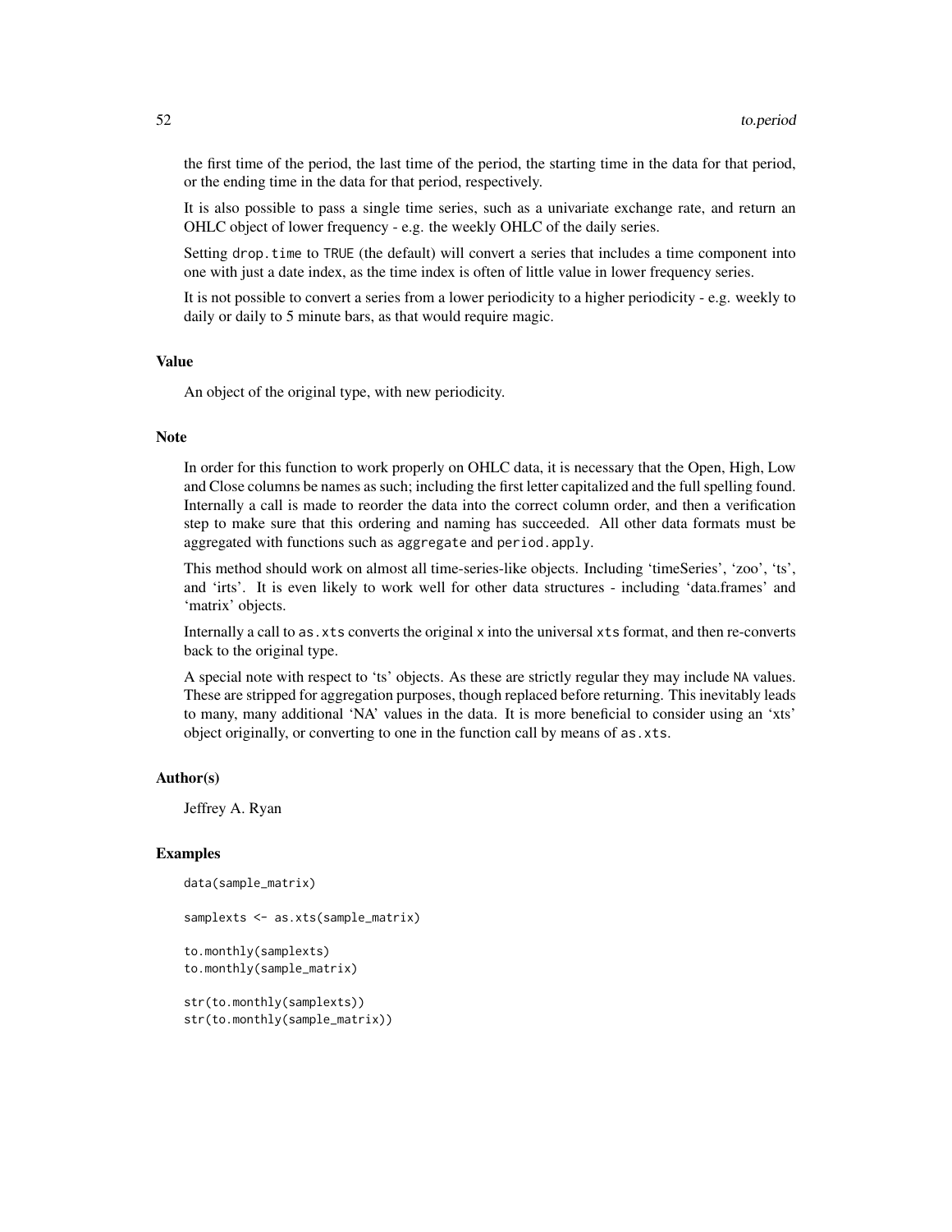the first time of the period, the last time of the period, the starting time in the data for that period, or the ending time in the data for that period, respectively.

It is also possible to pass a single time series, such as a univariate exchange rate, and return an OHLC object of lower frequency - e.g. the weekly OHLC of the daily series.

Setting `drop.time` to `TRUE` (the default) will convert a series that includes a time component into one with just a date index, as the time index is often of little value in lower frequency series.

It is not possible to convert a series from a lower periodicity to a higher periodicity - e.g. weekly to daily or daily to 5 minute bars, as that would require magic.

### Value

An object of the original type, with new periodicity.

### Note

In order for this function to work properly on OHLC data, it is necessary that the Open, High, Low and Close columns be names as such; including the first letter capitalized and the full spelling found. Internally a call is made to reorder the data into the correct column order, and then a verification step to make sure that this ordering and naming has succeeded. All other data formats must be aggregated with functions such as `aggregate` and `period.apply`.

This method should work on almost all time-series-like objects. Including 'timeSeries', 'zoo', 'ts', and 'irts'. It is even likely to work well for other data structures - including 'data.frames' and 'matrix' objects.

Internally a call to `as.xts` converts the original `x` into the universal `xts` format, and then re-converts back to the original type.

A special note with respect to 'ts' objects. As these are strictly regular they may include `NA` values. These are stripped for aggregation purposes, though replaced before returning. This inevitably leads to many, many additional 'NA' values in the data. It is more beneficial to consider using an 'xts' object originally, or converting to one in the function call by means of `as.xts`.

### Author(s)

Jeffrey A. Ryan

### Examples

```
data(sample_matrix)

samplexts <- as.xts(sample_matrix)

to.monthly(samplexts)
to.monthly(sample_matrix)

str(to.monthly(samplexts))
str(to.monthly(sample_matrix))
```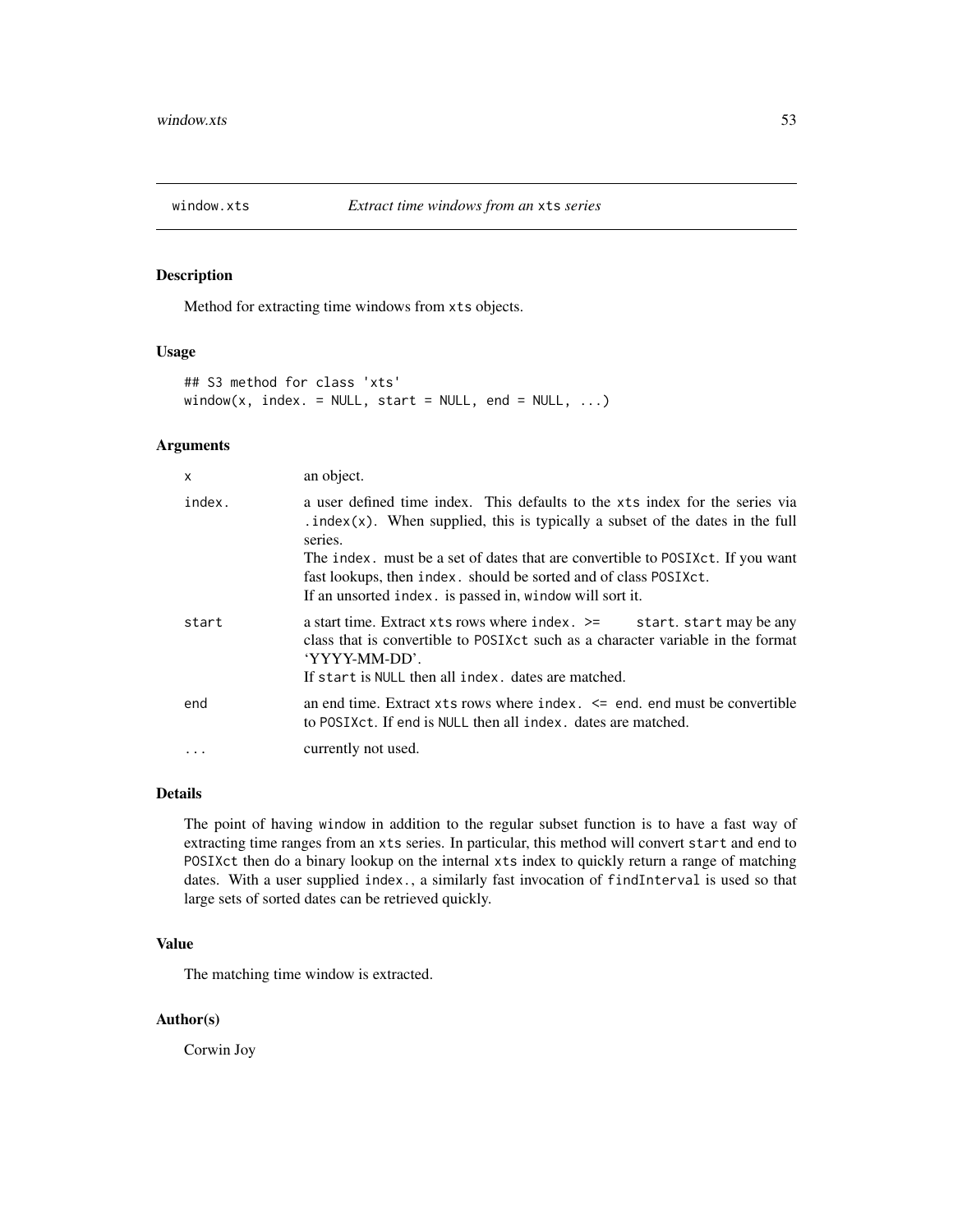window.xts *Extract time windows from an* xts *series*

## Description

Method for extracting time windows from `xts` objects.

## Usage

```
## S3 method for class 'xts'
window(x, index. = NULL, start = NULL, end = NULL, ...)
```

## Arguments

| | |
|---|---|
| `x` | an object. |
| `index.` | a user defined time index. This defaults to the `xts` index for the series via `.index(x)`. When supplied, this is typically a subset of the dates in the full series.<br>The `index.` must be a set of dates that are convertible to `POSIXct`. If you want fast lookups, then `index.` should be sorted and of class `POSIXct`.<br>If an unsorted `index.` is passed in, `window` will sort it. |
| `start` | a start time. Extract `xts` rows where `index. >= start`. `start` may be any class that is convertible to `POSIXct` such as a character variable in the format 'YYYY-MM-DD'.<br>If `start` is `NULL` then all `index.` dates are matched. |
| `end` | an end time. Extract `xts` rows where `index. <= end`. `end` must be convertible to `POSIXct`. If `end` is `NULL` then all `index.` dates are matched. |
| `...` | currently not used. |

## Details

The point of having `window` in addition to the regular subset function is to have a fast way of extracting time ranges from an `xts` series. In particular, this method will convert `start` and `end` to `POSIXct` then do a binary lookup on the internal `xts` index to quickly return a range of matching dates. With a user supplied `index.`, a similarly fast invocation of `findInterval` is used so that large sets of sorted dates can be retrieved quickly.

## Value

The matching time window is extracted.

## Author(s)

Corwin Joy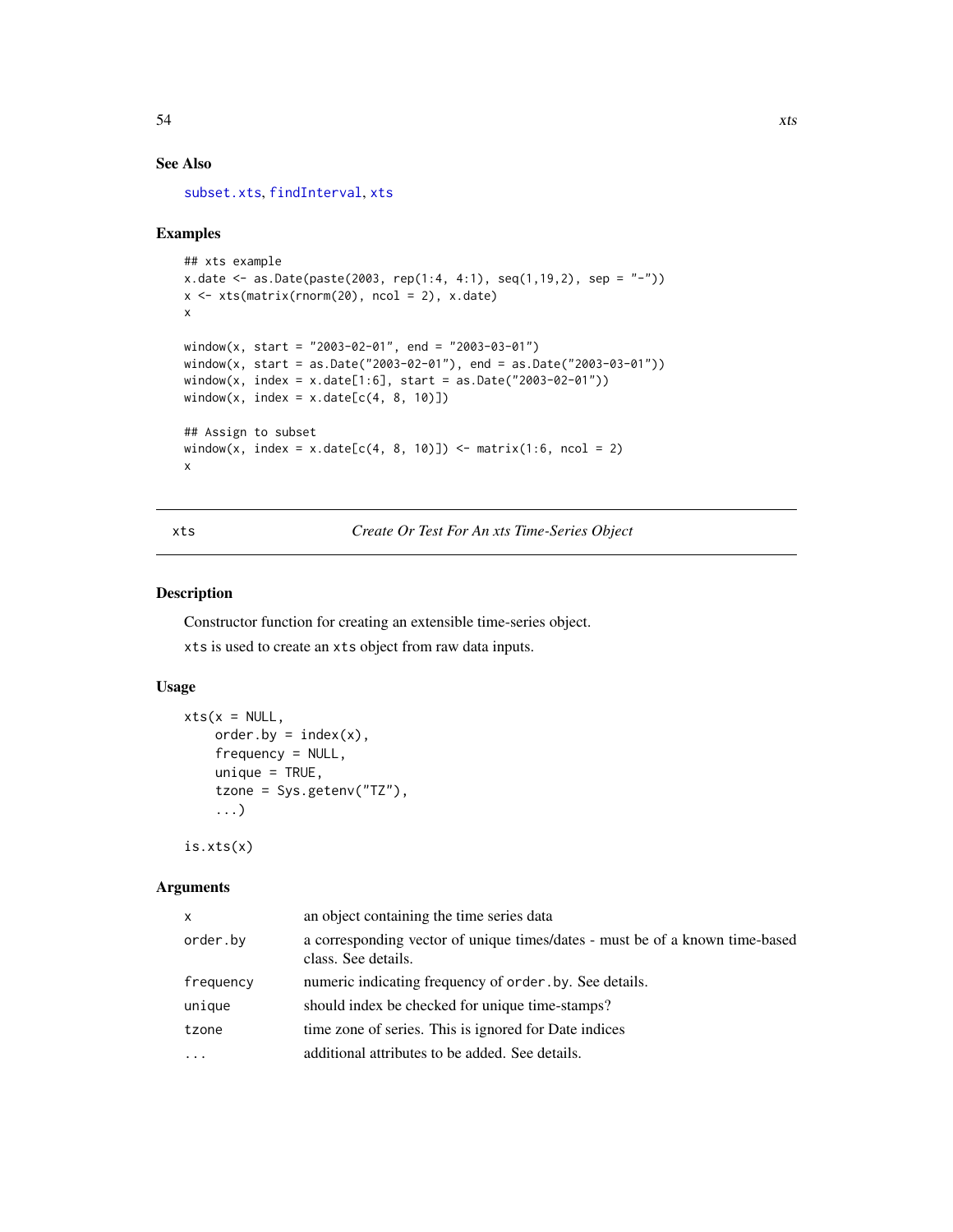## See Also

subset.xts, findInterval, xts

## Examples

```
## xts example
x.date <- as.Date(paste(2003, rep(1:4, 4:1), seq(1,19,2), sep = "-"))
x <- xts(matrix(rnorm(20), ncol = 2), x.date)
x

window(x, start = "2003-02-01", end = "2003-03-01")
window(x, start = as.Date("2003-02-01"), end = as.Date("2003-03-01"))
window(x, index = x.date[1:6], start = as.Date("2003-02-01"))
window(x, index = x.date[c(4, 8, 10)])

## Assign to subset
window(x, index = x.date[c(4, 8, 10)]) <- matrix(1:6, ncol = 2)
x
```

---

# xts — *Create Or Test For An xts Time-Series Object*

## Description

Constructor function for creating an extensible time-series object.

`xts` is used to create an `xts` object from raw data inputs.

## Usage

```
xts(x = NULL,
    order.by = index(x),
    frequency = NULL,
    unique = TRUE,
    tzone = Sys.getenv("TZ"),
    ...)

is.xts(x)
```

## Arguments

| | |
|---|---|
| `x` | an object containing the time series data |
| `order.by` | a corresponding vector of unique times/dates - must be of a known time-based class. See details. |
| `frequency` | numeric indicating frequency of `order.by`. See details. |
| `unique` | should index be checked for unique time-stamps? |
| `tzone` | time zone of series. This is ignored for Date indices |
| `...` | additional attributes to be added. See details. |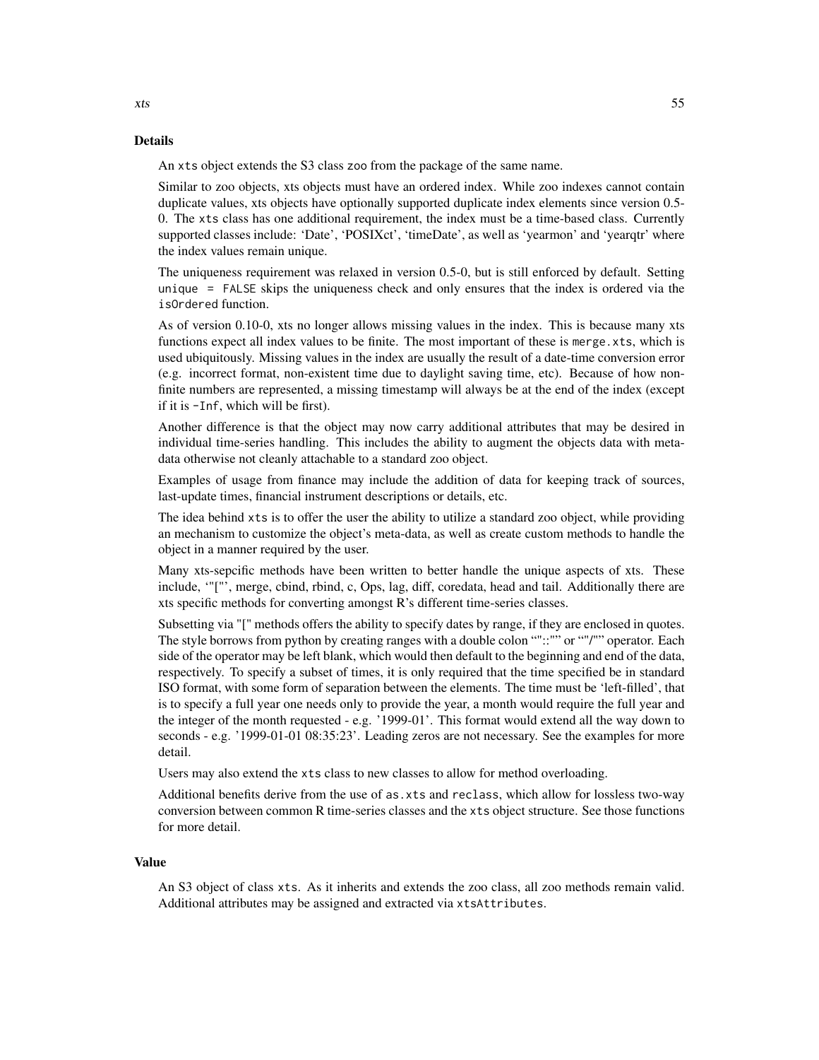### Details

An `xts` object extends the S3 class `zoo` from the package of the same name.

Similar to zoo objects, xts objects must have an ordered index. While zoo indexes cannot contain duplicate values, xts objects have optionally supported duplicate index elements since version 0.5-0. The `xts` class has one additional requirement, the index must be a time-based class. Currently supported classes include: 'Date', 'POSIXct', 'timeDate', as well as 'yearmon' and 'yearqtr' where the index values remain unique.

The uniqueness requirement was relaxed in version 0.5-0, but is still enforced by default. Setting `unique = FALSE` skips the uniqueness check and only ensures that the index is ordered via the `isOrdered` function.

As of version 0.10-0, xts no longer allows missing values in the index. This is because many xts functions expect all index values to be finite. The most important of these is `merge.xts`, which is used ubiquitously. Missing values in the index are usually the result of a date-time conversion error (e.g. incorrect format, non-existent time due to daylight saving time, etc). Because of how non-finite numbers are represented, a missing timestamp will always be at the end of the index (except if it is `-Inf`, which will be first).

Another difference is that the object may now carry additional attributes that may be desired in individual time-series handling. This includes the ability to augment the objects data with meta-data otherwise not cleanly attachable to a standard zoo object.

Examples of usage from finance may include the addition of data for keeping track of sources, last-update times, financial instrument descriptions or details, etc.

The idea behind `xts` is to offer the user the ability to utilize a standard zoo object, while providing an mechanism to customize the object's meta-data, as well as create custom methods to handle the object in a manner required by the user.

Many xts-sepcific methods have been written to better handle the unique aspects of xts. These include, '"["', merge, cbind, rbind, c, Ops, lag, diff, coredata, head and tail. Additionally there are xts specific methods for converting amongst R's different time-series classes.

Subsetting via "[" methods offers the ability to specify dates by range, if they are enclosed in quotes. The style borrows from python by creating ranges with a double colon "":"" or ""/"" operator. Each side of the operator may be left blank, which would then default to the beginning and end of the data, respectively. To specify a subset of times, it is only required that the time specified be in standard ISO format, with some form of separation between the elements. The time must be 'left-filled', that is to specify a full year one needs only to provide the year, a month would require the full year and the integer of the month requested - e.g. '1999-01'. This format would extend all the way down to seconds - e.g. '1999-01-01 08:35:23'. Leading zeros are not necessary. See the examples for more detail.

Users may also extend the `xts` class to new classes to allow for method overloading.

Additional benefits derive from the use of `as.xts` and `reclass`, which allow for lossless two-way conversion between common R time-series classes and the `xts` object structure. See those functions for more detail.

### Value

An S3 object of class `xts`. As it inherits and extends the zoo class, all zoo methods remain valid. Additional attributes may be assigned and extracted via `xtsAttributes`.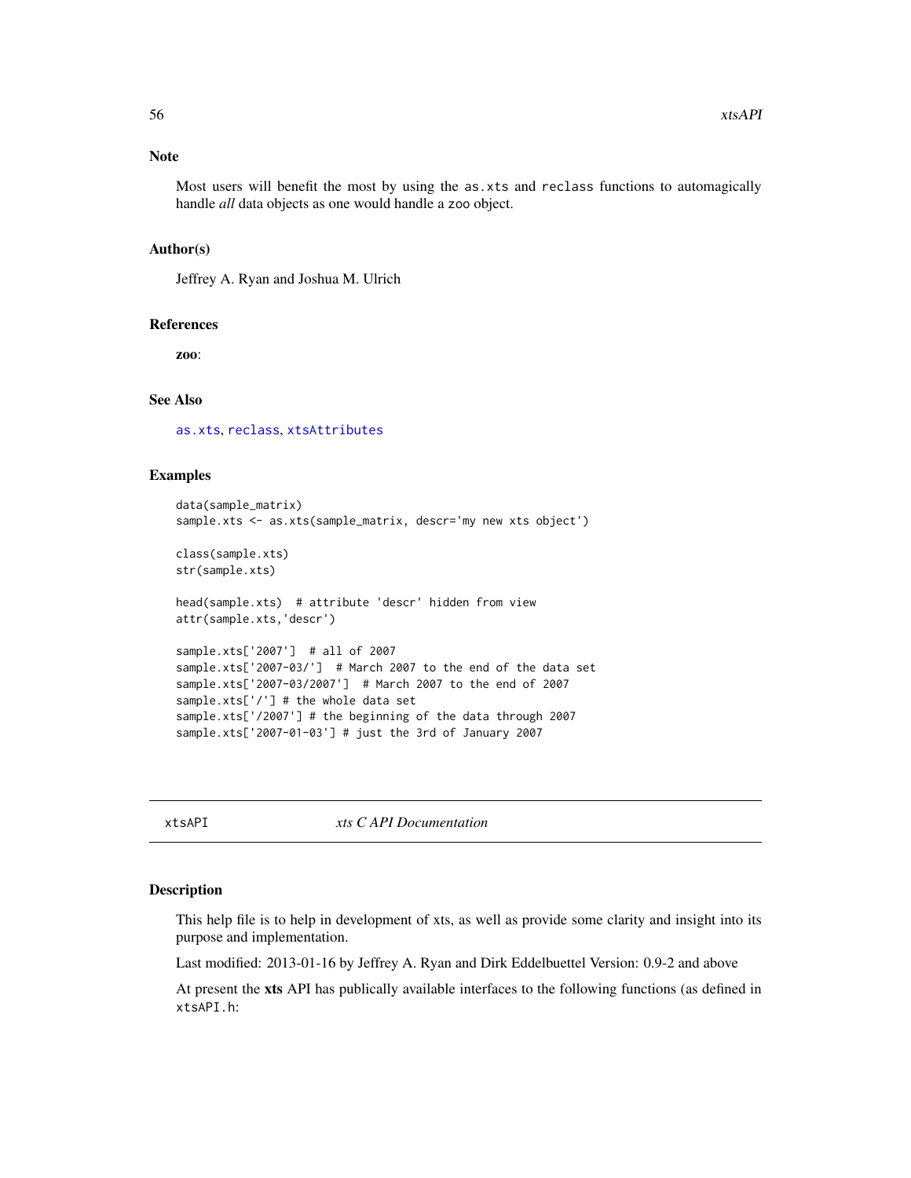### Note

Most users will benefit the most by using the `as.xts` and `reclass` functions to automagically handle *all* data objects as one would handle a `zoo` object.

### Author(s)

Jeffrey A. Ryan and Joshua M. Ulrich

### References

**zoo**:

### See Also

`as.xts`, `reclass`, `xtsAttributes`

### Examples

```
data(sample_matrix)
sample.xts <- as.xts(sample_matrix, descr='my new xts object')

class(sample.xts)
str(sample.xts)

head(sample.xts)  # attribute 'descr' hidden from view
attr(sample.xts,'descr')

sample.xts['2007']  # all of 2007
sample.xts['2007-03/']  # March 2007 to the end of the data set
sample.xts['2007-03/2007']  # March 2007 to the end of 2007
sample.xts['/'] # the whole data set
sample.xts['/2007'] # the beginning of the data through 2007
sample.xts['2007-01-03'] # just the 3rd of January 2007
```

---

## xtsAPI &nbsp;&nbsp;&nbsp;&nbsp;&nbsp; *xts C API Documentation*

---

### Description

This help file is to help in development of xts, as well as provide some clarity and insight into its purpose and implementation.

Last modified: 2013-01-16 by Jeffrey A. Ryan and Dirk Eddelbuettel Version: 0.9-2 and above

At present the **xts** API has publically available interfaces to the following functions (as defined in `xtsAPI.h`: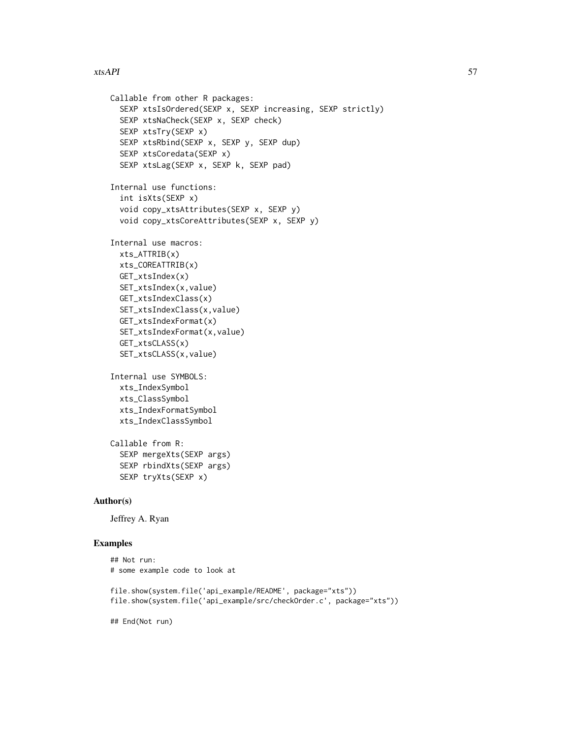```
Callable from other R packages:
  SEXP xtsIsOrdered(SEXP x, SEXP increasing, SEXP strictly)
  SEXP xtsNaCheck(SEXP x, SEXP check)
  SEXP xtsTry(SEXP x)
  SEXP xtsRbind(SEXP x, SEXP y, SEXP dup)
  SEXP xtsCoredata(SEXP x)
  SEXP xtsLag(SEXP x, SEXP k, SEXP pad)

Internal use functions:
  int isXts(SEXP x)
  void copy_xtsAttributes(SEXP x, SEXP y)
  void copy_xtsCoreAttributes(SEXP x, SEXP y)

Internal use macros:
  xts_ATTRIB(x)
  xts_COREATTRIB(x)
  GET_xtsIndex(x)
  SET_xtsIndex(x,value)
  GET_xtsIndexClass(x)
  SET_xtsIndexClass(x,value)
  GET_xtsIndexFormat(x)
  SET_xtsIndexFormat(x,value)
  GET_xtsCLASS(x)
  SET_xtsCLASS(x,value)

Internal use SYMBOLS:
  xts_IndexSymbol
  xts_ClassSymbol
  xts_IndexFormatSymbol
  xts_IndexClassSymbol

Callable from R:
  SEXP mergeXts(SEXP args)
  SEXP rbindXts(SEXP args)
  SEXP tryXts(SEXP x)
```

## Author(s)

Jeffrey A. Ryan

## Examples

```
## Not run:
# some example code to look at

file.show(system.file('api_example/README', package="xts"))
file.show(system.file('api_example/src/checkOrder.c', package="xts"))

## End(Not run)
```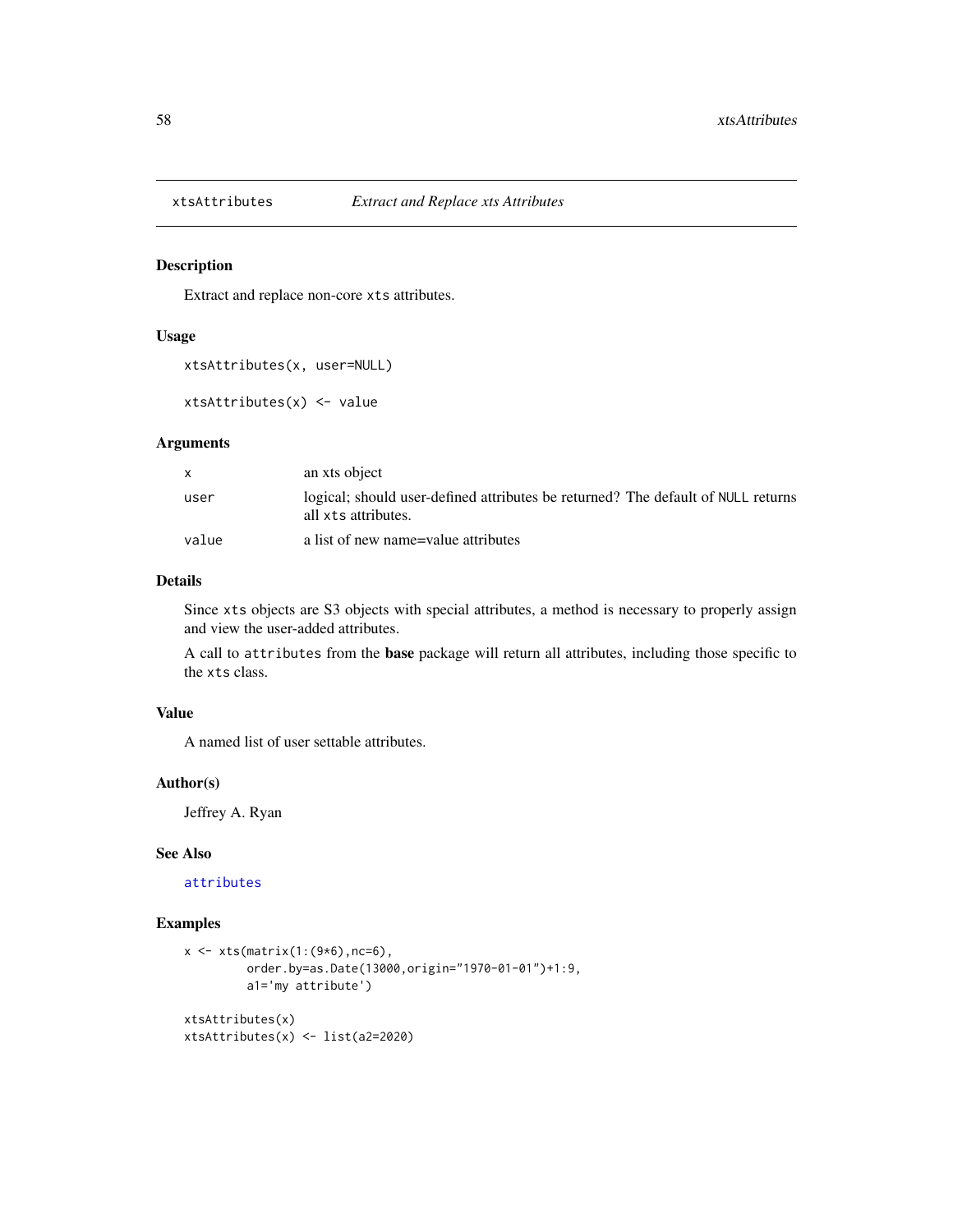# xtsAttributes — *Extract and Replace xts Attributes*

## Description

Extract and replace non-core `xts` attributes.

## Usage

```
xtsAttributes(x, user=NULL)

xtsAttributes(x) <- value
```

## Arguments

| | |
|---|---|
| `x` | an xts object |
| `user` | logical; should user-defined attributes be returned? The default of `NULL` returns all `xts` attributes. |
| `value` | a list of new name=value attributes |

## Details

Since `xts` objects are S3 objects with special attributes, a method is necessary to properly assign and view the user-added attributes.

A call to `attributes` from the **base** package will return all attributes, including those specific to the `xts` class.

## Value

A named list of user settable attributes.

## Author(s)

Jeffrey A. Ryan

## See Also

`attributes`

## Examples

```
x <- xts(matrix(1:(9*6),nc=6),
         order.by=as.Date(13000,origin="1970-01-01")+1:9,
         a1='my attribute')

xtsAttributes(x)
xtsAttributes(x) <- list(a2=2020)
```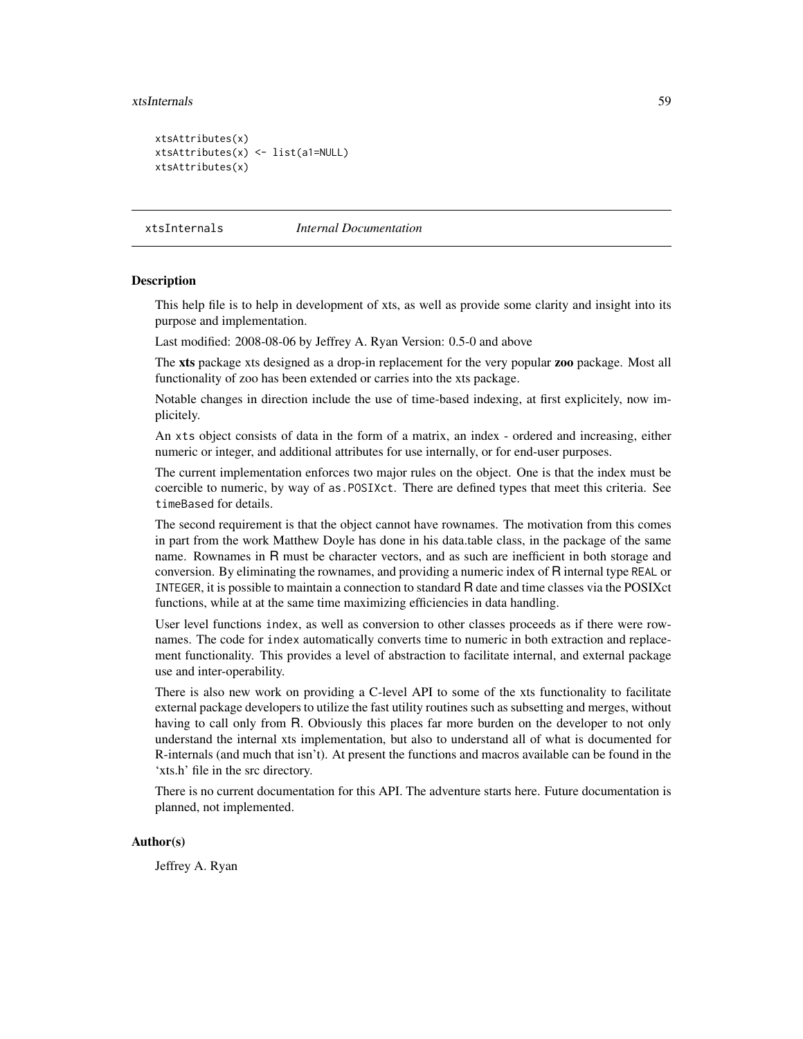```
xtsAttributes(x)
xtsAttributes(x) <- list(a1=NULL)
xtsAttributes(x)
```

---

## xtsInternals *Internal Documentation*

---

### Description

This help file is to help in development of xts, as well as provide some clarity and insight into its purpose and implementation.

Last modified: 2008-08-06 by Jeffrey A. Ryan Version: 0.5-0 and above

The **xts** package xts designed as a drop-in replacement for the very popular **zoo** package. Most all functionality of zoo has been extended or carries into the xts package.

Notable changes in direction include the use of time-based indexing, at first explicitely, now implicitely.

An xts object consists of data in the form of a matrix, an index - ordered and increasing, either numeric or integer, and additional attributes for use internally, or for end-user purposes.

The current implementation enforces two major rules on the object. One is that the index must be coercible to numeric, by way of as.POSIXct. There are defined types that meet this criteria. See timeBased for details.

The second requirement is that the object cannot have rownames. The motivation from this comes in part from the work Matthew Doyle has done in his data.table class, in the package of the same name. Rownames in R must be character vectors, and as such are inefficient in both storage and conversion. By eliminating the rownames, and providing a numeric index of R internal type REAL or INTEGER, it is possible to maintain a connection to standard R date and time classes via the POSIXct functions, while at at the same time maximizing efficiencies in data handling.

User level functions index, as well as conversion to other classes proceeds as if there were rownames. The code for index automatically converts time to numeric in both extraction and replacement functionality. This provides a level of abstraction to facilitate internal, and external package use and inter-operability.

There is also new work on providing a C-level API to some of the xts functionality to facilitate external package developers to utilize the fast utility routines such as subsetting and merges, without having to call only from R. Obviously this places far more burden on the developer to not only understand the internal xts implementation, but also to understand all of what is documented for R-internals (and much that isn't). At present the functions and macros available can be found in the 'xts.h' file in the src directory.

There is no current documentation for this API. The adventure starts here. Future documentation is planned, not implemented.

### Author(s)

Jeffrey A. Ryan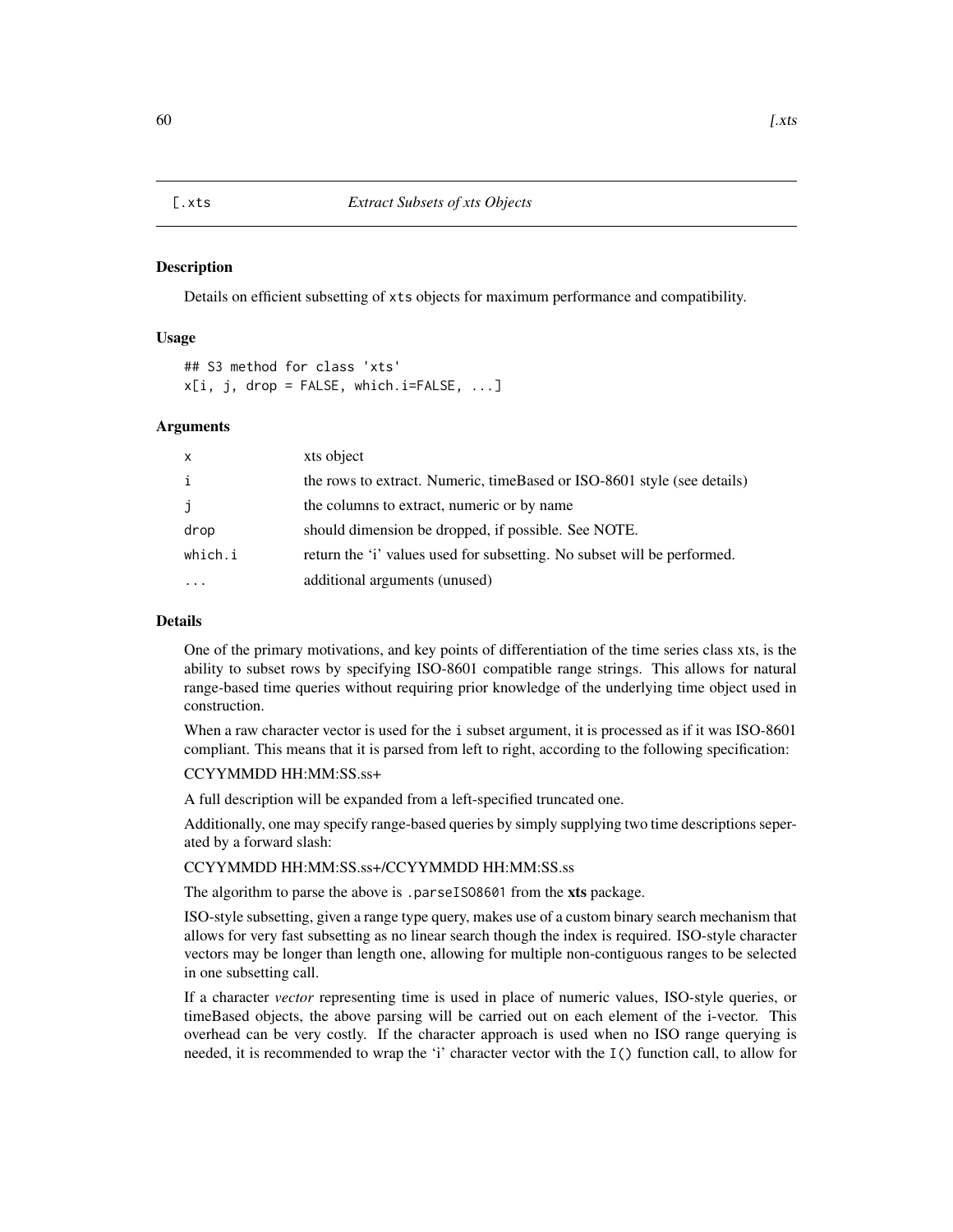## [.xts — Extract Subsets of xts Objects

### Description

Details on efficient subsetting of `xts` objects for maximum performance and compatibility.

### Usage

```
## S3 method for class 'xts'
x[i, j, drop = FALSE, which.i=FALSE, ...]
```

### Arguments

| | |
|---|---|
| x | xts object |
| i | the rows to extract. Numeric, timeBased or ISO-8601 style (see details) |
| j | the columns to extract, numeric or by name |
| drop | should dimension be dropped, if possible. See NOTE. |
| which.i | return the 'i' values used for subsetting. No subset will be performed. |
| ... | additional arguments (unused) |

### Details

One of the primary motivations, and key points of differentiation of the time series class xts, is the ability to subset rows by specifying ISO-8601 compatible range strings. This allows for natural range-based time queries without requiring prior knowledge of the underlying time object used in construction.

When a raw character vector is used for the `i` subset argument, it is processed as if it was ISO-8601 compliant. This means that it is parsed from left to right, according to the following specification:

CCYYMMDD HH:MM:SS.ss+

A full description will be expanded from a left-specified truncated one.

Additionally, one may specify range-based queries by simply supplying two time descriptions seperated by a forward slash:

CCYYMMDD HH:MM:SS.ss+/CCYYMMDD HH:MM:SS.ss

The algorithm to parse the above is `.parseISO8601` from the **xts** package.

ISO-style subsetting, given a range type query, makes use of a custom binary search mechanism that allows for very fast subsetting as no linear search though the index is required. ISO-style character vectors may be longer than length one, allowing for multiple non-contiguous ranges to be selected in one subsetting call.

If a character *vector* representing time is used in place of numeric values, ISO-style queries, or timeBased objects, the above parsing will be carried out on each element of the i-vector. This overhead can be very costly. If the character approach is used when no ISO range querying is needed, it is recommended to wrap the 'i' character vector with the `I()` function call, to allow for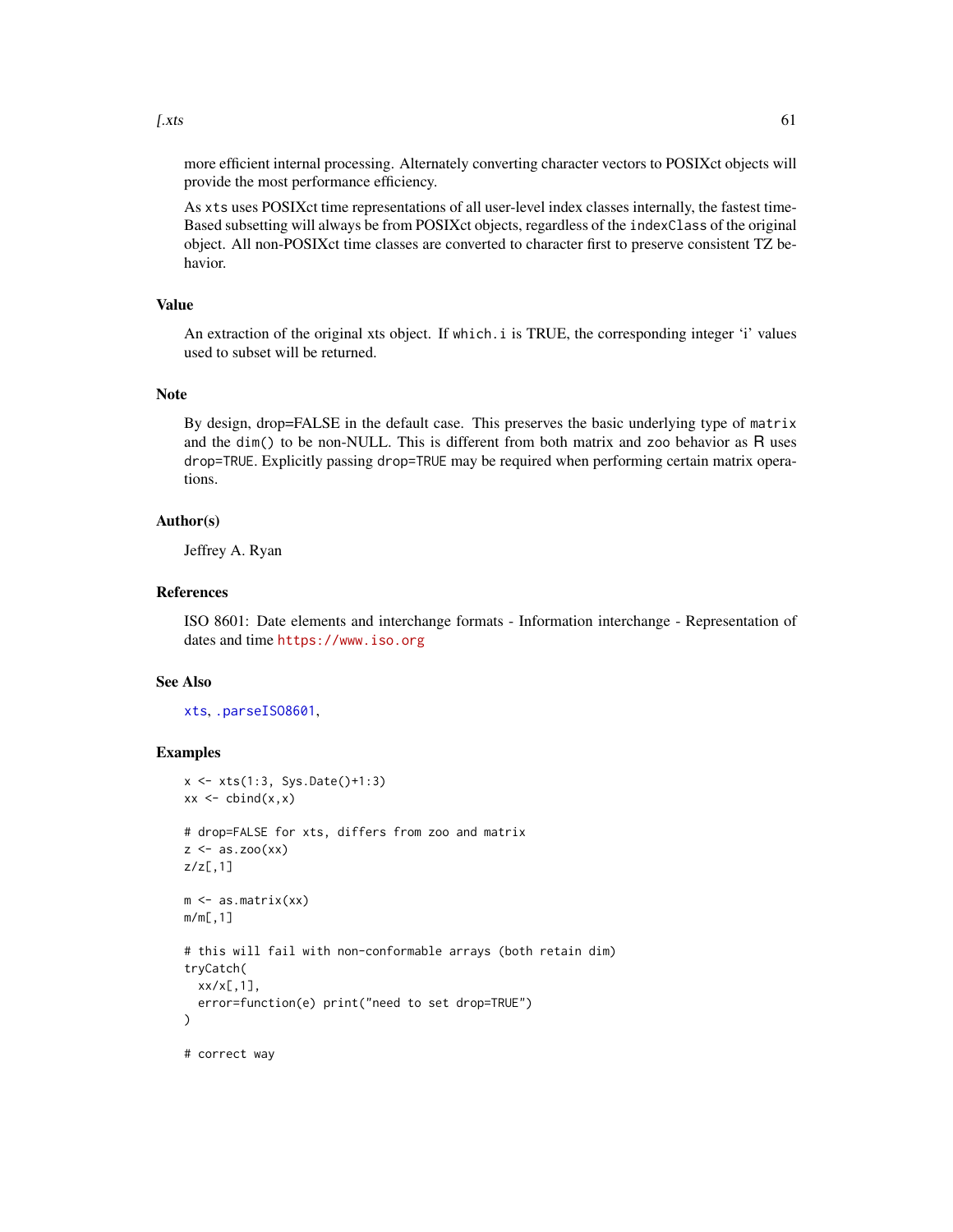more efficient internal processing. Alternately converting character vectors to POSIXct objects will provide the most performance efficiency.

As `xts` uses POSIXct time representations of all user-level index classes internally, the fastest time-Based subsetting will always be from POSIXct objects, regardless of the `indexClass` of the original object. All non-POSIXct time classes are converted to character first to preserve consistent TZ behavior.

### Value

An extraction of the original xts object. If `which.i` is TRUE, the corresponding integer 'i' values used to subset will be returned.

### Note

By design, drop=FALSE in the default case. This preserves the basic underlying type of `matrix` and the `dim()` to be non-NULL. This is different from both matrix and `zoo` behavior as R uses `drop=TRUE`. Explicitly passing `drop=TRUE` may be required when performing certain matrix operations.

### Author(s)

Jeffrey A. Ryan

### References

ISO 8601: Date elements and interchange formats - Information interchange - Representation of dates and time https://www.iso.org

### See Also

xts, .parseISO8601,

### Examples

```
x <- xts(1:3, Sys.Date()+1:3)
xx <- cbind(x,x)

# drop=FALSE for xts, differs from zoo and matrix
z <- as.zoo(xx)
z/z[,1]

m <- as.matrix(xx)
m/m[,1]

# this will fail with non-conformable arrays (both retain dim)
tryCatch(
  xx/x[,1],
  error=function(e) print("need to set drop=TRUE")
)

# correct way
```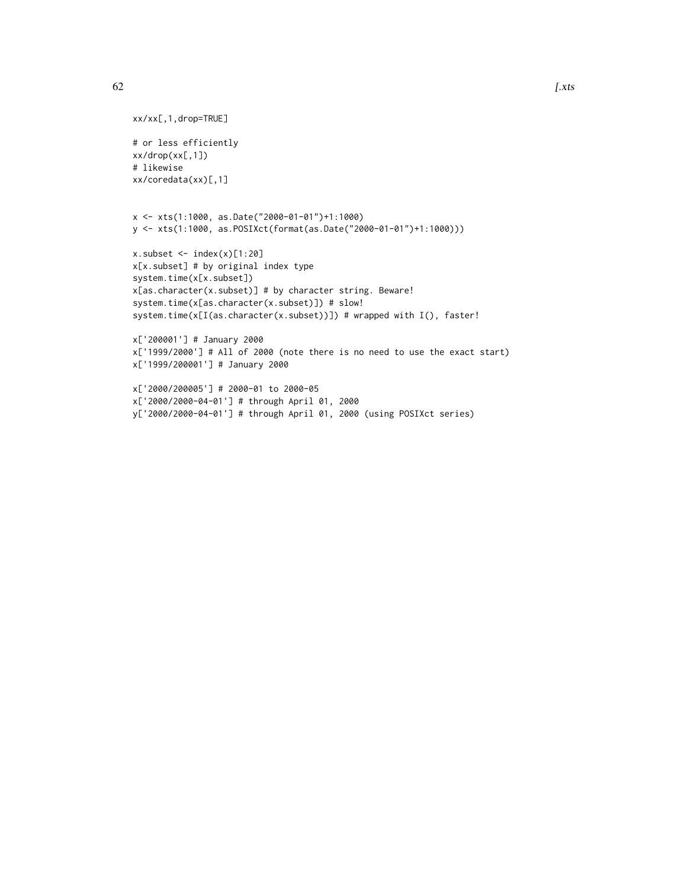```
xx/xx[,1,drop=TRUE]

# or less efficiently
xx/drop(xx[,1])
# likewise
xx/coredata(xx)[,1]


x <- xts(1:1000, as.Date("2000-01-01")+1:1000)
y <- xts(1:1000, as.POSIXct(format(as.Date("2000-01-01")+1:1000)))

x.subset <- index(x)[1:20]
x[x.subset] # by original index type
system.time(x[x.subset])
x[as.character(x.subset)] # by character string. Beware!
system.time(x[as.character(x.subset)]) # slow!
system.time(x[I(as.character(x.subset))]) # wrapped with I(), faster!

x['200001'] # January 2000
x['1999/2000'] # All of 2000 (note there is no need to use the exact start)
x['1999/200001'] # January 2000

x['2000/200005'] # 2000-01 to 2000-05
x['2000/2000-04-01'] # through April 01, 2000
y['2000/2000-04-01'] # through April 01, 2000 (using POSIXct series)
```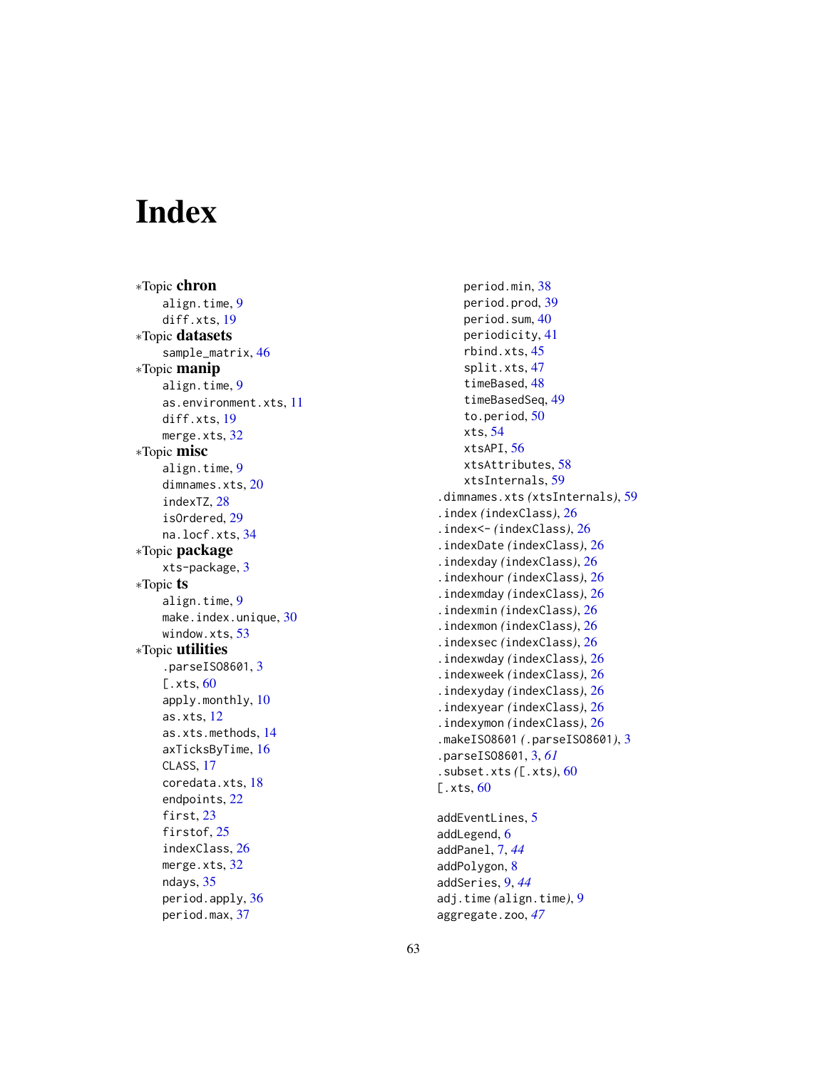# Index

∗Topic **chron**
- align.time, 9
- diff.xts, 19

∗Topic **datasets**
- sample_matrix, 46

∗Topic **manip**
- align.time, 9
- as.environment.xts, 11
- diff.xts, 19
- merge.xts, 32

∗Topic **misc**
- align.time, 9
- dimnames.xts, 20
- indexTZ, 28
- isOrdered, 29
- na.locf.xts, 34

∗Topic **package**
- xts-package, 3

∗Topic **ts**
- align.time, 9
- make.index.unique, 30
- window.xts, 53

∗Topic **utilities**
- .parseISO8601, 3
- [.xts, 60
- apply.monthly, 10
- as.xts, 12
- as.xts.methods, 14
- axTicksByTime, 16
- CLASS, 17
- coredata.xts, 18
- endpoints, 22
- first, 23
- firstof, 25
- indexClass, 26
- merge.xts, 32
- ndays, 35
- period.apply, 36
- period.max, 37
- period.min, 38
- period.prod, 39
- period.sum, 40
- periodicity, 41
- rbind.xts, 45
- split.xts, 47
- timeBased, 48
- timeBasedSeq, 49
- to.period, 50
- xts, 54
- xtsAPI, 56
- xtsAttributes, 58
- xtsInternals, 59

.dimnames.xts *(xtsInternals)*, 59
.index *(indexClass)*, 26
.index<- *(indexClass)*, 26
.indexDate *(indexClass)*, 26
.indexday *(indexClass)*, 26
.indexhour *(indexClass)*, 26
.indexmday *(indexClass)*, 26
.indexmin *(indexClass)*, 26
.indexmon *(indexClass)*, 26
.indexsec *(indexClass)*, 26
.indexwday *(indexClass)*, 26
.indexweek *(indexClass)*, 26
.indexyday *(indexClass)*, 26
.indexyear *(indexClass)*, 26
.indexymon *(indexClass)*, 26
.makeISO8601 *(.parseISO8601)*, 3
.parseISO8601, 3, *61*
.subset.xts *([.xts)*, 60
[.xts, 60

addEventLines, 5
addLegend, 6
addPanel, 7, *44*
addPolygon, 8
addSeries, 9, *44*
adj.time *(align.time)*, 9
aggregate.zoo, *47*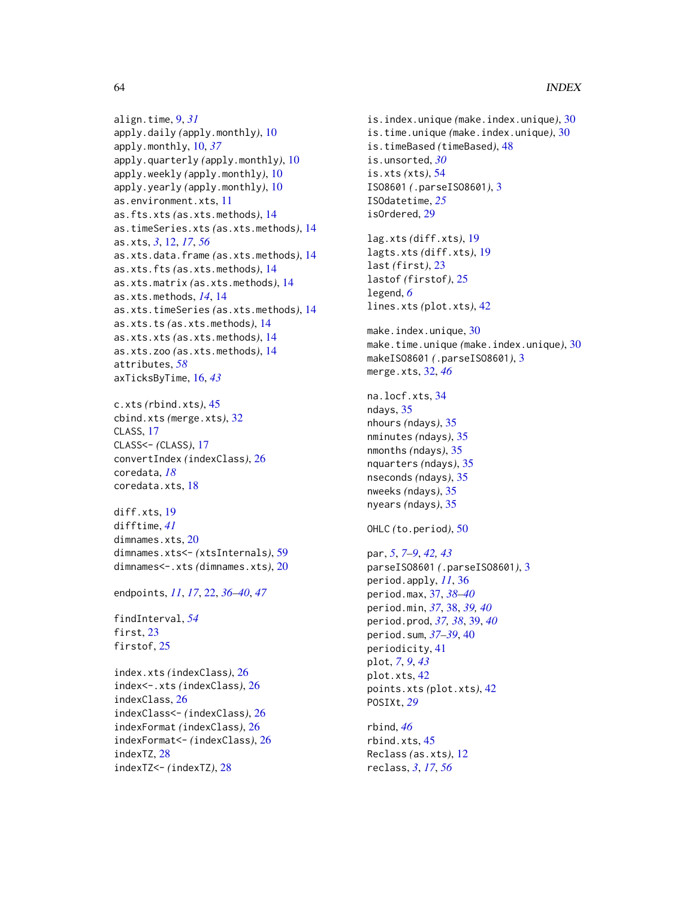align.time, 9, *31*
apply.daily *(*apply.monthly*)*, 10
apply.monthly, 10, *37*
apply.quarterly *(*apply.monthly*)*, 10
apply.weekly *(*apply.monthly*)*, 10
apply.yearly *(*apply.monthly*)*, 10
as.environment.xts, 11
as.fts.xts *(*as.xts.methods*)*, 14
as.timeSeries.xts *(*as.xts.methods*)*, 14
as.xts, *3*, 12, *17*, *56*
as.xts.data.frame *(*as.xts.methods*)*, 14
as.xts.fts *(*as.xts.methods*)*, 14
as.xts.matrix *(*as.xts.methods*)*, 14
as.xts.methods, *14*, 14
as.xts.timeSeries *(*as.xts.methods*)*, 14
as.xts.ts *(*as.xts.methods*)*, 14
as.xts.xts *(*as.xts.methods*)*, 14
as.xts.zoo *(*as.xts.methods*)*, 14
attributes, *58*
axTicksByTime, 16, *43*

c.xts *(*rbind.xts*)*, 45
cbind.xts *(*merge.xts*)*, 32
CLASS, 17
CLASS<- *(*CLASS*)*, 17
convertIndex *(*indexClass*)*, 26
coredata, *18*
coredata.xts, 18

diff.xts, 19
difftime, *41*
dimnames.xts, 20
dimnames.xts<- *(*xtsInternals*)*, 59
dimnames<-.xts *(*dimnames.xts*)*, 20

endpoints, *11*, *17*, 22, *36–40*, *47*

findInterval, *54*
first, 23
firstof, 25

index.xts *(*indexClass*)*, 26
index<-.xts *(*indexClass*)*, 26
indexClass, 26
indexClass<- *(*indexClass*)*, 26
indexFormat *(*indexClass*)*, 26
indexFormat<- *(*indexClass*)*, 26
indexTZ, 28
indexTZ<- *(*indexTZ*)*, 28

is.index.unique *(*make.index.unique*)*, 30
is.time.unique *(*make.index.unique*)*, 30
is.timeBased *(*timeBased*)*, 48
is.unsorted, *30*
is.xts *(*xts*)*, 54
ISO8601 *(*.parseISO8601*)*, 3
ISOdatetime, *25*
isOrdered, 29

lag.xts *(*diff.xts*)*, 19
lagts.xts *(*diff.xts*)*, 19
last *(*first*)*, 23
lastof *(*firstof*)*, 25
legend, *6*
lines.xts *(*plot.xts*)*, 42

make.index.unique, 30
make.time.unique *(*make.index.unique*)*, 30
makeISO8601 *(*.parseISO8601*)*, 3
merge.xts, 32, *46*

na.locf.xts, 34
ndays, 35
nhours *(*ndays*)*, 35
nminutes *(*ndays*)*, 35
nmonths *(*ndays*)*, 35
nquarters *(*ndays*)*, 35
nseconds *(*ndays*)*, 35
nweeks *(*ndays*)*, 35
nyears *(*ndays*)*, 35

OHLC *(*to.period*)*, 50

par, *5*, *7–9*, *42, 43*
parseISO8601 *(*.parseISO8601*)*, 3
period.apply, *11*, 36
period.max, 37, *38–40*
period.min, *37*, 38, *39, 40*
period.prod, *37, 38*, 39, *40*
period.sum, *37–39*, 40
periodicity, 41
plot, *7*, *9*, *43*
plot.xts, 42
points.xts *(*plot.xts*)*, 42
POSIXt, *29*

rbind, *46*
rbind.xts, 45
Reclass *(*as.xts*)*, 12
reclass, *3*, *17*, *56*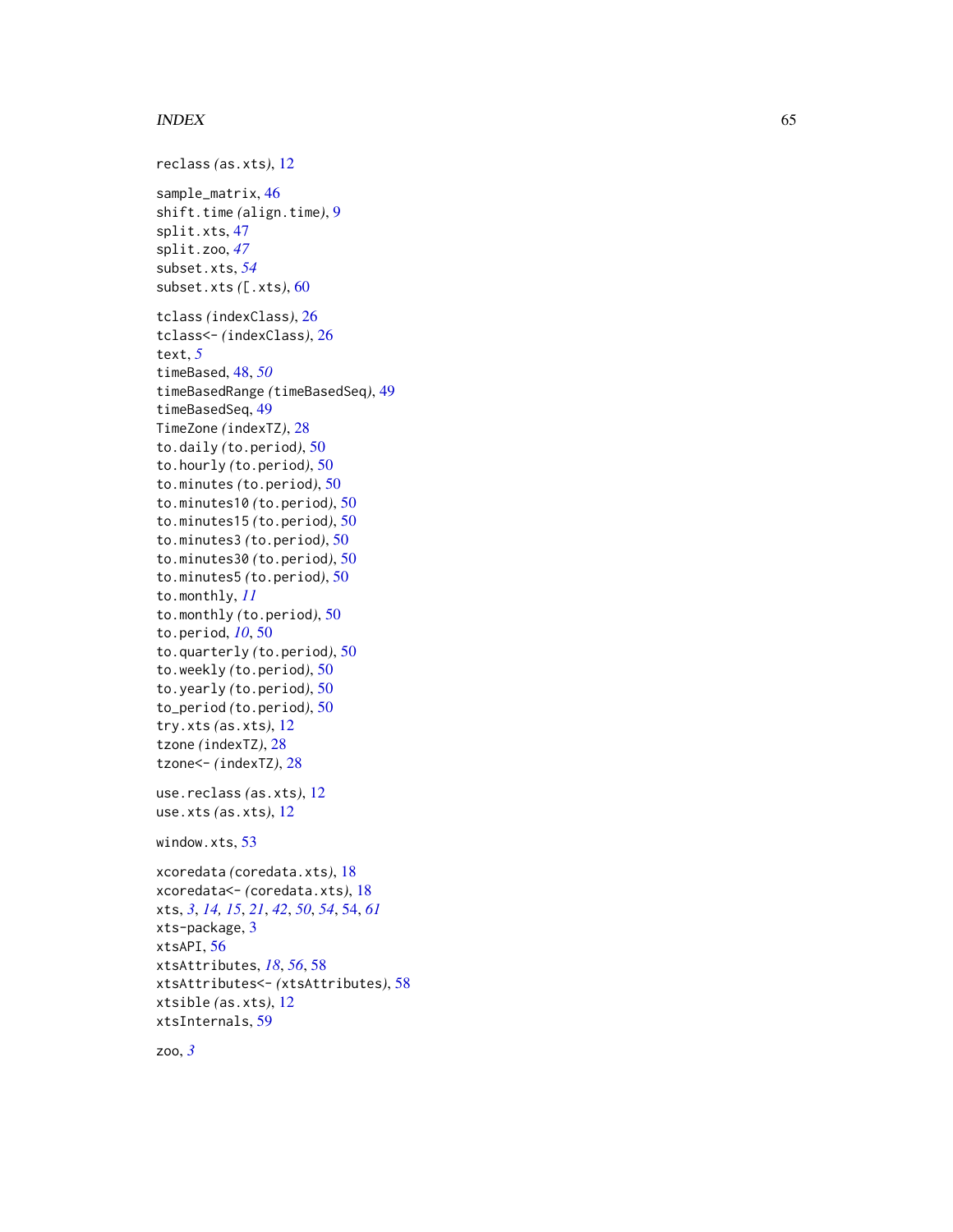reclass (as.xts), 12

sample_matrix, 46
shift.time (align.time), 9
split.xts, 47
split.zoo, *47*
subset.xts, *54*
subset.xts ([.xts), 60

tclass (indexClass), 26
tclass<- (indexClass), 26
text, *5*
timeBased, 48, *50*
timeBasedRange (timeBasedSeq), 49
timeBasedSeq, 49
TimeZone (indexTZ), 28
to.daily (to.period), 50
to.hourly (to.period), 50
to.minutes (to.period), 50
to.minutes10 (to.period), 50
to.minutes15 (to.period), 50
to.minutes3 (to.period), 50
to.minutes30 (to.period), 50
to.minutes5 (to.period), 50
to.monthly, *11*
to.monthly (to.period), 50
to.period, *10*, 50
to.quarterly (to.period), 50
to.weekly (to.period), 50
to.yearly (to.period), 50
to_period (to.period), 50
try.xts (as.xts), 12
tzone (indexTZ), 28
tzone<- (indexTZ), 28

use.reclass (as.xts), 12
use.xts (as.xts), 12

window.xts, 53

xcoredata (coredata.xts), 18
xcoredata<- (coredata.xts), 18
xts, *3*, *14, 15*, *21*, *42*, *50*, *54*, 54, *61*
xts-package, 3
xtsAPI, 56
xtsAttributes, *18*, *56*, 58
xtsAttributes<- (xtsAttributes), 58
xtsible (as.xts), 12
xtsInternals, 59

zoo, *3*